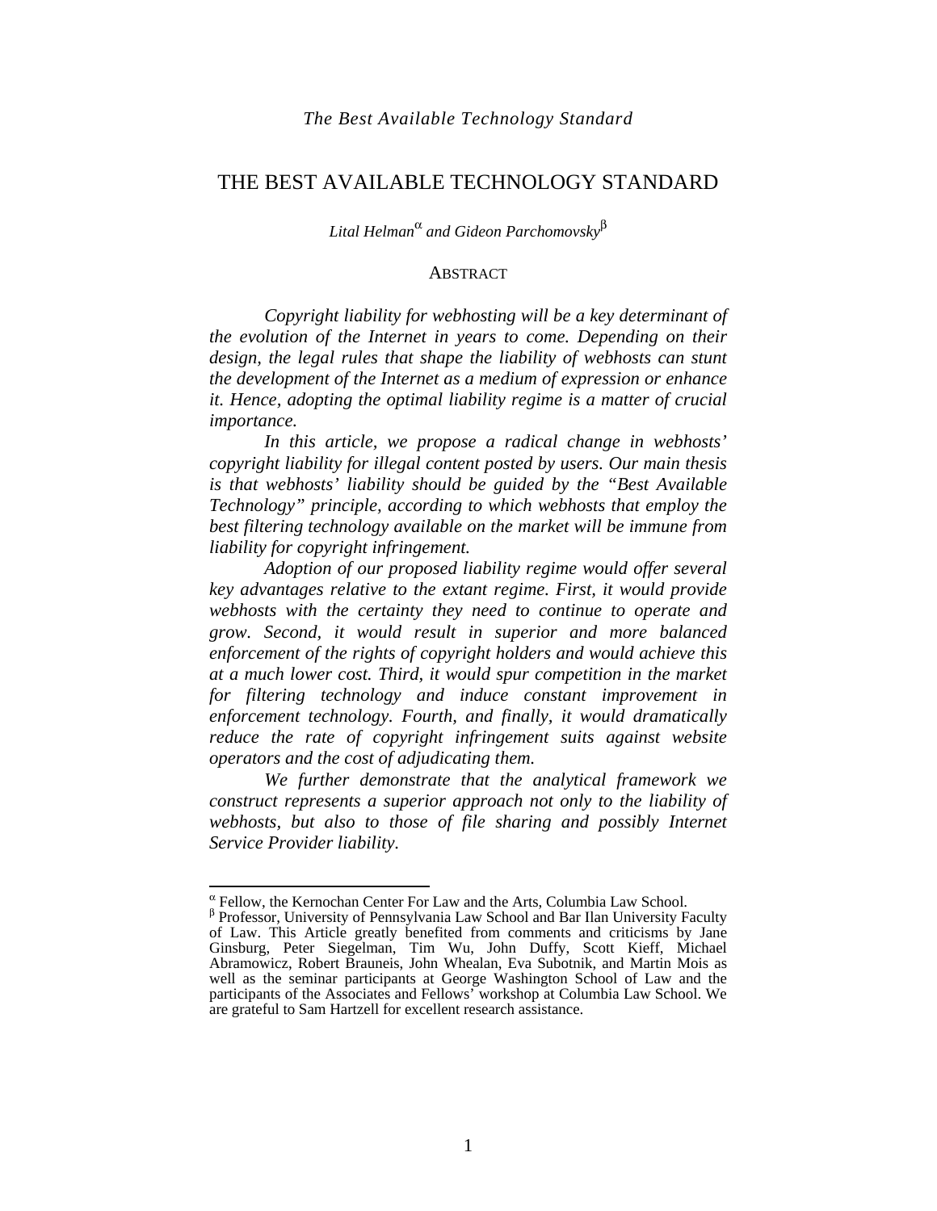# THE BEST AVAILABLE TECHNOLOGY STANDARD

*Lital Helman*[α] *and Gideon Parchomovsky*[β]

## ABSTRACT

*Copyright liability for webhosting will be a key determinant of the evolution of the Internet in years to come. Depending on their design, the legal rules that shape the liability of webhosts can stunt the development of the Internet as a medium of expression or enhance it. Hence, adopting the optimal liability regime is a matter of crucial importance.*

*In this article, we propose a radical change in webhosts' copyright liability for illegal content posted by users. Our main thesis is that webhosts' liability should be guided by the "Best Available Technology" principle, according to which webhosts that employ the best filtering technology available on the market will be immune from liability for copyright infringement.*

*Adoption of our proposed liability regime would offer several key advantages relative to the extant regime. First, it would provide webhosts with the certainty they need to continue to operate and grow. Second, it would result in superior and more balanced enforcement of the rights of copyright holders and would achieve this at a much lower cost. Third, it would spur competition in the market for filtering technology and induce constant improvement in enforcement technology. Fourth, and finally, it would dramatically reduce the rate of copyright infringement suits against website operators and the cost of adjudicating them.*

*We further demonstrate that the analytical framework we construct represents a superior approach not only to the liability of webhosts, but also to those of file sharing and possibly Internet Service Provider liability.*

---

[α] Fellow, the Kernochan Center For Law and the Arts, Columbia Law School.

[β] Professor, University of Pennsylvania Law School and Bar Ilan University Faculty of Law. This Article greatly benefited from comments and criticisms by Jane Ginsburg, Peter Siegelman, Tim Wu, John Duffy, Scott Kieff, Michael Abramowicz, Robert Brauneis, John Whealan, Eva Subotnik, and Martin Mois as well as the seminar participants at George Washington School of Law and the participants of the Associates and Fellows' workshop at Columbia Law School. We are grateful to Sam Hartzell for excellent research assistance.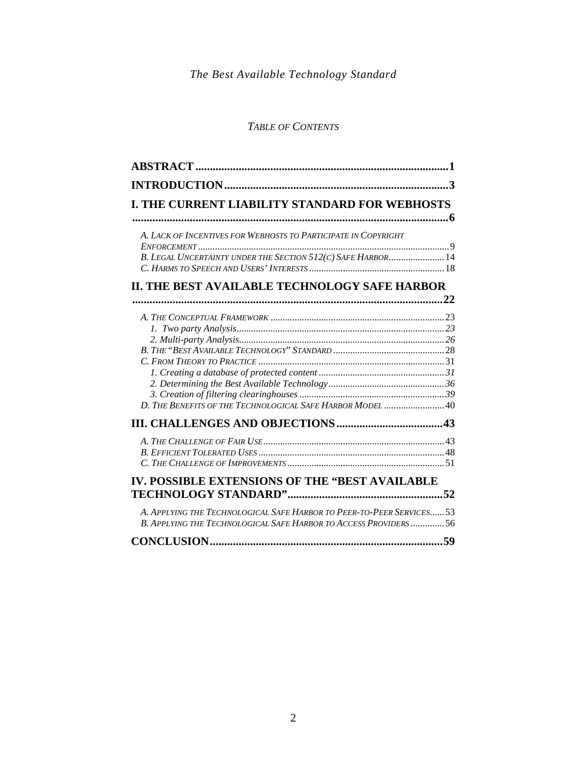*Table of Contents*

**ABSTRACT** .......... 1

**INTRODUCTION** .......... 3

**I. THE CURRENT LIABILITY STANDARD FOR WEBHOSTS** .......... 6

- *A. Lack of Incentives for Webhosts to Participate in Copyright Enforcement* .......... 9
- *B. Legal Uncertainty under the Section 512(c) Safe Harbor* .......... 14
- *C. Harms to Speech and Users' Interests* .......... 18

**II. THE BEST AVAILABLE TECHNOLOGY SAFE HARBOR** .......... 22

- *A. The Conceptual Framework* .......... 23
  - *1. Two party Analysis* .......... 23
  - *2. Multi-party Analysis* .......... 26
- *B. The "Best Available Technology" Standard* .......... 28
- *C. From Theory to Practice* .......... 31
  - *1. Creating a database of protected content* .......... 31
  - *2. Determining the Best Available Technology* .......... 36
  - *3. Creation of filtering clearinghouses* .......... 39
- *D. The Benefits of the Technological Safe Harbor Model* .......... 40

**III. CHALLENGES AND OBJECTIONS** .......... 43

- *A. The Challenge of Fair Use* .......... 43
- *B. Efficient Tolerated Uses* .......... 48
- *C. The Challenge of Improvements* .......... 51

**IV. POSSIBLE EXTENSIONS OF THE "BEST AVAILABLE TECHNOLOGY STANDARD"** .......... 52

- *A. Applying the Technological Safe Harbor to Peer-to-Peer Services* .......... 53
- *B. Applying the Technological Safe Harbor to Access Providers* .......... 56

**CONCLUSION** .......... 59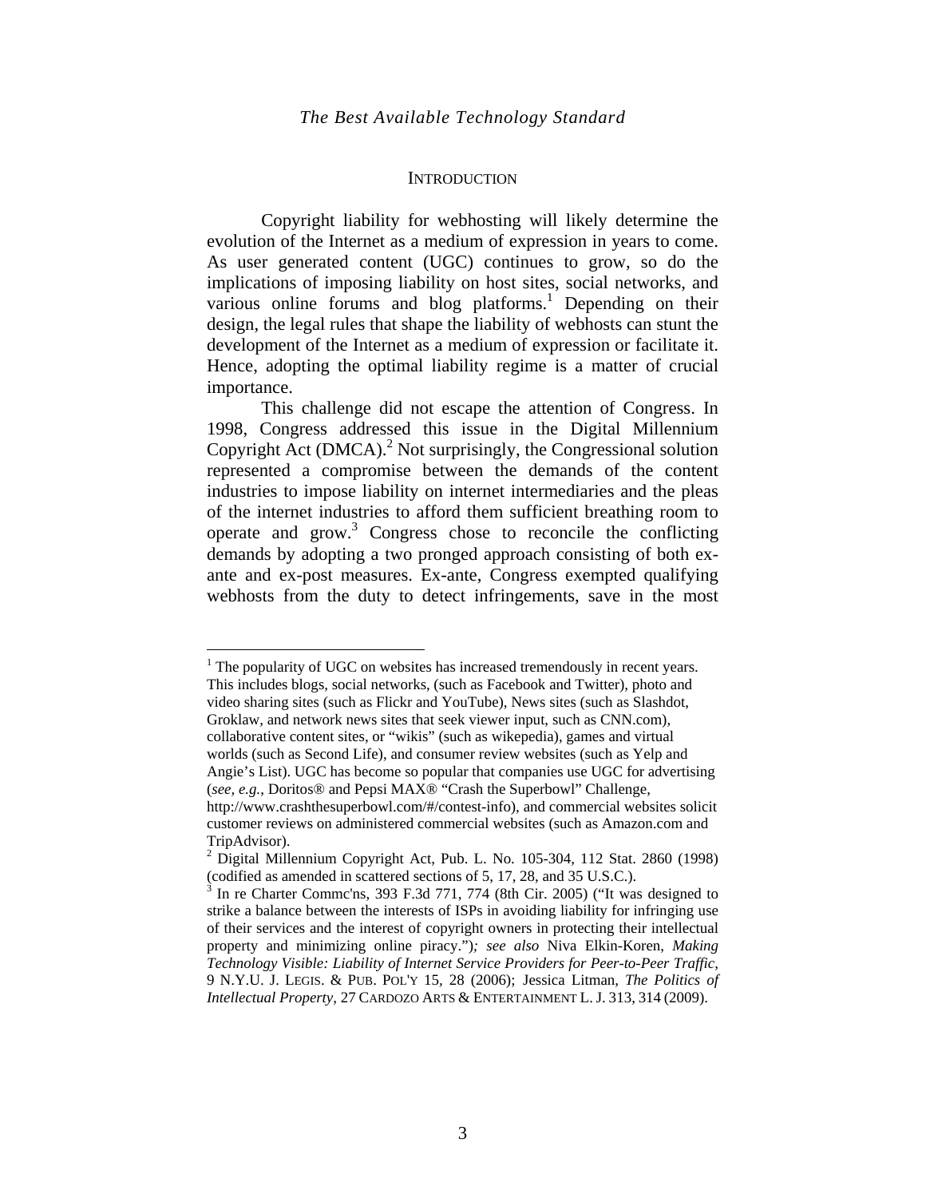## INTRODUCTION

Copyright liability for webhosting will likely determine the evolution of the Internet as a medium of expression in years to come. As user generated content (UGC) continues to grow, so do the implications of imposing liability on host sites, social networks, and various online forums and blog platforms.[1] Depending on their design, the legal rules that shape the liability of webhosts can stunt the development of the Internet as a medium of expression or facilitate it. Hence, adopting the optimal liability regime is a matter of crucial importance.

This challenge did not escape the attention of Congress. In 1998, Congress addressed this issue in the Digital Millennium Copyright Act (DMCA).[2] Not surprisingly, the Congressional solution represented a compromise between the demands of the content industries to impose liability on internet intermediaries and the pleas of the internet industries to afford them sufficient breathing room to operate and grow.[3] Congress chose to reconcile the conflicting demands by adopting a two pronged approach consisting of both ex-ante and ex-post measures. Ex-ante, Congress exempted qualifying webhosts from the duty to detect infringements, save in the most

---

[1] The popularity of UGC on websites has increased tremendously in recent years. This includes blogs, social networks, (such as Facebook and Twitter), photo and video sharing sites (such as Flickr and YouTube), News sites (such as Slashdot, Groklaw, and network news sites that seek viewer input, such as CNN.com), collaborative content sites, or "wikis" (such as wikepedia), games and virtual worlds (such as Second Life), and consumer review websites (such as Yelp and Angie's List). UGC has become so popular that companies use UGC for advertising (*see, e.g.*, Doritos® and Pepsi MAX® "Crash the Superbowl" Challenge, http://www.crashthesuperbowl.com/#/contest-info), and commercial websites solicit customer reviews on administered commercial websites (such as Amazon.com and TripAdvisor).

[2] Digital Millennium Copyright Act, Pub. L. No. 105-304, 112 Stat. 2860 (1998) (codified as amended in scattered sections of 5, 17, 28, and 35 U.S.C.).

[3] In re Charter Commc'ns, 393 F.3d 771, 774 (8th Cir. 2005) ("It was designed to strike a balance between the interests of ISPs in avoiding liability for infringing use of their services and the interest of copyright owners in protecting their intellectual property and minimizing online piracy."); *see also* Niva Elkin-Koren, *Making Technology Visible: Liability of Internet Service Providers for Peer-to-Peer Traffic*, 9 N.Y.U. J. LEGIS. & PUB. POL'Y 15, 28 (2006); Jessica Litman, *The Politics of Intellectual Property*, 27 CARDOZO ARTS & ENTERTAINMENT L. J. 313, 314 (2009).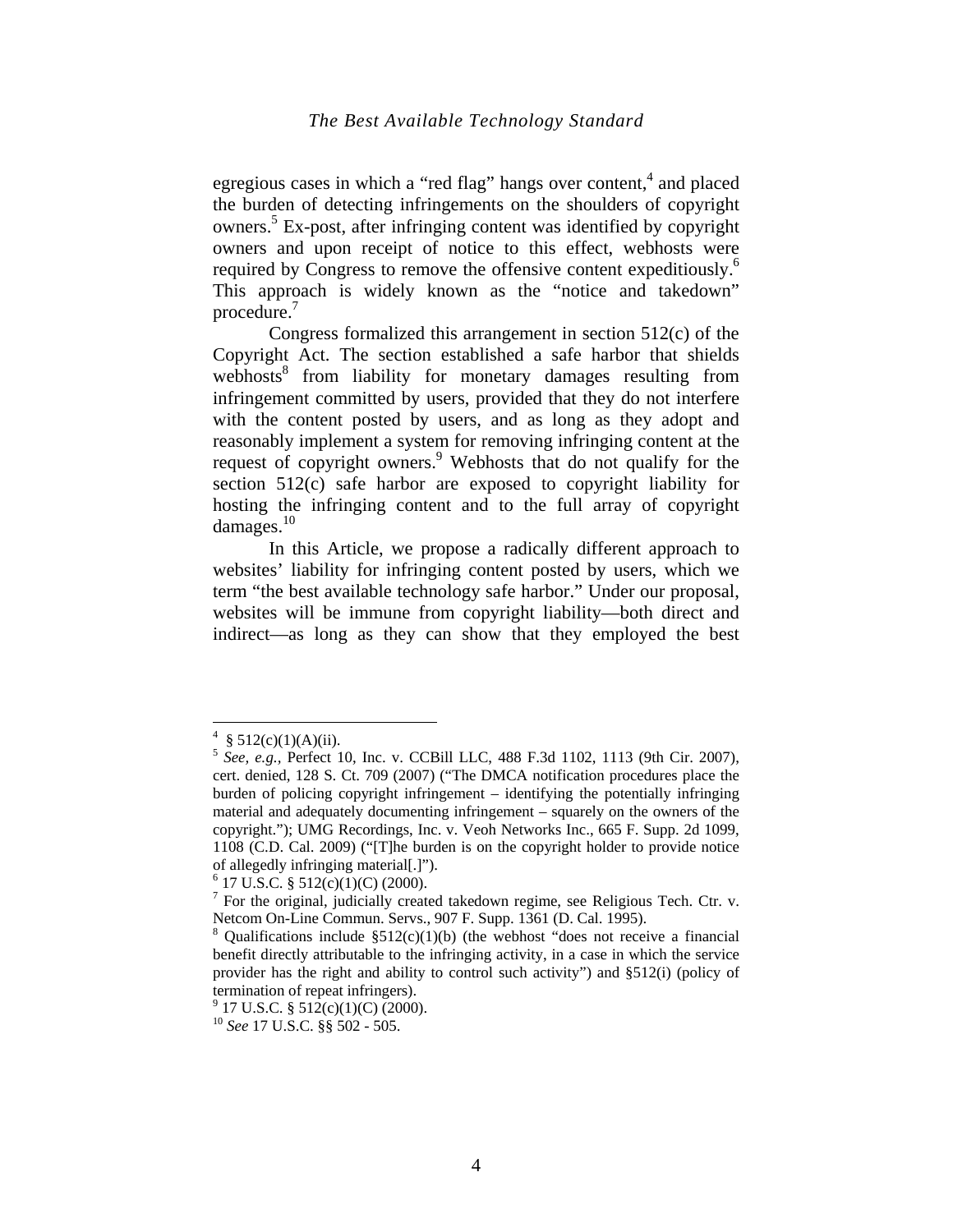egregious cases in which a "red flag" hangs over content,[4] and placed the burden of detecting infringements on the shoulders of copyright owners.[5] Ex-post, after infringing content was identified by copyright owners and upon receipt of notice to this effect, webhosts were required by Congress to remove the offensive content expeditiously.[6] This approach is widely known as the "notice and takedown" procedure.[7]

Congress formalized this arrangement in section 512(c) of the Copyright Act. The section established a safe harbor that shields webhosts[8] from liability for monetary damages resulting from infringement committed by users, provided that they do not interfere with the content posted by users, and as long as they adopt and reasonably implement a system for removing infringing content at the request of copyright owners.[9] Webhosts that do not qualify for the section 512(c) safe harbor are exposed to copyright liability for hosting the infringing content and to the full array of copyright damages.[10]

In this Article, we propose a radically different approach to websites' liability for infringing content posted by users, which we term "the best available technology safe harbor." Under our proposal, websites will be immune from copyright liability—both direct and indirect—as long as they can show that they employed the best

---

[4] § 512(c)(1)(A)(ii).

[5] *See, e.g.,* Perfect 10, Inc. v. CCBill LLC, 488 F.3d 1102, 1113 (9th Cir. 2007), cert. denied, 128 S. Ct. 709 (2007) ("The DMCA notification procedures place the burden of policing copyright infringement – identifying the potentially infringing material and adequately documenting infringement – squarely on the owners of the copyright."); UMG Recordings, Inc. v. Veoh Networks Inc., 665 F. Supp. 2d 1099, 1108 (C.D. Cal. 2009) ("[T]he burden is on the copyright holder to provide notice of allegedly infringing material[.]").

[6] 17 U.S.C. § 512(c)(1)(C) (2000).

[7] For the original, judicially created takedown regime, see Religious Tech. Ctr. v. Netcom On-Line Commun. Servs., 907 F. Supp. 1361 (D. Cal. 1995).

[8] Qualifications include §512(c)(1)(b) (the webhost "does not receive a financial benefit directly attributable to the infringing activity, in a case in which the service provider has the right and ability to control such activity") and §512(i) (policy of termination of repeat infringers).

[9] 17 U.S.C. § 512(c)(1)(C) (2000).

[10] *See* 17 U.S.C. §§ 502 - 505.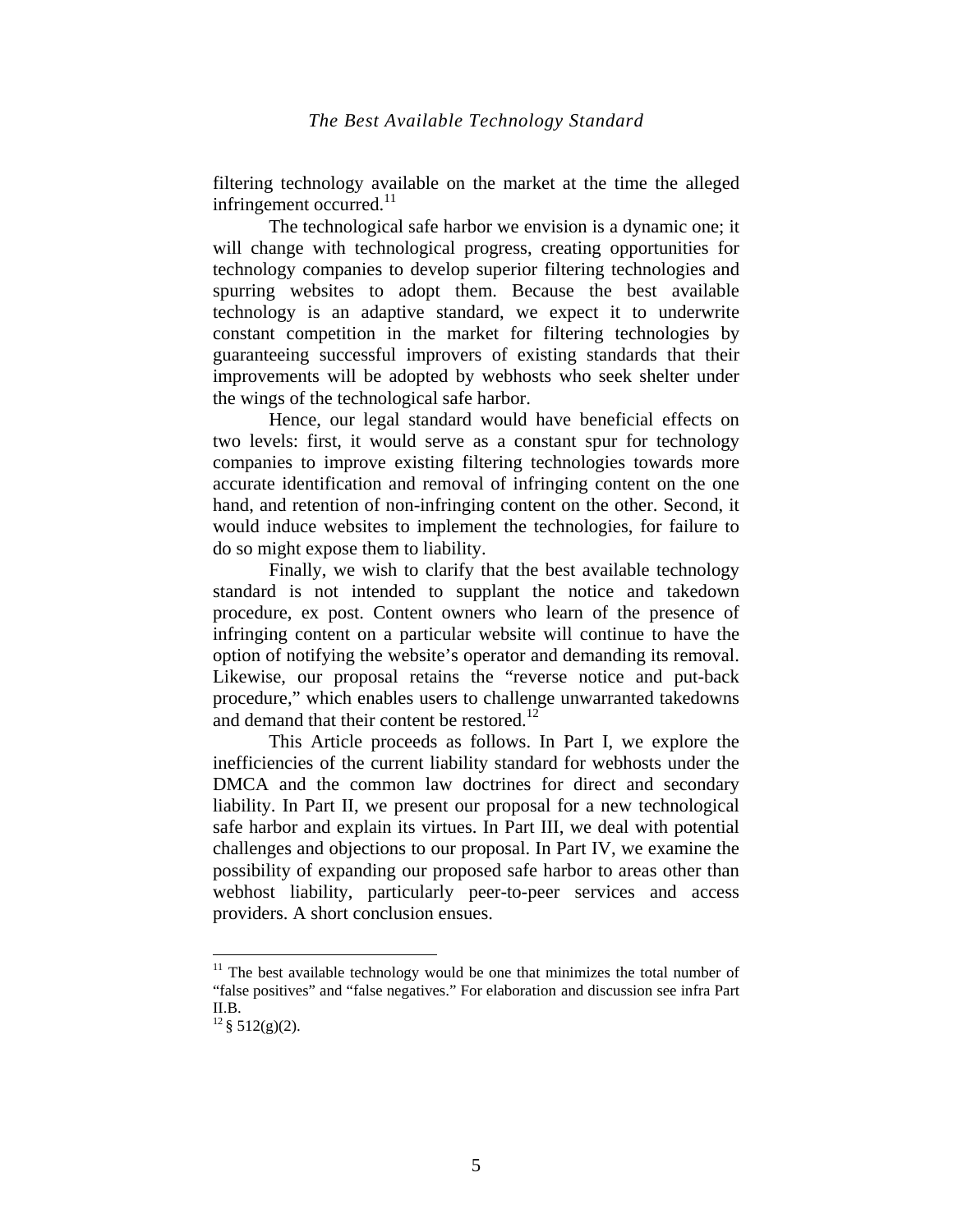filtering technology available on the market at the time the alleged infringement occurred.[11]

The technological safe harbor we envision is a dynamic one; it will change with technological progress, creating opportunities for technology companies to develop superior filtering technologies and spurring websites to adopt them. Because the best available technology is an adaptive standard, we expect it to underwrite constant competition in the market for filtering technologies by guaranteeing successful improvers of existing standards that their improvements will be adopted by webhosts who seek shelter under the wings of the technological safe harbor.

Hence, our legal standard would have beneficial effects on two levels: first, it would serve as a constant spur for technology companies to improve existing filtering technologies towards more accurate identification and removal of infringing content on the one hand, and retention of non-infringing content on the other. Second, it would induce websites to implement the technologies, for failure to do so might expose them to liability.

Finally, we wish to clarify that the best available technology standard is not intended to supplant the notice and takedown procedure, ex post. Content owners who learn of the presence of infringing content on a particular website will continue to have the option of notifying the website's operator and demanding its removal. Likewise, our proposal retains the "reverse notice and put-back procedure," which enables users to challenge unwarranted takedowns and demand that their content be restored.[12]

This Article proceeds as follows. In Part I, we explore the inefficiencies of the current liability standard for webhosts under the DMCA and the common law doctrines for direct and secondary liability. In Part II, we present our proposal for a new technological safe harbor and explain its virtues. In Part III, we deal with potential challenges and objections to our proposal. In Part IV, we examine the possibility of expanding our proposed safe harbor to areas other than webhost liability, particularly peer-to-peer services and access providers. A short conclusion ensues.

---

[11] The best available technology would be one that minimizes the total number of "false positives" and "false negatives." For elaboration and discussion see infra Part II.B.

[12] § 512(g)(2).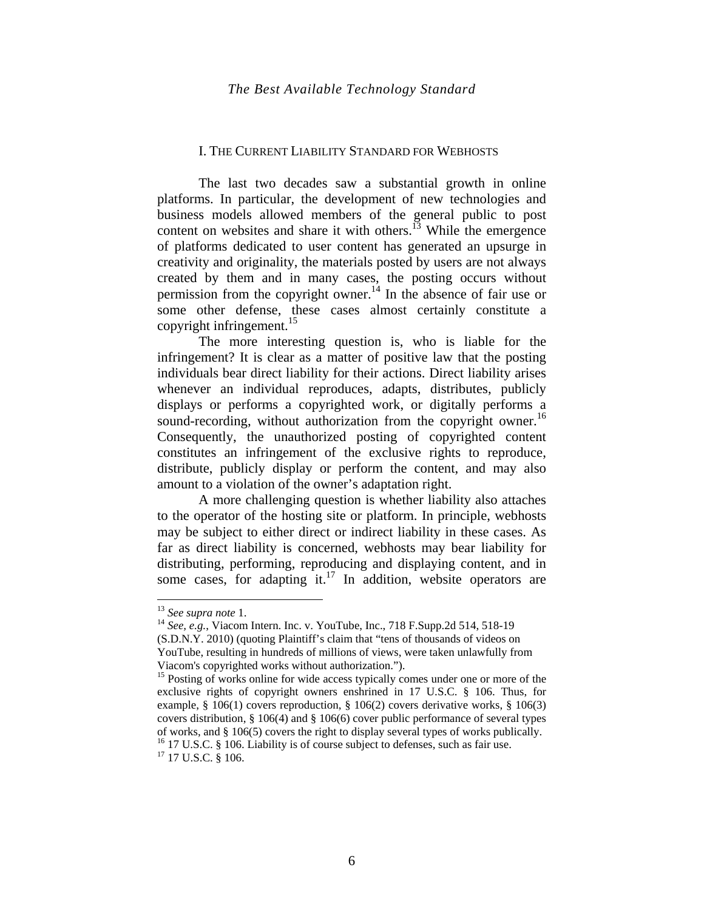## I. The Current Liability Standard for Webhosts

The last two decades saw a substantial growth in online platforms. In particular, the development of new technologies and business models allowed members of the general public to post content on websites and share it with others.[13] While the emergence of platforms dedicated to user content has generated an upsurge in creativity and originality, the materials posted by users are not always created by them and in many cases, the posting occurs without permission from the copyright owner.[14] In the absence of fair use or some other defense, these cases almost certainly constitute a copyright infringement.[15]

The more interesting question is, who is liable for the infringement? It is clear as a matter of positive law that the posting individuals bear direct liability for their actions. Direct liability arises whenever an individual reproduces, adapts, distributes, publicly displays or performs a copyrighted work, or digitally performs a sound-recording, without authorization from the copyright owner.[16] Consequently, the unauthorized posting of copyrighted content constitutes an infringement of the exclusive rights to reproduce, distribute, publicly display or perform the content, and may also amount to a violation of the owner's adaptation right.

A more challenging question is whether liability also attaches to the operator of the hosting site or platform. In principle, webhosts may be subject to either direct or indirect liability in these cases. As far as direct liability is concerned, webhosts may bear liability for distributing, performing, reproducing and displaying content, and in some cases, for adapting it.[17] In addition, website operators are

---

[13] *See supra note* 1.

[14] *See, e.g.*, Viacom Intern. Inc. v. YouTube, Inc., 718 F.Supp.2d 514, 518-19 (S.D.N.Y. 2010) (quoting Plaintiff's claim that "tens of thousands of videos on YouTube, resulting in hundreds of millions of views, were taken unlawfully from Viacom's copyrighted works without authorization.").

[15] Posting of works online for wide access typically comes under one or more of the exclusive rights of copyright owners enshrined in 17 U.S.C. § 106. Thus, for example, § 106(1) covers reproduction, § 106(2) covers derivative works, § 106(3) covers distribution, § 106(4) and § 106(6) cover public performance of several types of works, and § 106(5) covers the right to display several types of works publically.

[16] 17 U.S.C. § 106. Liability is of course subject to defenses, such as fair use.

[17] 17 U.S.C. § 106.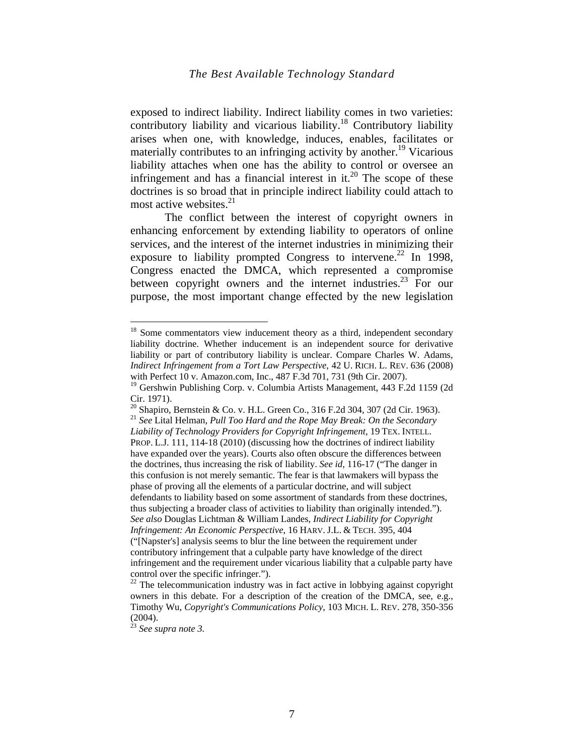exposed to indirect liability. Indirect liability comes in two varieties: contributory liability and vicarious liability.[18] Contributory liability arises when one, with knowledge, induces, enables, facilitates or materially contributes to an infringing activity by another.[19] Vicarious liability attaches when one has the ability to control or oversee an infringement and has a financial interest in it.[20] The scope of these doctrines is so broad that in principle indirect liability could attach to most active websites.[21]

The conflict between the interest of copyright owners in enhancing enforcement by extending liability to operators of online services, and the interest of the internet industries in minimizing their exposure to liability prompted Congress to intervene.[22] In 1998, Congress enacted the DMCA, which represented a compromise between copyright owners and the internet industries.[23] For our purpose, the most important change effected by the new legislation

---

[18] Some commentators view inducement theory as a third, independent secondary liability doctrine. Whether inducement is an independent source for derivative liability or part of contributory liability is unclear. Compare Charles W. Adams, *Indirect Infringement from a Tort Law Perspective*, 42 U. RICH. L. REV. 636 (2008) with Perfect 10 v. Amazon.com, Inc., 487 F.3d 701, 731 (9th Cir. 2007).

[19] Gershwin Publishing Corp. v. Columbia Artists Management, 443 F.2d 1159 (2d Cir. 1971).

[20] Shapiro, Bernstein & Co. v. H.L. Green Co., 316 F.2d 304, 307 (2d Cir. 1963).

[21] *See* Lital Helman, *Pull Too Hard and the Rope May Break: On the Secondary Liability of Technology Providers for Copyright Infringement*, 19 TEX. INTELL. PROP. L.J. 111, 114-18 (2010) (discussing how the doctrines of indirect liability have expanded over the years). Courts also often obscure the differences between the doctrines, thus increasing the risk of liability. *See id*, 116-17 ("The danger in this confusion is not merely semantic. The fear is that lawmakers will bypass the phase of proving all the elements of a particular doctrine, and will subject defendants to liability based on some assortment of standards from these doctrines, thus subjecting a broader class of activities to liability than originally intended."). *See also* Douglas Lichtman & William Landes, *Indirect Liability for Copyright Infringement: An Economic Perspective*, 16 HARV. J.L. & TECH. 395, 404 ("[Napster's] analysis seems to blur the line between the requirement under contributory infringement that a culpable party have knowledge of the direct infringement and the requirement under vicarious liability that a culpable party have control over the specific infringer.").

[22] The telecommunication industry was in fact active in lobbying against copyright owners in this debate. For a description of the creation of the DMCA, see, e.g., Timothy Wu, *Copyright's Communications Policy*, 103 MICH. L. REV. 278, 350-356 (2004).

[23] *See supra note 3.*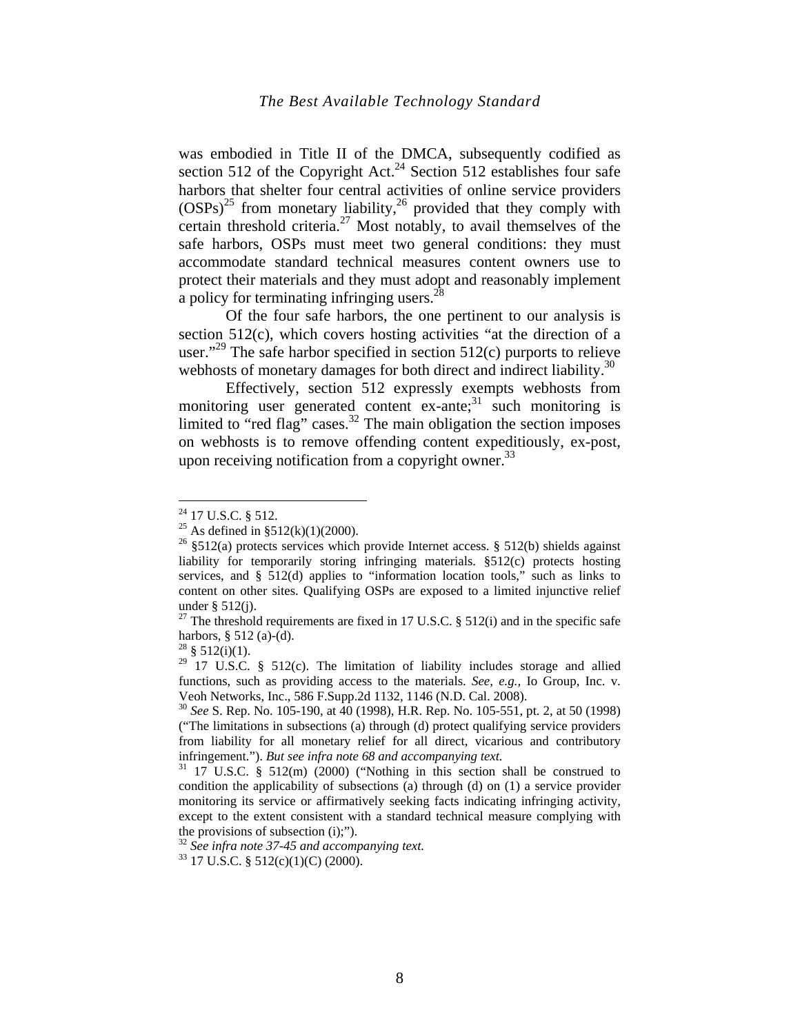was embodied in Title II of the DMCA, subsequently codified as section 512 of the Copyright Act.[24] Section 512 establishes four safe harbors that shelter four central activities of online service providers (OSPs)[25] from monetary liability,[26] provided that they comply with certain threshold criteria.[27] Most notably, to avail themselves of the safe harbors, OSPs must meet two general conditions: they must accommodate standard technical measures content owners use to protect their materials and they must adopt and reasonably implement a policy for terminating infringing users.[28]

Of the four safe harbors, the one pertinent to our analysis is section 512(c), which covers hosting activities "at the direction of a user."[29] The safe harbor specified in section 512(c) purports to relieve webhosts of monetary damages for both direct and indirect liability.[30]

Effectively, section 512 expressly exempts webhosts from monitoring user generated content ex-ante;[31] such monitoring is limited to "red flag" cases.[32] The main obligation the section imposes on webhosts is to remove offending content expeditiously, ex-post, upon receiving notification from a copyright owner.[33]

---

[24] 17 U.S.C. § 512.

[25] As defined in §512(k)(1)(2000).

[26] §512(a) protects services which provide Internet access. § 512(b) shields against liability for temporarily storing infringing materials. §512(c) protects hosting services, and § 512(d) applies to "information location tools," such as links to content on other sites. Qualifying OSPs are exposed to a limited injunctive relief under § 512(j).

[27] The threshold requirements are fixed in 17 U.S.C. § 512(i) and in the specific safe harbors, § 512 (a)-(d).

[28] § 512(i)(1).

[29] 17 U.S.C. § 512(c). The limitation of liability includes storage and allied functions, such as providing access to the materials. *See, e.g.*, Io Group, Inc. v. Veoh Networks, Inc., 586 F.Supp.2d 1132, 1146 (N.D. Cal. 2008).

[30] *See* S. Rep. No. 105-190, at 40 (1998), H.R. Rep. No. 105-551, pt. 2, at 50 (1998) ("The limitations in subsections (a) through (d) protect qualifying service providers from liability for all monetary relief for all direct, vicarious and contributory infringement."). *But see infra note 68 and accompanying text.*

[31] 17 U.S.C. § 512(m) (2000) ("Nothing in this section shall be construed to condition the applicability of subsections (a) through (d) on (1) a service provider monitoring its service or affirmatively seeking facts indicating infringing activity, except to the extent consistent with a standard technical measure complying with the provisions of subsection (i);").

[32] *See infra note 37-45 and accompanying text.*

[33] 17 U.S.C. § 512(c)(1)(C) (2000).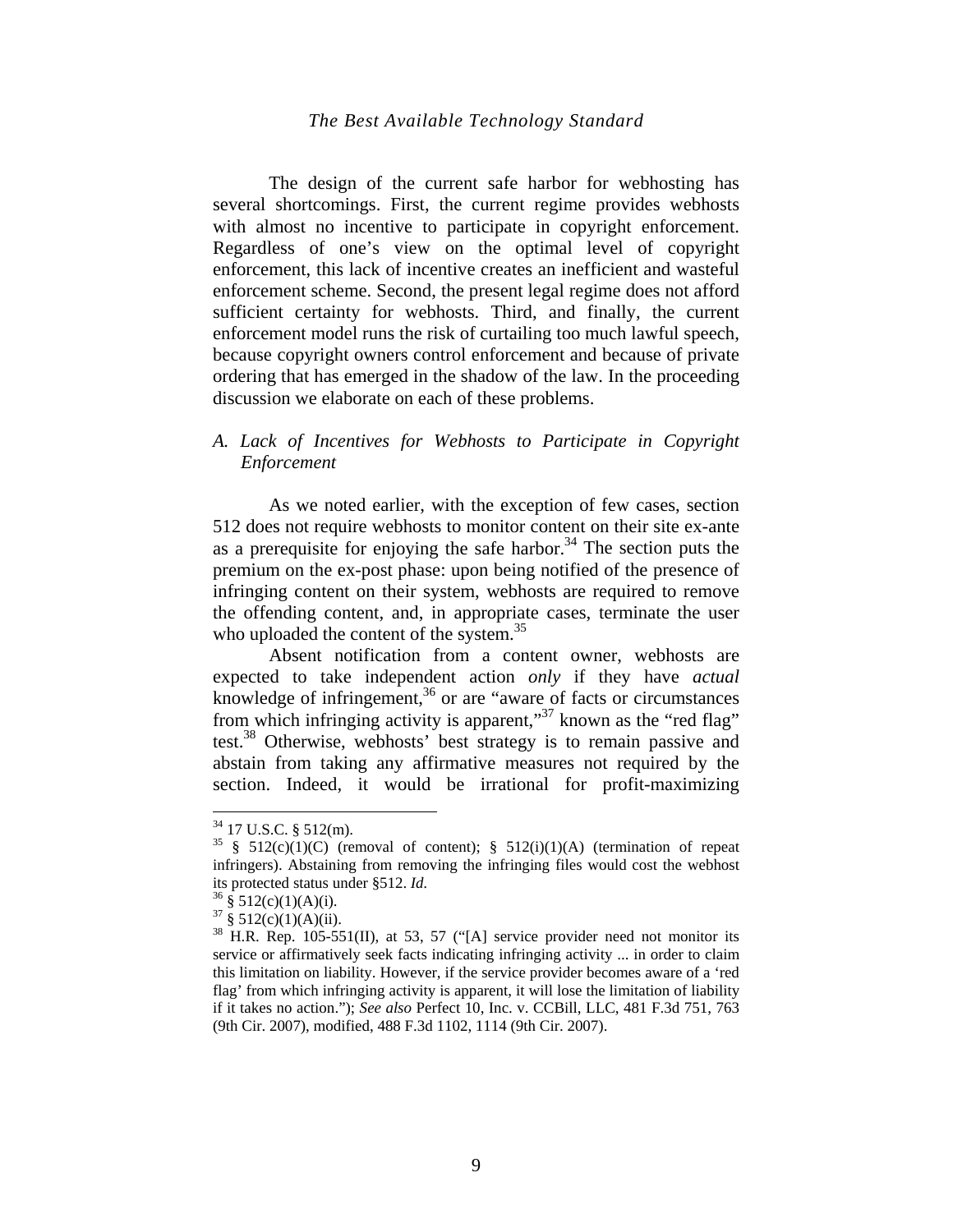The design of the current safe harbor for webhosting has several shortcomings. First, the current regime provides webhosts with almost no incentive to participate in copyright enforcement. Regardless of one's view on the optimal level of copyright enforcement, this lack of incentive creates an inefficient and wasteful enforcement scheme. Second, the present legal regime does not afford sufficient certainty for webhosts. Third, and finally, the current enforcement model runs the risk of curtailing too much lawful speech, because copyright owners control enforcement and because of private ordering that has emerged in the shadow of the law. In the proceeding discussion we elaborate on each of these problems.

### *A. Lack of Incentives for Webhosts to Participate in Copyright Enforcement*

As we noted earlier, with the exception of few cases, section 512 does not require webhosts to monitor content on their site ex-ante as a prerequisite for enjoying the safe harbor.[34] The section puts the premium on the ex-post phase: upon being notified of the presence of infringing content on their system, webhosts are required to remove the offending content, and, in appropriate cases, terminate the user who uploaded the content of the system.[35]

Absent notification from a content owner, webhosts are expected to take independent action *only* if they have *actual* knowledge of infringement,[36] or are "aware of facts or circumstances from which infringing activity is apparent,"[37] known as the "red flag" test.[38] Otherwise, webhosts' best strategy is to remain passive and abstain from taking any affirmative measures not required by the section. Indeed, it would be irrational for profit-maximizing

---

[34] 17 U.S.C. § 512(m).

[35] § 512(c)(1)(C) (removal of content); § 512(i)(1)(A) (termination of repeat infringers). Abstaining from removing the infringing files would cost the webhost its protected status under §512. *Id.*

[36] § 512(c)(1)(A)(i).

[37] § 512(c)(1)(A)(ii).

[38] H.R. Rep. 105-551(II), at 53, 57 ("[A] service provider need not monitor its service or affirmatively seek facts indicating infringing activity ... in order to claim this limitation on liability. However, if the service provider becomes aware of a 'red flag' from which infringing activity is apparent, it will lose the limitation of liability if it takes no action."); *See also* Perfect 10, Inc. v. CCBill, LLC, 481 F.3d 751, 763 (9th Cir. 2007), modified, 488 F.3d 1102, 1114 (9th Cir. 2007).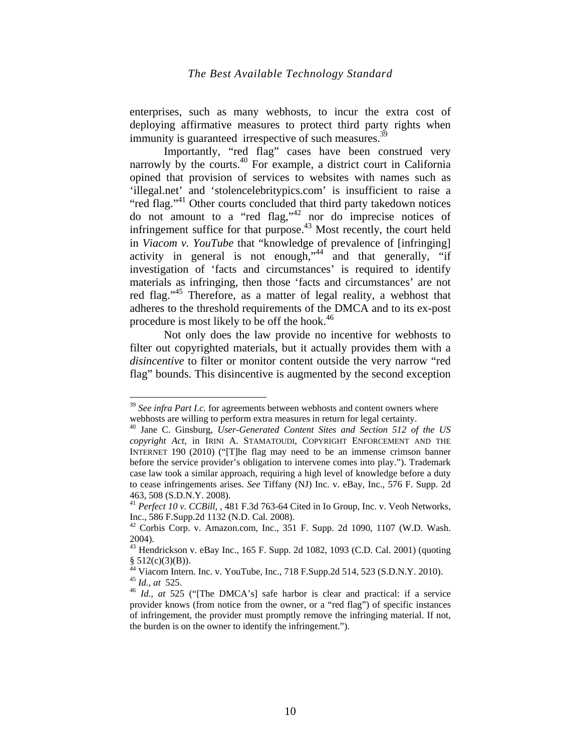enterprises, such as many webhosts, to incur the extra cost of deploying affirmative measures to protect third party rights when immunity is guaranteed irrespective of such measures.[39]

Importantly, "red flag" cases have been construed very narrowly by the courts.[40] For example, a district court in California opined that provision of services to websites with names such as 'illegal.net' and 'stolencelebritypics.com' is insufficient to raise a "red flag."[41] Other courts concluded that third party takedown notices do not amount to a "red flag,"[42] nor do imprecise notices of infringement suffice for that purpose.[43] Most recently, the court held in *Viacom v. YouTube* that "knowledge of prevalence of [infringing] activity in general is not enough,"[44] and that generally, "if investigation of 'facts and circumstances' is required to identify materials as infringing, then those 'facts and circumstances' are not red flag."[45] Therefore, as a matter of legal reality, a webhost that adheres to the threshold requirements of the DMCA and to its ex-post procedure is most likely to be off the hook.[46]

Not only does the law provide no incentive for webhosts to filter out copyrighted materials, but it actually provides them with a *disincentive* to filter or monitor content outside the very narrow "red flag" bounds. This disincentive is augmented by the second exception

---

[39] *See infra Part I.c.* for agreements between webhosts and content owners where webhosts are willing to perform extra measures in return for legal certainty.

[40] Jane C. Ginsburg, *User-Generated Content Sites and Section 512 of the US copyright Act*, in IRINI A. STAMATOUDI, COPYRIGHT ENFORCEMENT AND THE INTERNET 190 (2010) ("[T]he flag may need to be an immense crimson banner before the service provider's obligation to intervene comes into play."). Trademark case law took a similar approach, requiring a high level of knowledge before a duty to cease infringements arises. *See* Tiffany (NJ) Inc. v. eBay, Inc., 576 F. Supp. 2d 463, 508 (S.D.N.Y. 2008).

[41] *Perfect 10 v. CCBill,* , 481 F.3d 763-64 Cited in Io Group, Inc. v. Veoh Networks, Inc., 586 F.Supp.2d 1132 (N.D. Cal. 2008).

[42] Corbis Corp. v. Amazon.com, Inc., 351 F. Supp. 2d 1090, 1107 (W.D. Wash. 2004).

[43] Hendrickson v. eBay Inc., 165 F. Supp. 2d 1082, 1093 (C.D. Cal. 2001) (quoting § 512(c)(3)(B)).

[44] Viacom Intern. Inc. v. YouTube, Inc., 718 F.Supp.2d 514, 523 (S.D.N.Y. 2010).

[45] *Id., at* 525.

[46] *Id., at* 525 ("[The DMCA's] safe harbor is clear and practical: if a service provider knows (from notice from the owner, or a "red flag") of specific instances of infringement, the provider must promptly remove the infringing material. If not, the burden is on the owner to identify the infringement.").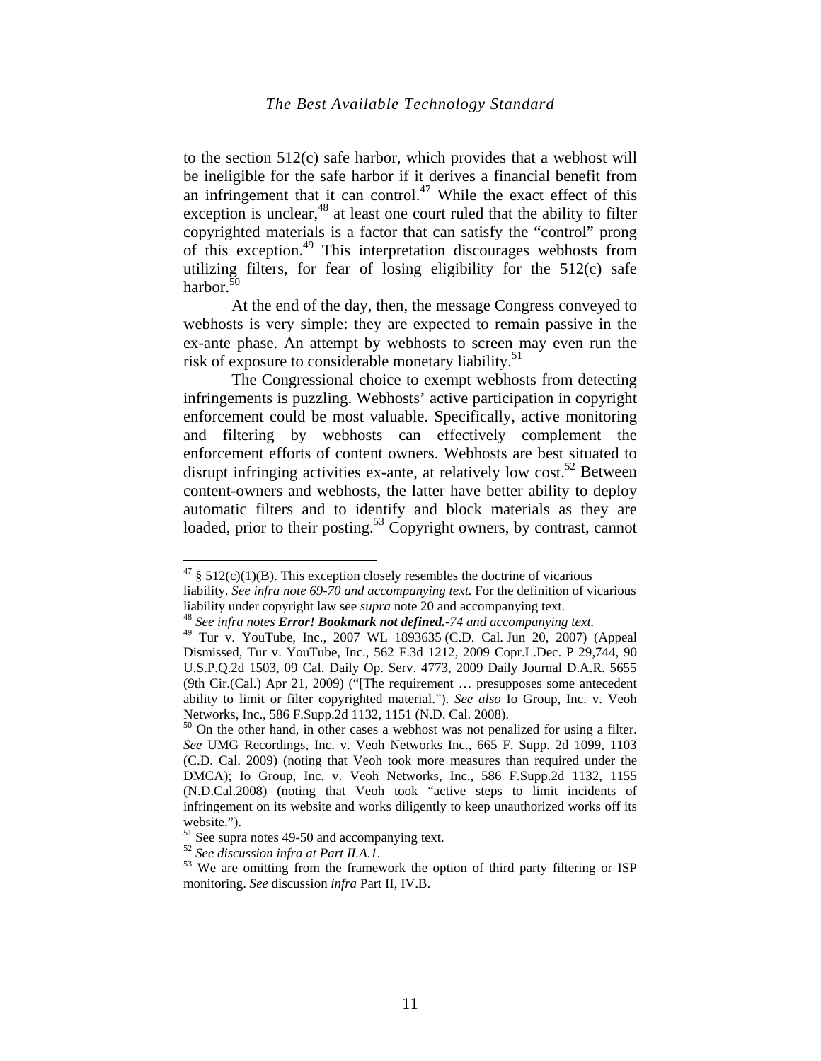to the section 512(c) safe harbor, which provides that a webhost will be ineligible for the safe harbor if it derives a financial benefit from an infringement that it can control.[47] While the exact effect of this exception is unclear,[48] at least one court ruled that the ability to filter copyrighted materials is a factor that can satisfy the "control" prong of this exception.[49] This interpretation discourages webhosts from utilizing filters, for fear of losing eligibility for the 512(c) safe harbor.[50]

At the end of the day, then, the message Congress conveyed to webhosts is very simple: they are expected to remain passive in the ex-ante phase. An attempt by webhosts to screen may even run the risk of exposure to considerable monetary liability.[51]

The Congressional choice to exempt webhosts from detecting infringements is puzzling. Webhosts' active participation in copyright enforcement could be most valuable. Specifically, active monitoring and filtering by webhosts can effectively complement the enforcement efforts of content owners. Webhosts are best situated to disrupt infringing activities ex-ante, at relatively low cost.[52] Between content-owners and webhosts, the latter have better ability to deploy automatic filters and to identify and block materials as they are loaded, prior to their posting.[53] Copyright owners, by contrast, cannot

---

[47] § 512(c)(1)(B). This exception closely resembles the doctrine of vicarious liability. *See infra note 69-70 and accompanying text.* For the definition of vicarious liability under copyright law see *supra* note 20 and accompanying text.

[48] *See infra notes* ***Error! Bookmark not defined.****-74 and accompanying text.*

[49] Tur v. YouTube, Inc., 2007 WL 1893635 (C.D. Cal. Jun 20, 2007) (Appeal Dismissed, Tur v. YouTube, Inc., 562 F.3d 1212, 2009 Copr.L.Dec. P 29,744, 90 U.S.P.Q.2d 1503, 09 Cal. Daily Op. Serv. 4773, 2009 Daily Journal D.A.R. 5655 (9th Cir.(Cal.) Apr 21, 2009) ("[The requirement … presupposes some antecedent ability to limit or filter copyrighted material."). *See also* Io Group, Inc. v. Veoh Networks, Inc., 586 F.Supp.2d 1132, 1151 (N.D. Cal. 2008).

[50] On the other hand, in other cases a webhost was not penalized for using a filter. *See* UMG Recordings, Inc. v. Veoh Networks Inc., 665 F. Supp. 2d 1099, 1103 (C.D. Cal. 2009) (noting that Veoh took more measures than required under the DMCA); Io Group, Inc. v. Veoh Networks, Inc., 586 F.Supp.2d 1132, 1155 (N.D.Cal.2008) (noting that Veoh took "active steps to limit incidents of infringement on its website and works diligently to keep unauthorized works off its website.").

[51] See supra notes 49-50 and accompanying text.

[52] *See discussion infra at Part II.A.1.*

[53] We are omitting from the framework the option of third party filtering or ISP monitoring. *See* discussion *infra* Part II, IV.B.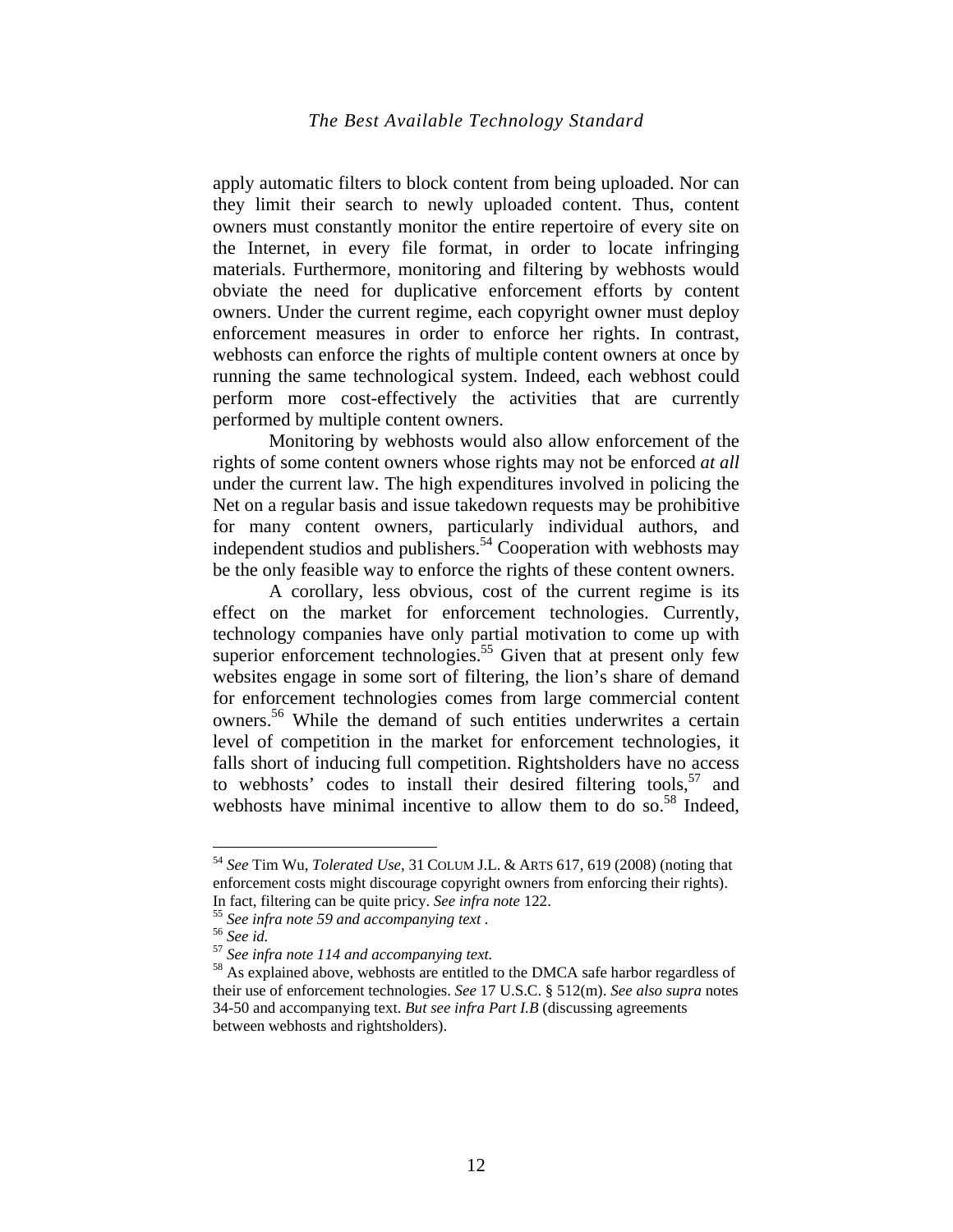apply automatic filters to block content from being uploaded. Nor can they limit their search to newly uploaded content. Thus, content owners must constantly monitor the entire repertoire of every site on the Internet, in every file format, in order to locate infringing materials. Furthermore, monitoring and filtering by webhosts would obviate the need for duplicative enforcement efforts by content owners. Under the current regime, each copyright owner must deploy enforcement measures in order to enforce her rights. In contrast, webhosts can enforce the rights of multiple content owners at once by running the same technological system. Indeed, each webhost could perform more cost-effectively the activities that are currently performed by multiple content owners.

Monitoring by webhosts would also allow enforcement of the rights of some content owners whose rights may not be enforced *at all* under the current law. The high expenditures involved in policing the Net on a regular basis and issue takedown requests may be prohibitive for many content owners, particularly individual authors, and independent studios and publishers.[54] Cooperation with webhosts may be the only feasible way to enforce the rights of these content owners.

A corollary, less obvious, cost of the current regime is its effect on the market for enforcement technologies. Currently, technology companies have only partial motivation to come up with superior enforcement technologies.[55] Given that at present only few websites engage in some sort of filtering, the lion's share of demand for enforcement technologies comes from large commercial content owners.[56] While the demand of such entities underwrites a certain level of competition in the market for enforcement technologies, it falls short of inducing full competition. Rightsholders have no access to webhosts' codes to install their desired filtering tools,[57] and webhosts have minimal incentive to allow them to do so.[58] Indeed,

---

[54] *See* Tim Wu, *Tolerated Use*, 31 COLUM J.L. & ARTS 617, 619 (2008) (noting that enforcement costs might discourage copyright owners from enforcing their rights). In fact, filtering can be quite pricy. *See infra note* 122.

[55] *See infra note 59 and accompanying text* .

[56] *See id.*

[57] *See infra note 114 and accompanying text.*

[58] As explained above, webhosts are entitled to the DMCA safe harbor regardless of their use of enforcement technologies. *See* 17 U.S.C. § 512(m). *See also supra* notes 34-50 and accompanying text. *But see infra Part I.B* (discussing agreements between webhosts and rightsholders).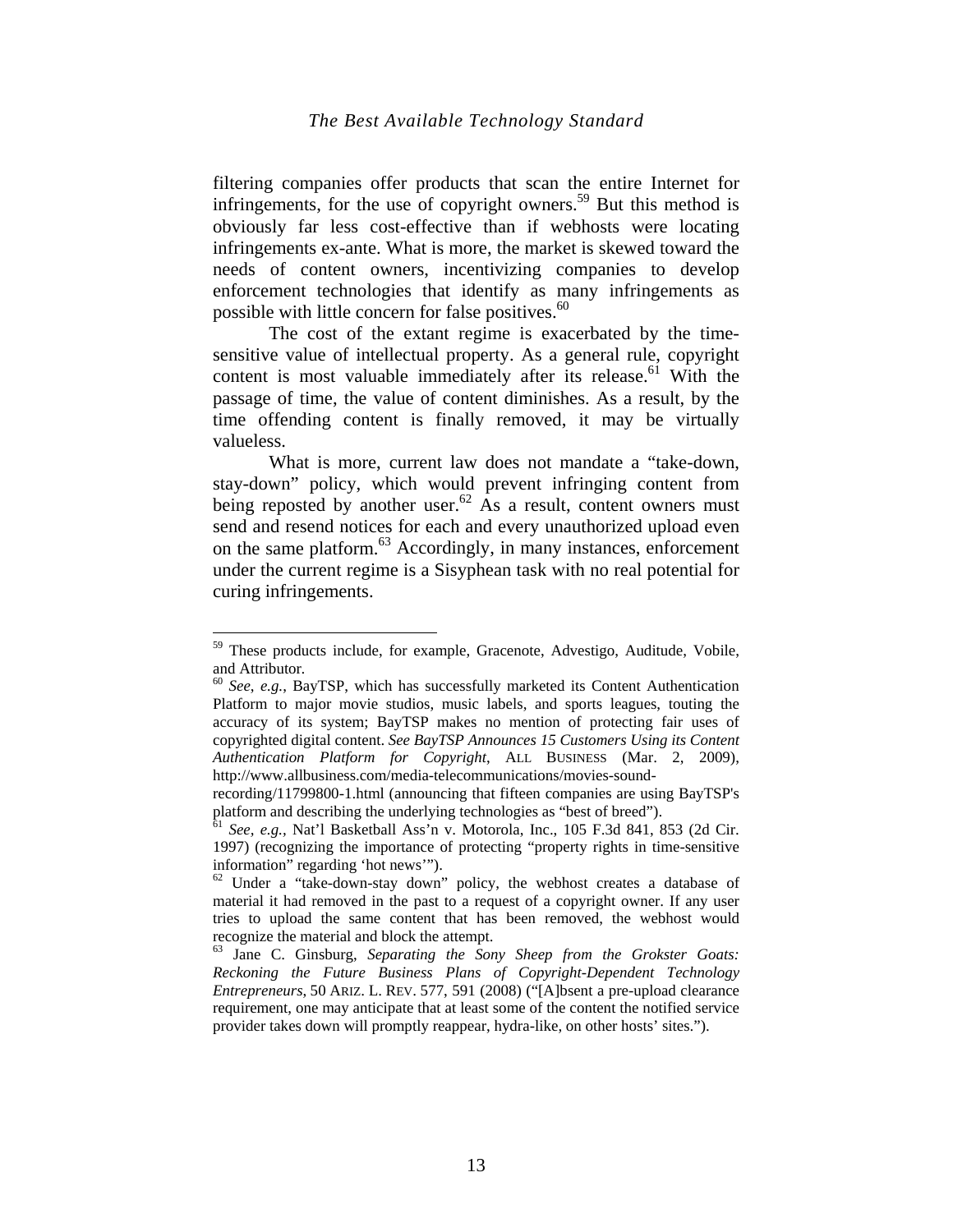filtering companies offer products that scan the entire Internet for infringements, for the use of copyright owners.[59] But this method is obviously far less cost-effective than if webhosts were locating infringements ex-ante. What is more, the market is skewed toward the needs of content owners, incentivizing companies to develop enforcement technologies that identify as many infringements as possible with little concern for false positives.[60]

The cost of the extant regime is exacerbated by the time-sensitive value of intellectual property. As a general rule, copyright content is most valuable immediately after its release.[61] With the passage of time, the value of content diminishes. As a result, by the time offending content is finally removed, it may be virtually valueless.

What is more, current law does not mandate a "take-down, stay-down" policy, which would prevent infringing content from being reposted by another user.[62] As a result, content owners must send and resend notices for each and every unauthorized upload even on the same platform.[63] Accordingly, in many instances, enforcement under the current regime is a Sisyphean task with no real potential for curing infringements.

---

[59] These products include, for example, Gracenote, Advestigo, Auditude, Vobile, and Attributor.

[60] *See*, *e.g.*, BayTSP, which has successfully marketed its Content Authentication Platform to major movie studios, music labels, and sports leagues, touting the accuracy of its system; BayTSP makes no mention of protecting fair uses of copyrighted digital content. *See BayTSP Announces 15 Customers Using its Content Authentication Platform for Copyright*, ALL BUSINESS (Mar. 2, 2009), http://www.allbusiness.com/media-telecommunications/movies-sound-recording/11799800-1.html (announcing that fifteen companies are using BayTSP's platform and describing the underlying technologies as "best of breed").

[61] *See, e.g.*, Nat'l Basketball Ass'n v. Motorola, Inc., 105 F.3d 841, 853 (2d Cir. 1997) (recognizing the importance of protecting "property rights in time-sensitive information" regarding 'hot news'").

[62] Under a "take-down-stay down" policy, the webhost creates a database of material it had removed in the past to a request of a copyright owner. If any user tries to upload the same content that has been removed, the webhost would recognize the material and block the attempt.

[63] Jane C. Ginsburg, *Separating the Sony Sheep from the Grokster Goats: Reckoning the Future Business Plans of Copyright-Dependent Technology Entrepreneurs*, 50 ARIZ. L. REV. 577, 591 (2008) ("[A]bsent a pre-upload clearance requirement, one may anticipate that at least some of the content the notified service provider takes down will promptly reappear, hydra-like, on other hosts' sites.").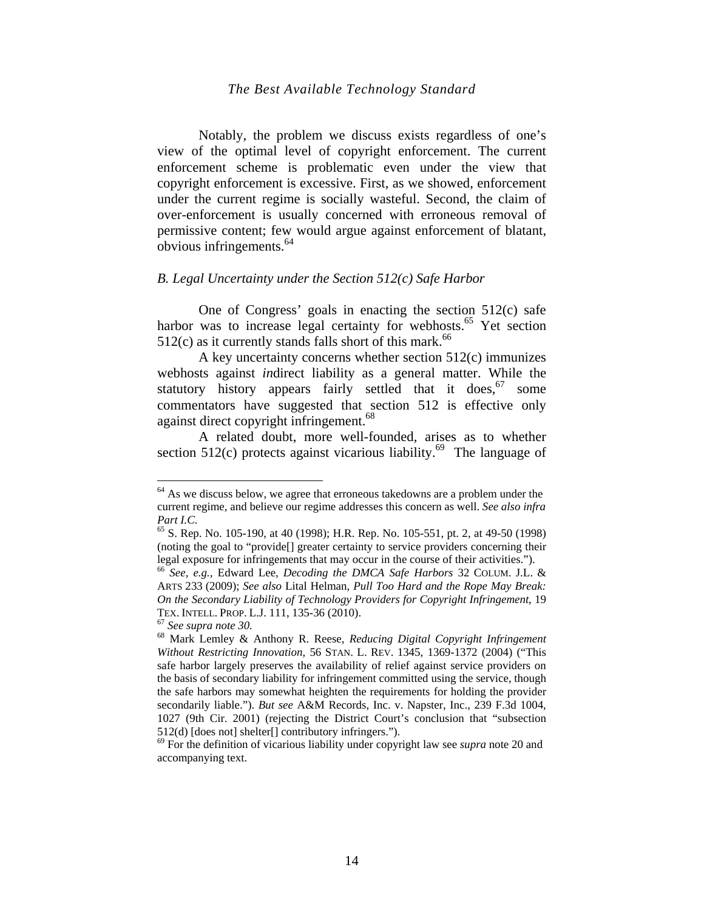Notably, the problem we discuss exists regardless of one's view of the optimal level of copyright enforcement. The current enforcement scheme is problematic even under the view that copyright enforcement is excessive. First, as we showed, enforcement under the current regime is socially wasteful. Second, the claim of over-enforcement is usually concerned with erroneous removal of permissive content; few would argue against enforcement of blatant, obvious infringements.[64]

### *B. Legal Uncertainty under the Section 512(c) Safe Harbor*

One of Congress' goals in enacting the section 512(c) safe harbor was to increase legal certainty for webhosts.[65] Yet section 512(c) as it currently stands falls short of this mark.[66]

A key uncertainty concerns whether section 512(c) immunizes webhosts against *in*direct liability as a general matter. While the statutory history appears fairly settled that it does,[67] some commentators have suggested that section 512 is effective only against direct copyright infringement.[68]

A related doubt, more well-founded, arises as to whether section 512(c) protects against vicarious liability.[69] The language of

---

[64] As we discuss below, we agree that erroneous takedowns are a problem under the current regime, and believe our regime addresses this concern as well. *See also infra Part I.C.*

[65] S. Rep. No. 105-190, at 40 (1998); H.R. Rep. No. 105-551, pt. 2, at 49-50 (1998) (noting the goal to "provide[] greater certainty to service providers concerning their legal exposure for infringements that may occur in the course of their activities.").

[66] *See, e.g.*, Edward Lee, *Decoding the DMCA Safe Harbors* 32 COLUM. J.L. & ARTS 233 (2009); *See also* Lital Helman, *Pull Too Hard and the Rope May Break: On the Secondary Liability of Technology Providers for Copyright Infringement*, 19 TEX. INTELL. PROP. L.J. 111, 135-36 (2010).

[67] *See supra note 30.*

[68] Mark Lemley & Anthony R. Reese, *Reducing Digital Copyright Infringement Without Restricting Innovation*, 56 STAN. L. REV. 1345, 1369-1372 (2004) ("This safe harbor largely preserves the availability of relief against service providers on the basis of secondary liability for infringement committed using the service, though the safe harbors may somewhat heighten the requirements for holding the provider secondarily liable."). *But see* A&M Records, Inc. v. Napster, Inc., 239 F.3d 1004, 1027 (9th Cir. 2001) (rejecting the District Court's conclusion that "subsection 512(d) [does not] shelter[] contributory infringers.").

[69] For the definition of vicarious liability under copyright law see *supra* note 20 and accompanying text.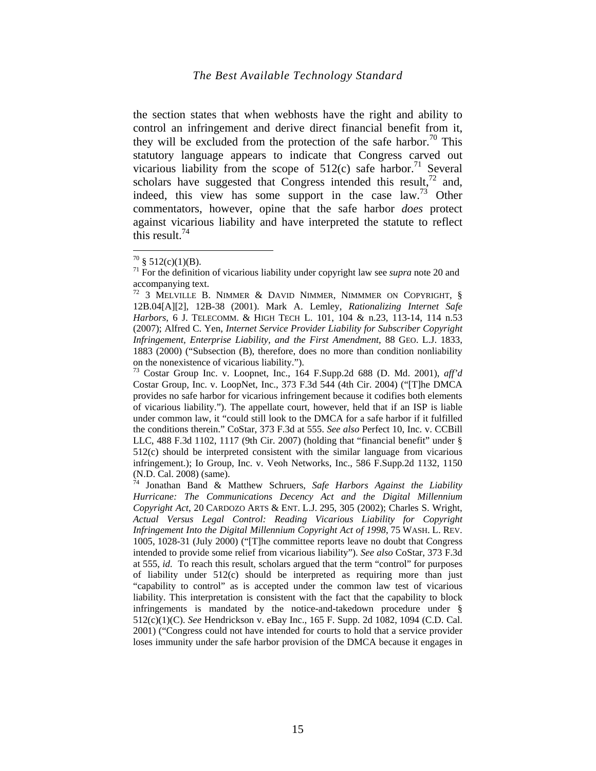the section states that when webhosts have the right and ability to control an infringement and derive direct financial benefit from it, they will be excluded from the protection of the safe harbor.[70] This statutory language appears to indicate that Congress carved out vicarious liability from the scope of 512(c) safe harbor.[71] Several scholars have suggested that Congress intended this result,[72] and, indeed, this view has some support in the case law.[73] Other commentators, however, opine that the safe harbor *does* protect against vicarious liability and have interpreted the statute to reflect this result.[74]

---

[70] § 512(c)(1)(B).

[71] For the definition of vicarious liability under copyright law see *supra* note 20 and accompanying text.

[72] 3 MELVILLE B. NIMMER & DAVID NIMMER, NIMMMER ON COPYRIGHT, § 12B.04[A][2], 12B-38 (2001). Mark A. Lemley, *Rationalizing Internet Safe Harbors*, 6 J. TELECOMM. & HIGH TECH L. 101, 104 & n.23, 113-14, 114 n.53 (2007); Alfred C. Yen, *Internet Service Provider Liability for Subscriber Copyright Infringement, Enterprise Liability, and the First Amendment*, 88 GEO. L.J. 1833, 1883 (2000) ("Subsection (B), therefore, does no more than condition nonliability on the nonexistence of vicarious liability.").

[73] Costar Group Inc. v. Loopnet, Inc., 164 F.Supp.2d 688 (D. Md. 2001), *aff'd* Costar Group, Inc. v. LoopNet, Inc., 373 F.3d 544 (4th Cir. 2004) ("[T]he DMCA provides no safe harbor for vicarious infringement because it codifies both elements of vicarious liability."). The appellate court, however, held that if an ISP is liable under common law, it "could still look to the DMCA for a safe harbor if it fulfilled the conditions therein." CoStar, 373 F.3d at 555. *See also* Perfect 10, Inc. v. CCBill LLC, 488 F.3d 1102, 1117 (9th Cir. 2007) (holding that "financial benefit" under § 512(c) should be interpreted consistent with the similar language from vicarious infringement.); Io Group, Inc. v. Veoh Networks, Inc., 586 F.Supp.2d 1132, 1150 (N.D. Cal. 2008) (same).

[74] Jonathan Band & Matthew Schruers, *Safe Harbors Against the Liability Hurricane: The Communications Decency Act and the Digital Millennium Copyright Act*, 20 CARDOZO ARTS & ENT. L.J. 295, 305 (2002); Charles S. Wright, *Actual Versus Legal Control: Reading Vicarious Liability for Copyright Infringement Into the Digital Millennium Copyright Act of 1998*, 75 WASH. L. REV. 1005, 1028-31 (July 2000) ("[T]he committee reports leave no doubt that Congress intended to provide some relief from vicarious liability"). *See also* CoStar, 373 F.3d at 555, *id*. To reach this result, scholars argued that the term "control" for purposes of liability under 512(c) should be interpreted as requiring more than just "capability to control" as is accepted under the common law test of vicarious liability. This interpretation is consistent with the fact that the capability to block infringements is mandated by the notice-and-takedown procedure under § 512(c)(1)(C). *See* Hendrickson v. eBay Inc., 165 F. Supp. 2d 1082, 1094 (C.D. Cal. 2001) ("Congress could not have intended for courts to hold that a service provider loses immunity under the safe harbor provision of the DMCA because it engages in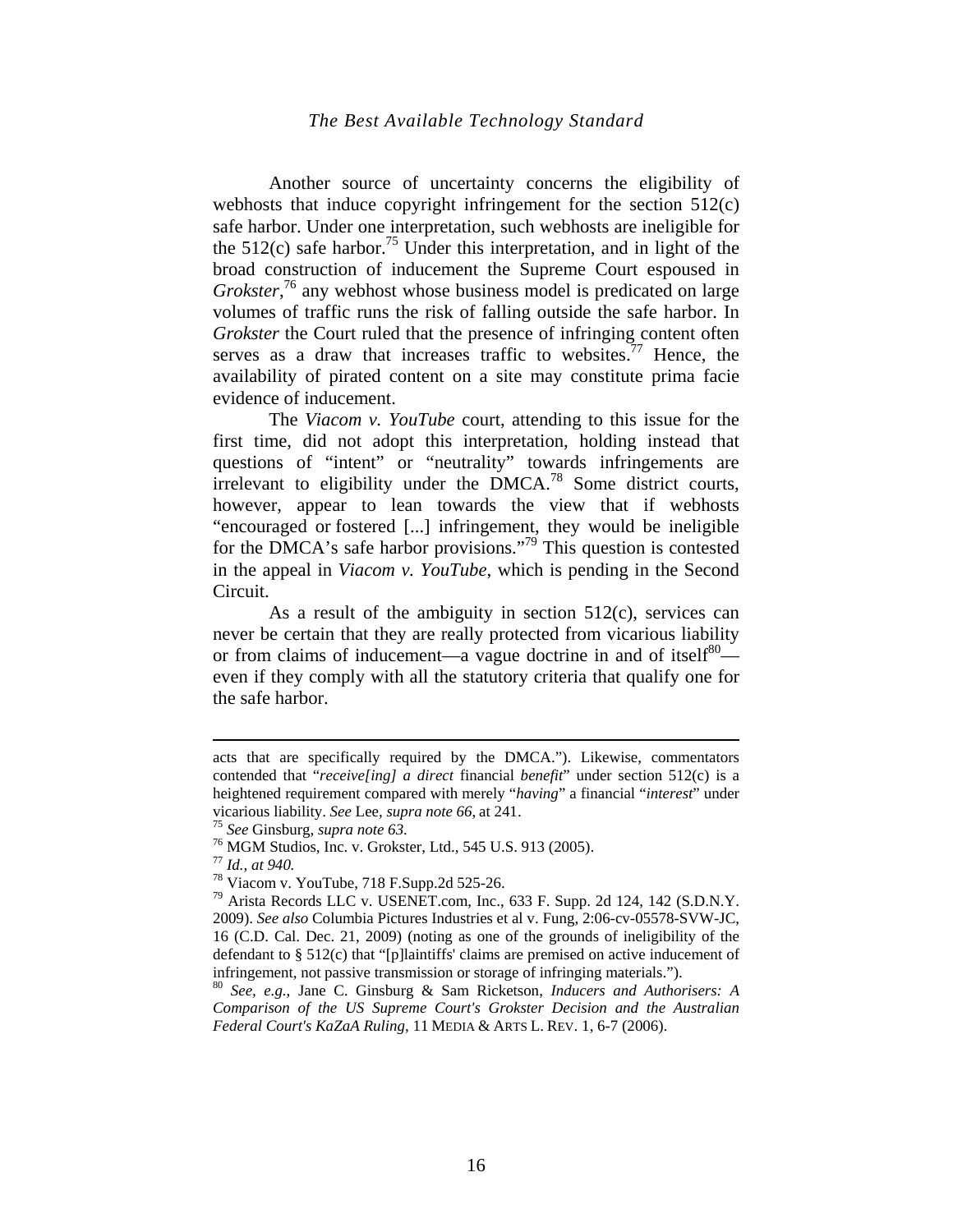Another source of uncertainty concerns the eligibility of webhosts that induce copyright infringement for the section 512(c) safe harbor. Under one interpretation, such webhosts are ineligible for the 512(c) safe harbor.[75] Under this interpretation, and in light of the broad construction of inducement the Supreme Court espoused in *Grokster*,[76] any webhost whose business model is predicated on large volumes of traffic runs the risk of falling outside the safe harbor. In *Grokster* the Court ruled that the presence of infringing content often serves as a draw that increases traffic to websites.[77] Hence, the availability of pirated content on a site may constitute prima facie evidence of inducement.

The *Viacom v. YouTube* court, attending to this issue for the first time, did not adopt this interpretation, holding instead that questions of "intent" or "neutrality" towards infringements are irrelevant to eligibility under the DMCA.[78] Some district courts, however, appear to lean towards the view that if webhosts "encouraged or fostered [...] infringement, they would be ineligible for the DMCA's safe harbor provisions."[79] This question is contested in the appeal in *Viacom v. YouTube*, which is pending in the Second Circuit.

As a result of the ambiguity in section 512(c), services can never be certain that they are really protected from vicarious liability or from claims of inducement—a vague doctrine in and of itself[80]—even if they comply with all the statutory criteria that qualify one for the safe harbor.

---

acts that are specifically required by the DMCA."). Likewise, commentators contended that "*receive[ing] a direct* financial *benefit*" under section 512(c) is a heightened requirement compared with merely "*having*" a financial "*interest*" under vicarious liability. *See* Lee, *supra note 66*, at 241.

[75] *See* Ginsburg, *supra note 63*.

[76] MGM Studios, Inc. v. Grokster, Ltd., 545 U.S. 913 (2005).

[77] *Id., at 940.*

[78] Viacom v. YouTube, 718 F.Supp.2d 525-26.

[79] Arista Records LLC v. USENET.com, Inc., 633 F. Supp. 2d 124, 142 (S.D.N.Y. 2009). *See also* Columbia Pictures Industries et al v. Fung, 2:06-cv-05578-SVW-JC, 16 (C.D. Cal. Dec. 21, 2009) (noting as one of the grounds of ineligibility of the defendant to § 512(c) that "[p]laintiffs' claims are premised on active inducement of infringement, not passive transmission or storage of infringing materials.").

[80] *See, e.g.,* Jane C. Ginsburg & Sam Ricketson, *Inducers and Authorisers: A Comparison of the US Supreme Court's Grokster Decision and the Australian Federal Court's KaZaA Ruling*, 11 MEDIA & ARTS L. REV. 1, 6-7 (2006).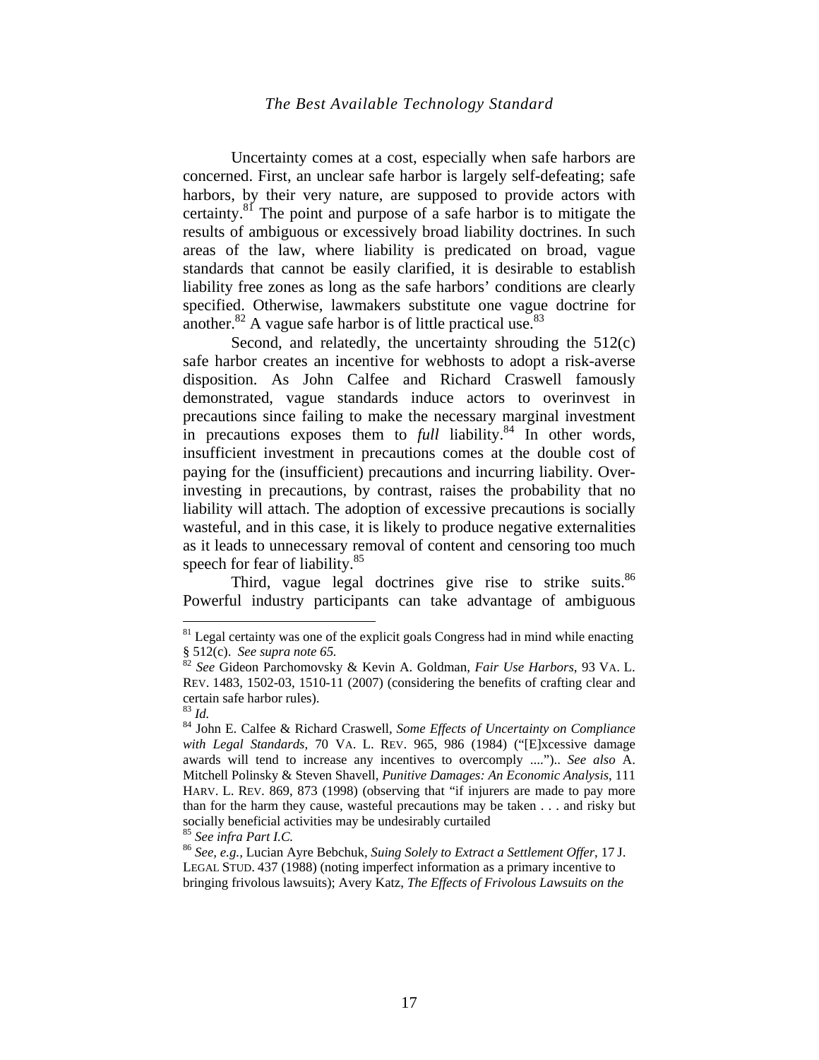Uncertainty comes at a cost, especially when safe harbors are concerned. First, an unclear safe harbor is largely self-defeating; safe harbors, by their very nature, are supposed to provide actors with certainty.[81] The point and purpose of a safe harbor is to mitigate the results of ambiguous or excessively broad liability doctrines. In such areas of the law, where liability is predicated on broad, vague standards that cannot be easily clarified, it is desirable to establish liability free zones as long as the safe harbors' conditions are clearly specified. Otherwise, lawmakers substitute one vague doctrine for another.[82] A vague safe harbor is of little practical use.[83]

Second, and relatedly, the uncertainty shrouding the 512(c) safe harbor creates an incentive for webhosts to adopt a risk-averse disposition. As John Calfee and Richard Craswell famously demonstrated, vague standards induce actors to overinvest in precautions since failing to make the necessary marginal investment in precautions exposes them to *full* liability.[84] In other words, insufficient investment in precautions comes at the double cost of paying for the (insufficient) precautions and incurring liability. Over-investing in precautions, by contrast, raises the probability that no liability will attach. The adoption of excessive precautions is socially wasteful, and in this case, it is likely to produce negative externalities as it leads to unnecessary removal of content and censoring too much speech for fear of liability.[85]

Third, vague legal doctrines give rise to strike suits.[86] Powerful industry participants can take advantage of ambiguous

---

[81] Legal certainty was one of the explicit goals Congress had in mind while enacting § 512(c). *See supra note 65.*

[82] *See* Gideon Parchomovsky & Kevin A. Goldman, *Fair Use Harbors*, 93 VA. L. REV. 1483, 1502-03, 1510-11 (2007) (considering the benefits of crafting clear and certain safe harbor rules).

[83] *Id.*

[84] John E. Calfee & Richard Craswell, *Some Effects of Uncertainty on Compliance with Legal Standards*, 70 VA. L. REV. 965, 986 (1984) ("[E]xcessive damage awards will tend to increase any incentives to overcomply ...."). *See also* A. Mitchell Polinsky & Steven Shavell, *Punitive Damages: An Economic Analysis*, 111 HARV. L. REV. 869, 873 (1998) (observing that "if injurers are made to pay more than for the harm they cause, wasteful precautions may be taken . . . and risky but socially beneficial activities may be undesirably curtailed

[85] *See infra Part I.C.*

[86] *See, e.g.*, Lucian Ayre Bebchuk, *Suing Solely to Extract a Settlement Offer*, 17 J. LEGAL STUD. 437 (1988) (noting imperfect information as a primary incentive to bringing frivolous lawsuits); Avery Katz, *The Effects of Frivolous Lawsuits on the*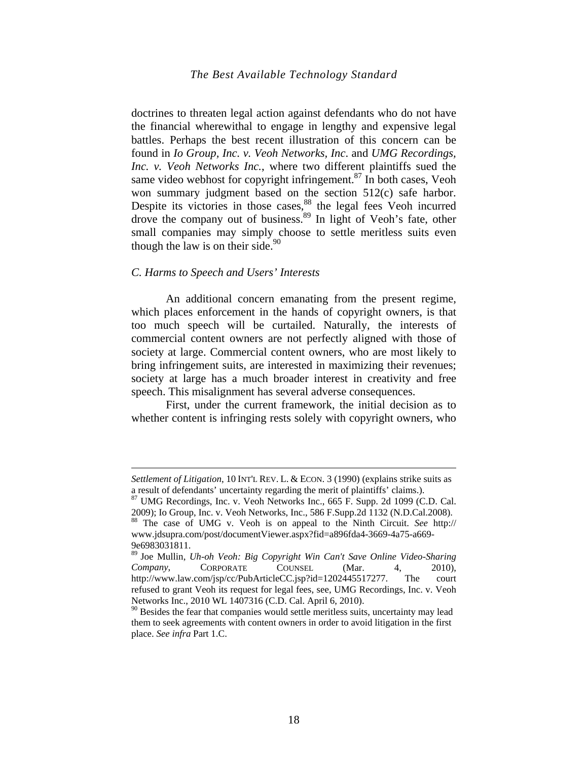doctrines to threaten legal action against defendants who do not have the financial wherewithal to engage in lengthy and expensive legal battles. Perhaps the best recent illustration of this concern can be found in *Io Group, Inc. v. Veoh Networks, Inc*. and *UMG Recordings, Inc. v. Veoh Networks Inc.*, where two different plaintiffs sued the same video webhost for copyright infringement.[87] In both cases, Veoh won summary judgment based on the section 512(c) safe harbor. Despite its victories in those cases,[88] the legal fees Veoh incurred drove the company out of business.[89] In light of Veoh's fate, other small companies may simply choose to settle meritless suits even though the law is on their side.[90]

### *C. Harms to Speech and Users' Interests*

An additional concern emanating from the present regime, which places enforcement in the hands of copyright owners, is that too much speech will be curtailed. Naturally, the interests of commercial content owners are not perfectly aligned with those of society at large. Commercial content owners, who are most likely to bring infringement suits, are interested in maximizing their revenues; society at large has a much broader interest in creativity and free speech. This misalignment has several adverse consequences.

First, under the current framework, the initial decision as to whether content is infringing rests solely with copyright owners, who

---

*Settlement of Litigation*, 10 INT'L REV. L. & ECON. 3 (1990) (explains strike suits as a result of defendants' uncertainty regarding the merit of plaintiffs' claims.).

[87] UMG Recordings, Inc. v. Veoh Networks Inc., 665 F. Supp. 2d 1099 (C.D. Cal. 2009); Io Group, Inc. v. Veoh Networks, Inc., 586 F.Supp.2d 1132 (N.D.Cal.2008).

[88] The case of UMG v. Veoh is on appeal to the Ninth Circuit. *See* http://www.jdsupra.com/post/documentViewer.aspx?fid=a896fda4-3669-4a75-a669-9e6983031811.

[89] Joe Mullin, *Uh-oh Veoh: Big Copyright Win Can't Save Online Video-Sharing Company*, CORPORATE COUNSEL (Mar. 4, 2010), http://www.law.com/jsp/cc/PubArticleCC.jsp?id=1202445517277. The court refused to grant Veoh its request for legal fees, see, UMG Recordings, Inc. v. Veoh Networks Inc., 2010 WL 1407316 (C.D. Cal. April 6, 2010).

[90] Besides the fear that companies would settle meritless suits, uncertainty may lead them to seek agreements with content owners in order to avoid litigation in the first place. *See infra* Part 1.C.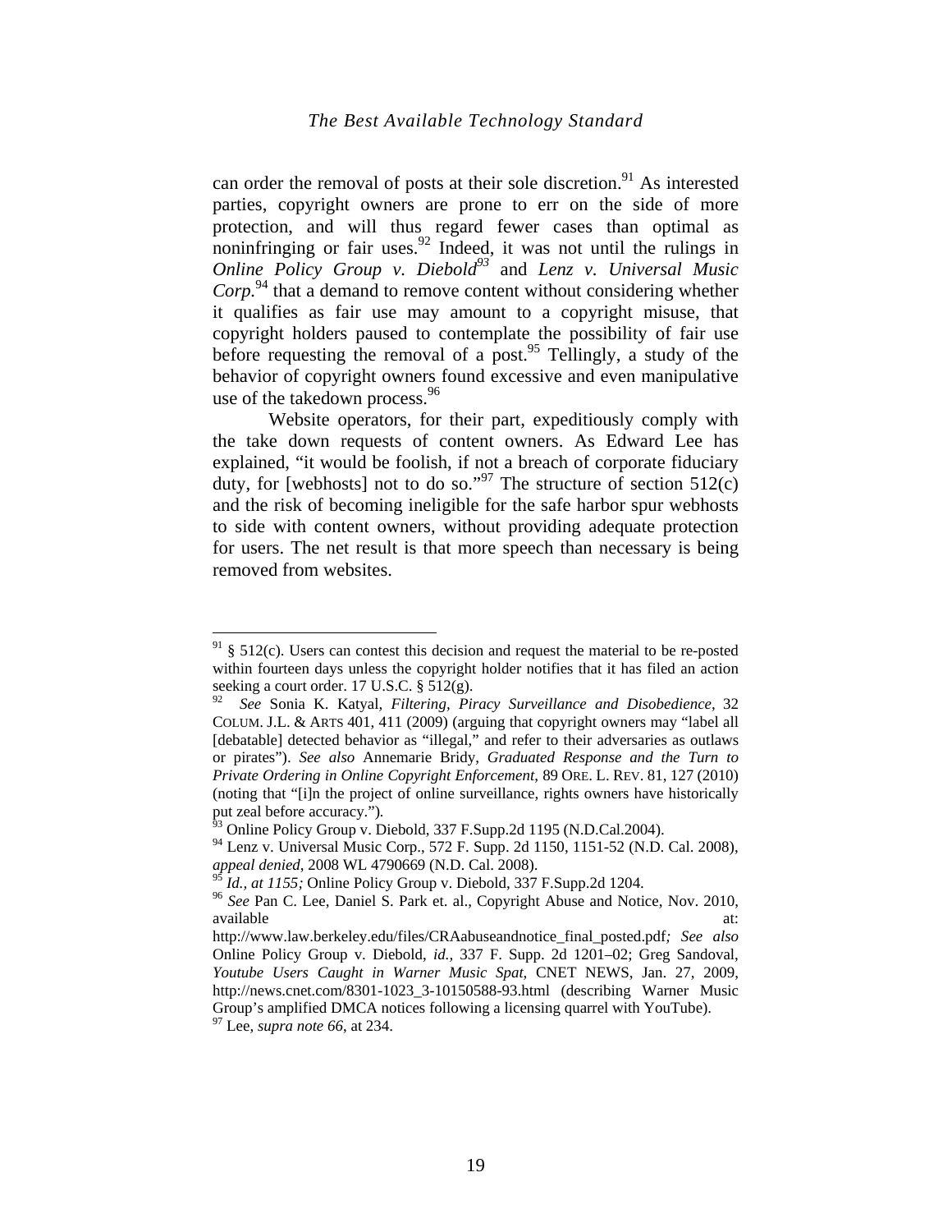can order the removal of posts at their sole discretion.[91] As interested parties, copyright owners are prone to err on the side of more protection, and will thus regard fewer cases than optimal as noninfringing or fair uses.[92] Indeed, it was not until the rulings in *Online Policy Group v. Diebold*[93] and *Lenz v. Universal Music Corp.*[94] that a demand to remove content without considering whether it qualifies as fair use may amount to a copyright misuse, that copyright holders paused to contemplate the possibility of fair use before requesting the removal of a post.[95] Tellingly, a study of the behavior of copyright owners found excessive and even manipulative use of the takedown process.[96]

Website operators, for their part, expeditiously comply with the take down requests of content owners. As Edward Lee has explained, "it would be foolish, if not a breach of corporate fiduciary duty, for [webhosts] not to do so."[97] The structure of section 512(c) and the risk of becoming ineligible for the safe harbor spur webhosts to side with content owners, without providing adequate protection for users. The net result is that more speech than necessary is being removed from websites.

---

[91] § 512(c). Users can contest this decision and request the material to be re-posted within fourteen days unless the copyright holder notifies that it has filed an action seeking a court order. 17 U.S.C. § 512(g).

[92] *See* Sonia K. Katyal, *Filtering, Piracy Surveillance and Disobedience*, 32 COLUM. J.L. & ARTS 401, 411 (2009) (arguing that copyright owners may "label all [debatable] detected behavior as "illegal," and refer to their adversaries as outlaws or pirates"). *See also* Annemarie Bridy, *Graduated Response and the Turn to Private Ordering in Online Copyright Enforcement*, 89 ORE. L. REV. 81, 127 (2010) (noting that "[i]n the project of online surveillance, rights owners have historically put zeal before accuracy.").

[93] Online Policy Group v. Diebold, 337 F.Supp.2d 1195 (N.D.Cal.2004).

[94] Lenz v. Universal Music Corp., 572 F. Supp. 2d 1150, 1151-52 (N.D. Cal. 2008), *appeal denied*, 2008 WL 4790669 (N.D. Cal. 2008).

[95] *Id., at 1155;* Online Policy Group v. Diebold, 337 F.Supp.2d 1204.

[96] *See* Pan C. Lee, Daniel S. Park et. al., Copyright Abuse and Notice, Nov. 2010, available at: http://www.law.berkeley.edu/files/CRAabuseandnotice_final_posted.pdf*; See also* Online Policy Group v. Diebold, *id.,* 337 F. Supp. 2d 1201–02; Greg Sandoval, *Youtube Users Caught in Warner Music Spat*, CNET NEWS, Jan. 27, 2009, http://news.cnet.com/8301-1023_3-10150588-93.html (describing Warner Music Group's amplified DMCA notices following a licensing quarrel with YouTube).

[97] Lee, *supra note 66*, at 234.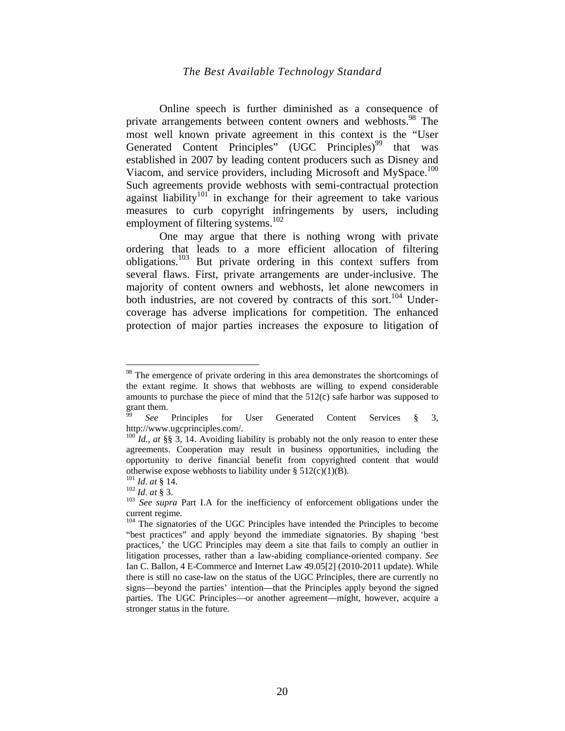Online speech is further diminished as a consequence of private arrangements between content owners and webhosts.[98] The most well known private agreement in this context is the "User Generated Content Principles" (UGC Principles)[99] that was established in 2007 by leading content producers such as Disney and Viacom, and service providers, including Microsoft and MySpace.[100] Such agreements provide webhosts with semi-contractual protection against liability[101] in exchange for their agreement to take various measures to curb copyright infringements by users, including employment of filtering systems.[102]

One may argue that there is nothing wrong with private ordering that leads to a more efficient allocation of filtering obligations.[103] But private ordering in this context suffers from several flaws. First, private arrangements are under-inclusive. The majority of content owners and webhosts, let alone newcomers in both industries, are not covered by contracts of this sort.[104] Under-coverage has adverse implications for competition. The enhanced protection of major parties increases the exposure to litigation of

---

[98] The emergence of private ordering in this area demonstrates the shortcomings of the extant regime. It shows that webhosts are willing to expend considerable amounts to purchase the piece of mind that the 512(c) safe harbor was supposed to grant them.

[99] *See* Principles for User Generated Content Services § 3, http://www.ugcprinciples.com/.

[100] *Id., at* §§ 3, 14. Avoiding liability is probably not the only reason to enter these agreements. Cooperation may result in business opportunities, including the opportunity to derive financial benefit from copyrighted content that would otherwise expose webhosts to liability under § 512(c)(1)(B).

[101] *Id. at* § 14.

[102] *Id. at* § 3.

[103] *See supra* Part I.A for the inefficiency of enforcement obligations under the current regime.

[104] The signatories of the UGC Principles have intended the Principles to become "best practices" and apply beyond the immediate signatories. By shaping 'best practices,' the UGC Principles may deem a site that fails to comply an outlier in litigation processes, rather than a law-abiding compliance-oriented company. *See* Ian C. Ballon, 4 E-Commerce and Internet Law 49.05[2] (2010-2011 update). While there is still no case-law on the status of the UGC Principles, there are currently no signs—beyond the parties' intention—that the Principles apply beyond the signed parties. The UGC Principles—or another agreement—might, however, acquire a stronger status in the future.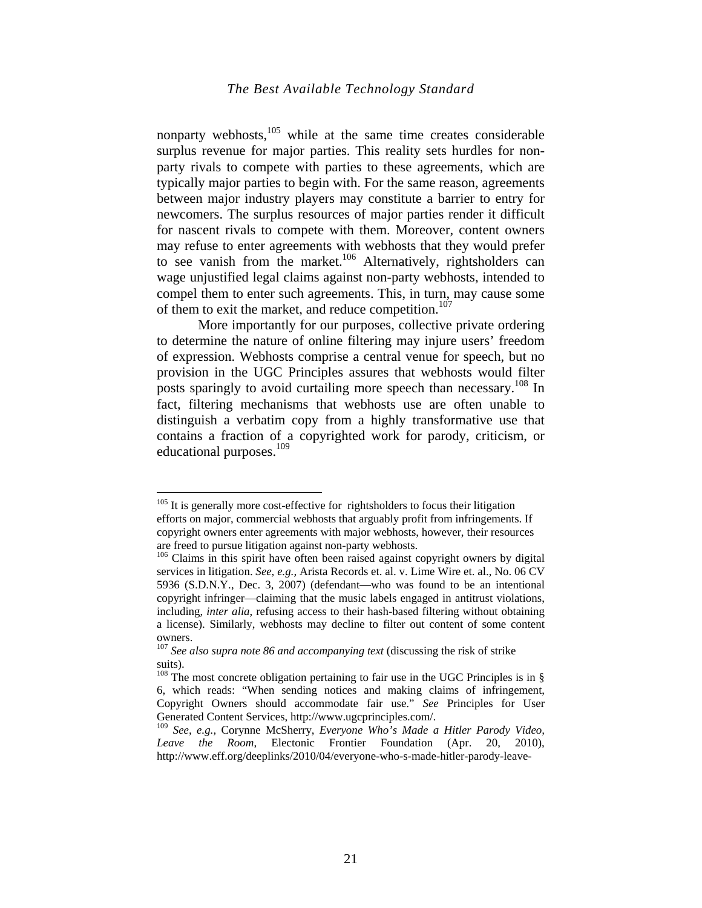nonparty webhosts,[105] while at the same time creates considerable surplus revenue for major parties. This reality sets hurdles for non-party rivals to compete with parties to these agreements, which are typically major parties to begin with. For the same reason, agreements between major industry players may constitute a barrier to entry for newcomers. The surplus resources of major parties render it difficult for nascent rivals to compete with them. Moreover, content owners may refuse to enter agreements with webhosts that they would prefer to see vanish from the market.[106] Alternatively, rightsholders can wage unjustified legal claims against non-party webhosts, intended to compel them to enter such agreements. This, in turn, may cause some of them to exit the market, and reduce competition.[107]

More importantly for our purposes, collective private ordering to determine the nature of online filtering may injure users' freedom of expression. Webhosts comprise a central venue for speech, but no provision in the UGC Principles assures that webhosts would filter posts sparingly to avoid curtailing more speech than necessary.[108] In fact, filtering mechanisms that webhosts use are often unable to distinguish a verbatim copy from a highly transformative use that contains a fraction of a copyrighted work for parody, criticism, or educational purposes.[109]

---

[105] It is generally more cost-effective for rightsholders to focus their litigation efforts on major, commercial webhosts that arguably profit from infringements. If copyright owners enter agreements with major webhosts, however, their resources are freed to pursue litigation against non-party webhosts.

[106] Claims in this spirit have often been raised against copyright owners by digital services in litigation. *See, e.g.*, Arista Records et. al. v. Lime Wire et. al., No. 06 CV 5936 (S.D.N.Y., Dec. 3, 2007) (defendant—who was found to be an intentional copyright infringer—claiming that the music labels engaged in antitrust violations, including, *inter alia*, refusing access to their hash-based filtering without obtaining a license). Similarly, webhosts may decline to filter out content of some content owners.

[107] *See also supra note 86 and accompanying text* (discussing the risk of strike suits).

[108] The most concrete obligation pertaining to fair use in the UGC Principles is in § 6, which reads: "When sending notices and making claims of infringement, Copyright Owners should accommodate fair use." *See* Principles for User Generated Content Services, http://www.ugcprinciples.com/.

[109] *See, e.g.*, Corynne McSherry, *Everyone Who's Made a Hitler Parody Video, Leave the Room*, Electonic Frontier Foundation (Apr. 20, 2010), http://www.eff.org/deeplinks/2010/04/everyone-who-s-made-hitler-parody-leave-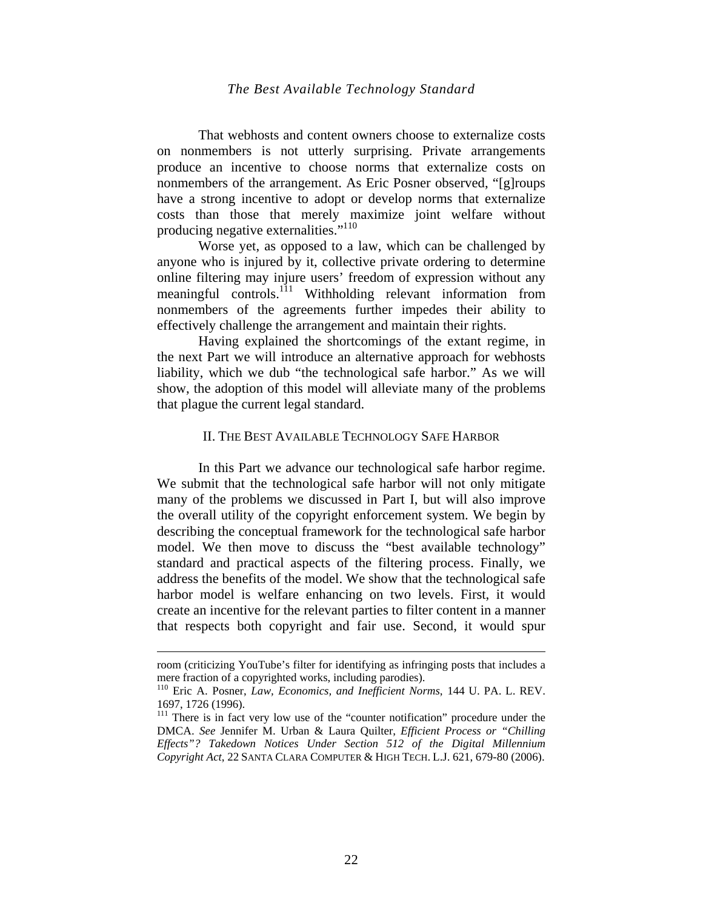That webhosts and content owners choose to externalize costs on nonmembers is not utterly surprising. Private arrangements produce an incentive to choose norms that externalize costs on nonmembers of the arrangement. As Eric Posner observed, "[g]roups have a strong incentive to adopt or develop norms that externalize costs than those that merely maximize joint welfare without producing negative externalities."[110]

Worse yet, as opposed to a law, which can be challenged by anyone who is injured by it, collective private ordering to determine online filtering may injure users' freedom of expression without any meaningful controls.[111] Withholding relevant information from nonmembers of the agreements further impedes their ability to effectively challenge the arrangement and maintain their rights.

Having explained the shortcomings of the extant regime, in the next Part we will introduce an alternative approach for webhosts liability, which we dub "the technological safe harbor." As we will show, the adoption of this model will alleviate many of the problems that plague the current legal standard.

## II. THE BEST AVAILABLE TECHNOLOGY SAFE HARBOR

In this Part we advance our technological safe harbor regime. We submit that the technological safe harbor will not only mitigate many of the problems we discussed in Part I, but will also improve the overall utility of the copyright enforcement system. We begin by describing the conceptual framework for the technological safe harbor model. We then move to discuss the "best available technology" standard and practical aspects of the filtering process. Finally, we address the benefits of the model. We show that the technological safe harbor model is welfare enhancing on two levels. First, it would create an incentive for the relevant parties to filter content in a manner that respects both copyright and fair use. Second, it would spur

---

room (criticizing YouTube's filter for identifying as infringing posts that includes a mere fraction of a copyrighted works, including parodies).

[110] Eric A. Posner, *Law, Economics, and Inefficient Norms*, 144 U. PA. L. REV. 1697, 1726 (1996).

[111] There is in fact very low use of the "counter notification" procedure under the DMCA. *See* Jennifer M. Urban & Laura Quilter, *Efficient Process or "Chilling Effects"? Takedown Notices Under Section 512 of the Digital Millennium Copyright Act*, 22 SANTA CLARA COMPUTER & HIGH TECH. L.J. 621, 679-80 (2006).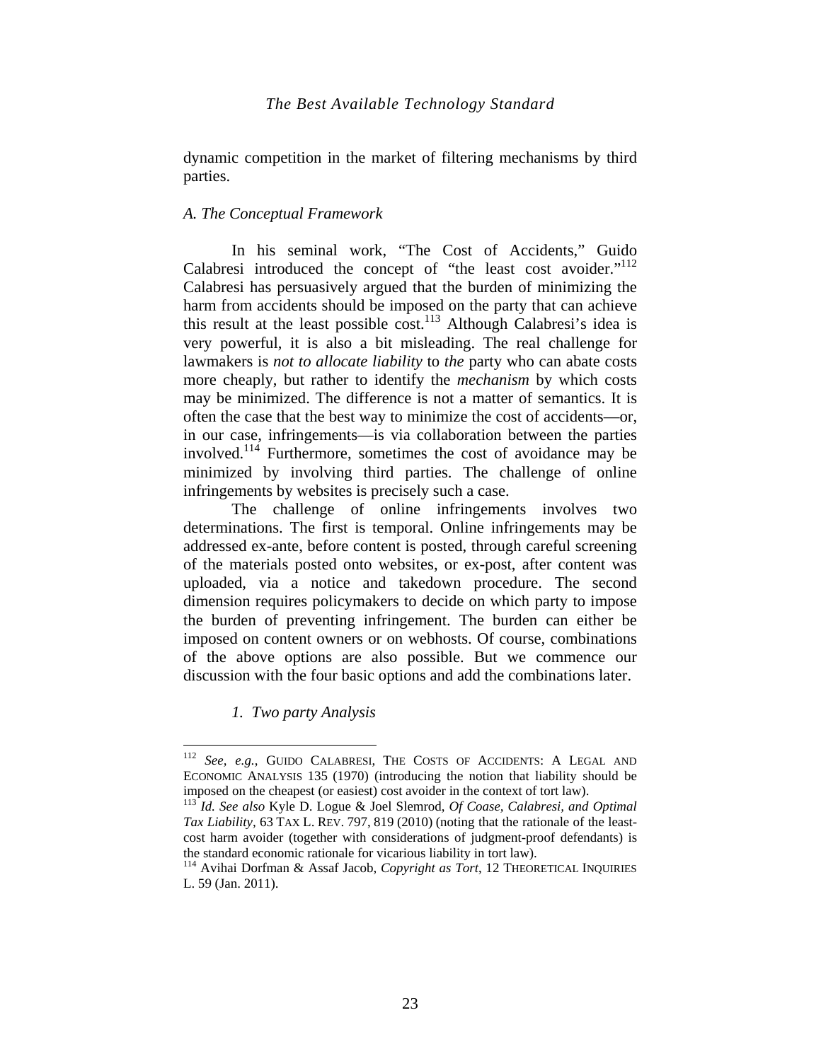dynamic competition in the market of filtering mechanisms by third parties.

### *A. The Conceptual Framework*

In his seminal work, "The Cost of Accidents," Guido Calabresi introduced the concept of "the least cost avoider."[112] Calabresi has persuasively argued that the burden of minimizing the harm from accidents should be imposed on the party that can achieve this result at the least possible cost.[113] Although Calabresi's idea is very powerful, it is also a bit misleading. The real challenge for lawmakers is *not to allocate liability* to *the* party who can abate costs more cheaply, but rather to identify the *mechanism* by which costs may be minimized. The difference is not a matter of semantics. It is often the case that the best way to minimize the cost of accidents—or, in our case, infringements—is via collaboration between the parties involved.[114] Furthermore, sometimes the cost of avoidance may be minimized by involving third parties. The challenge of online infringements by websites is precisely such a case.

The challenge of online infringements involves two determinations. The first is temporal. Online infringements may be addressed ex-ante, before content is posted, through careful screening of the materials posted onto websites, or ex-post, after content was uploaded, via a notice and takedown procedure. The second dimension requires policymakers to decide on which party to impose the burden of preventing infringement. The burden can either be imposed on content owners or on webhosts. Of course, combinations of the above options are also possible. But we commence our discussion with the four basic options and add the combinations later.

#### *1. Two party Analysis*

---

[112] *See, e.g.*, GUIDO CALABRESI, THE COSTS OF ACCIDENTS: A LEGAL AND ECONOMIC ANALYSIS 135 (1970) (introducing the notion that liability should be imposed on the cheapest (or easiest) cost avoider in the context of tort law).

[113] *Id. See also* Kyle D. Logue & Joel Slemrod, *Of Coase, Calabresi, and Optimal Tax Liability*, 63 TAX L. REV. 797, 819 (2010) (noting that the rationale of the least-cost harm avoider (together with considerations of judgment-proof defendants) is the standard economic rationale for vicarious liability in tort law).

[114] Avihai Dorfman & Assaf Jacob, *Copyright as Tort*, 12 THEORETICAL INQUIRIES L. 59 (Jan. 2011).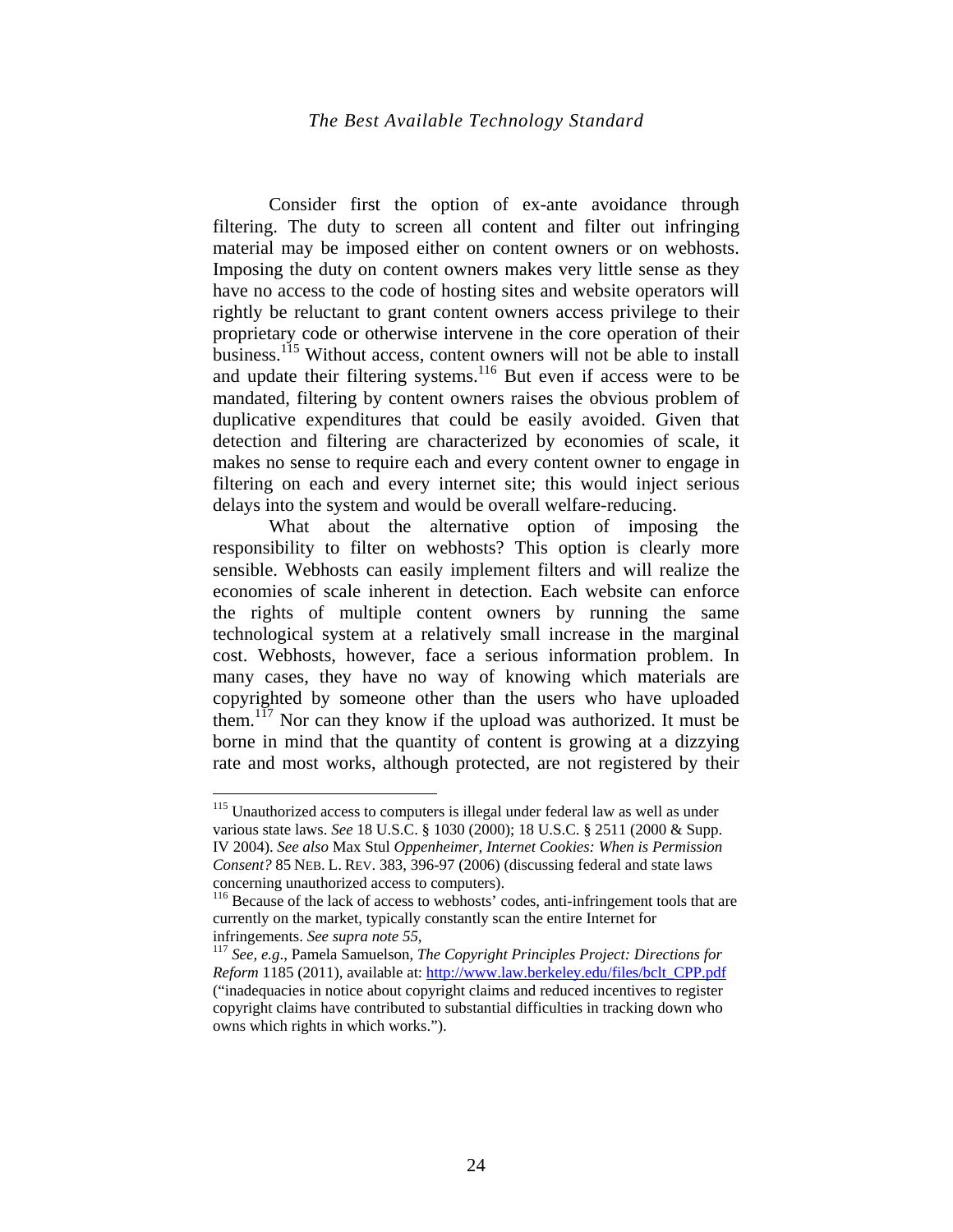Consider first the option of ex-ante avoidance through filtering. The duty to screen all content and filter out infringing material may be imposed either on content owners or on webhosts. Imposing the duty on content owners makes very little sense as they have no access to the code of hosting sites and website operators will rightly be reluctant to grant content owners access privilege to their proprietary code or otherwise intervene in the core operation of their business.[115] Without access, content owners will not be able to install and update their filtering systems.[116] But even if access were to be mandated, filtering by content owners raises the obvious problem of duplicative expenditures that could be easily avoided. Given that detection and filtering are characterized by economies of scale, it makes no sense to require each and every content owner to engage in filtering on each and every internet site; this would inject serious delays into the system and would be overall welfare-reducing.

What about the alternative option of imposing the responsibility to filter on webhosts? This option is clearly more sensible. Webhosts can easily implement filters and will realize the economies of scale inherent in detection. Each website can enforce the rights of multiple content owners by running the same technological system at a relatively small increase in the marginal cost. Webhosts, however, face a serious information problem. In many cases, they have no way of knowing which materials are copyrighted by someone other than the users who have uploaded them.[117] Nor can they know if the upload was authorized. It must be borne in mind that the quantity of content is growing at a dizzying rate and most works, although protected, are not registered by their

---

[115] Unauthorized access to computers is illegal under federal law as well as under various state laws. *See* 18 U.S.C. § 1030 (2000); 18 U.S.C. § 2511 (2000 & Supp. IV 2004). *See also* Max Stul *Oppenheimer, Internet Cookies: When is Permission Consent?* 85 NEB. L. REV. 383, 396-97 (2006) (discussing federal and state laws concerning unauthorized access to computers).

[116] Because of the lack of access to webhosts' codes, anti-infringement tools that are currently on the market, typically constantly scan the entire Internet for infringements. *See supra note 55*,

[117] *See, e.g*., Pamela Samuelson, *The Copyright Principles Project: Directions for Reform* 1185 (2011), available at: http://www.law.berkeley.edu/files/bclt_CPP.pdf ("inadequacies in notice about copyright claims and reduced incentives to register copyright claims have contributed to substantial difficulties in tracking down who owns which rights in which works.").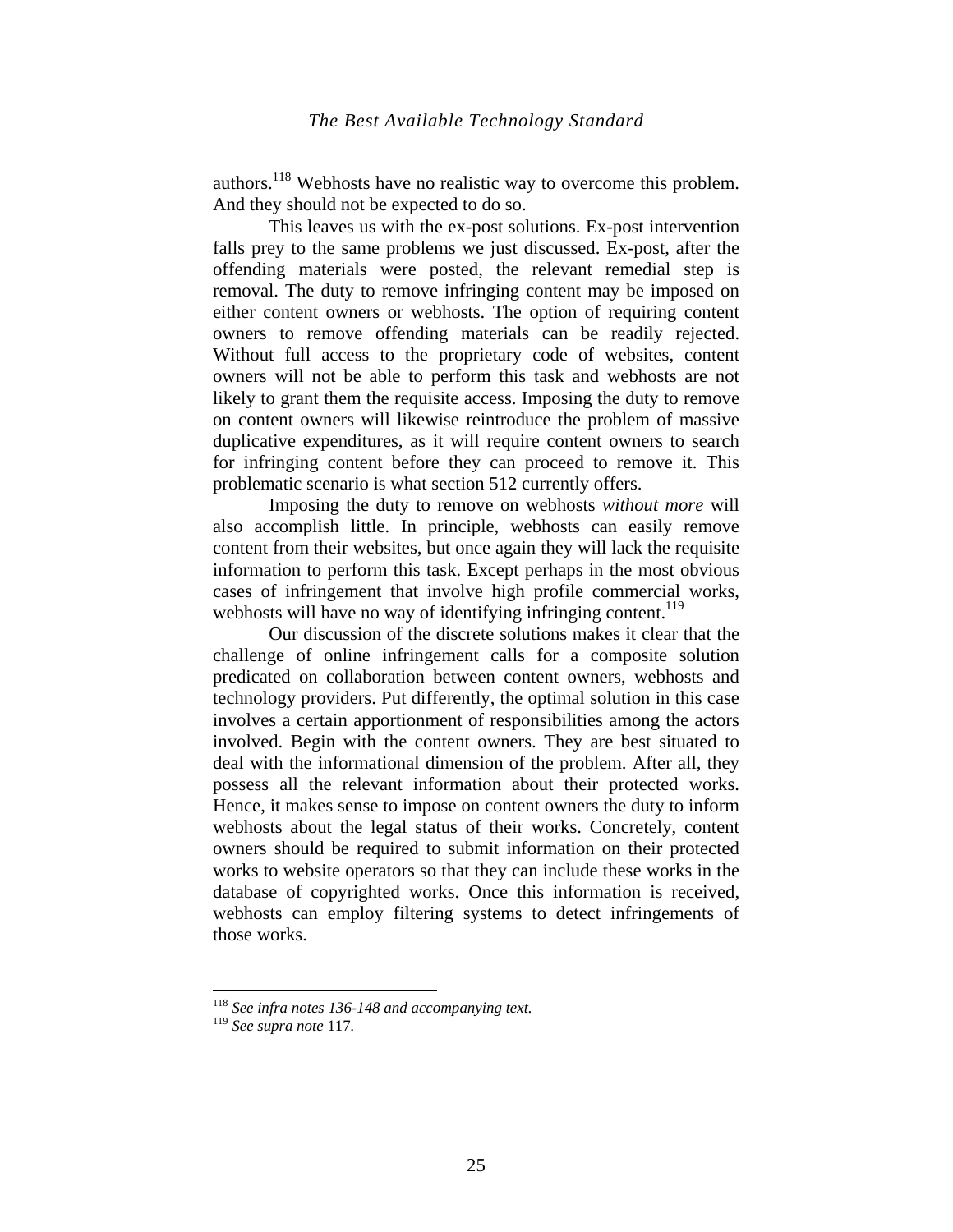authors.[118] Webhosts have no realistic way to overcome this problem. And they should not be expected to do so.

This leaves us with the ex-post solutions. Ex-post intervention falls prey to the same problems we just discussed. Ex-post, after the offending materials were posted, the relevant remedial step is removal. The duty to remove infringing content may be imposed on either content owners or webhosts. The option of requiring content owners to remove offending materials can be readily rejected. Without full access to the proprietary code of websites, content owners will not be able to perform this task and webhosts are not likely to grant them the requisite access. Imposing the duty to remove on content owners will likewise reintroduce the problem of massive duplicative expenditures, as it will require content owners to search for infringing content before they can proceed to remove it. This problematic scenario is what section 512 currently offers.

Imposing the duty to remove on webhosts *without more* will also accomplish little. In principle, webhosts can easily remove content from their websites, but once again they will lack the requisite information to perform this task. Except perhaps in the most obvious cases of infringement that involve high profile commercial works, webhosts will have no way of identifying infringing content.[119]

Our discussion of the discrete solutions makes it clear that the challenge of online infringement calls for a composite solution predicated on collaboration between content owners, webhosts and technology providers. Put differently, the optimal solution in this case involves a certain apportionment of responsibilities among the actors involved. Begin with the content owners. They are best situated to deal with the informational dimension of the problem. After all, they possess all the relevant information about their protected works. Hence, it makes sense to impose on content owners the duty to inform webhosts about the legal status of their works. Concretely, content owners should be required to submit information on their protected works to website operators so that they can include these works in the database of copyrighted works. Once this information is received, webhosts can employ filtering systems to detect infringements of those works.

---

[118] *See infra notes 136-148 and accompanying text.*

[119] *See supra note* 117.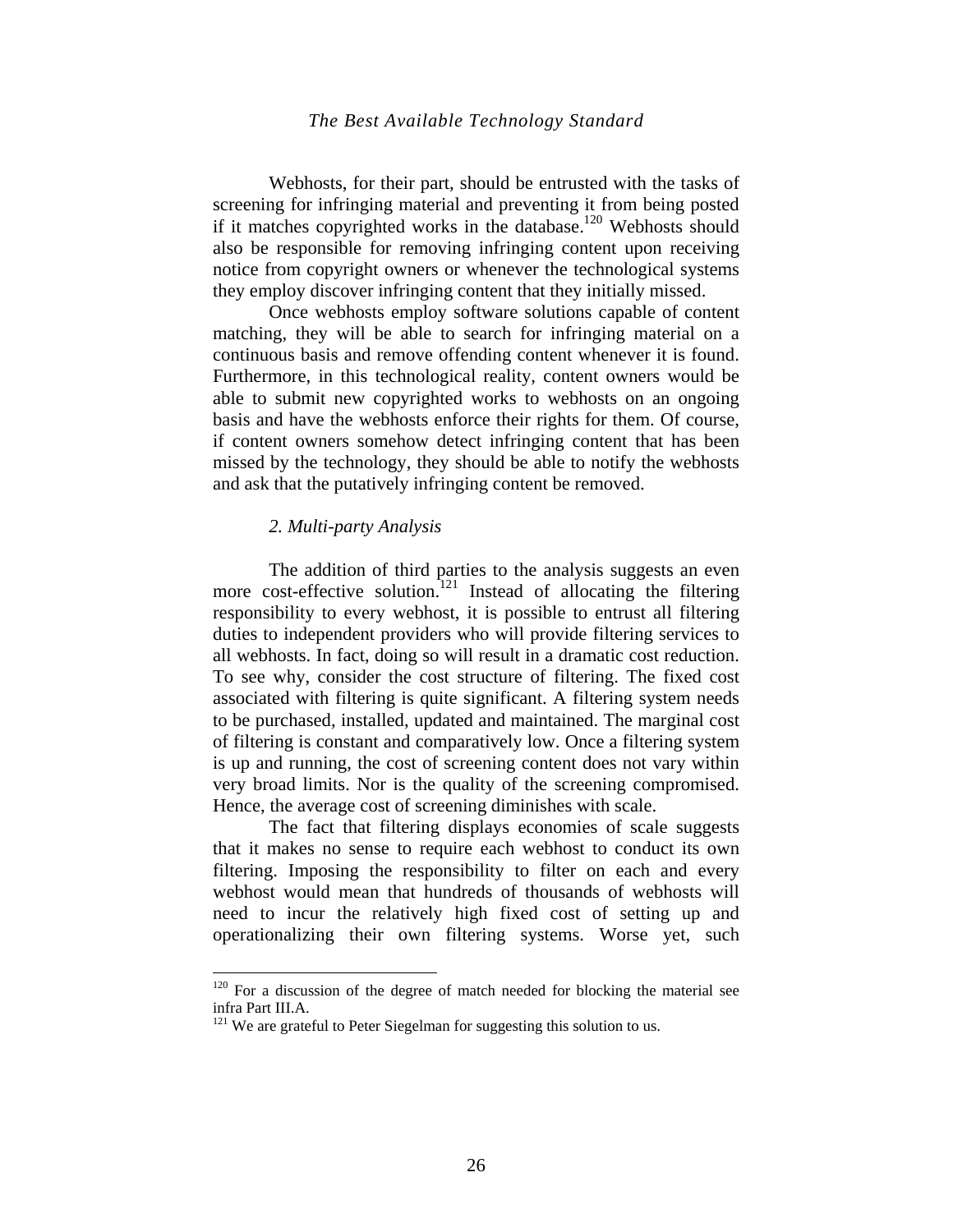Webhosts, for their part, should be entrusted with the tasks of screening for infringing material and preventing it from being posted if it matches copyrighted works in the database.[120] Webhosts should also be responsible for removing infringing content upon receiving notice from copyright owners or whenever the technological systems they employ discover infringing content that they initially missed.

Once webhosts employ software solutions capable of content matching, they will be able to search for infringing material on a continuous basis and remove offending content whenever it is found. Furthermore, in this technological reality, content owners would be able to submit new copyrighted works to webhosts on an ongoing basis and have the webhosts enforce their rights for them. Of course, if content owners somehow detect infringing content that has been missed by the technology, they should be able to notify the webhosts and ask that the putatively infringing content be removed.

### *2. Multi-party Analysis*

The addition of third parties to the analysis suggests an even more cost-effective solution.[121] Instead of allocating the filtering responsibility to every webhost, it is possible to entrust all filtering duties to independent providers who will provide filtering services to all webhosts. In fact, doing so will result in a dramatic cost reduction. To see why, consider the cost structure of filtering. The fixed cost associated with filtering is quite significant. A filtering system needs to be purchased, installed, updated and maintained. The marginal cost of filtering is constant and comparatively low. Once a filtering system is up and running, the cost of screening content does not vary within very broad limits. Nor is the quality of the screening compromised. Hence, the average cost of screening diminishes with scale.

The fact that filtering displays economies of scale suggests that it makes no sense to require each webhost to conduct its own filtering. Imposing the responsibility to filter on each and every webhost would mean that hundreds of thousands of webhosts will need to incur the relatively high fixed cost of setting up and operationalizing their own filtering systems. Worse yet, such

---

[120] For a discussion of the degree of match needed for blocking the material see infra Part III.A.

[121] We are grateful to Peter Siegelman for suggesting this solution to us.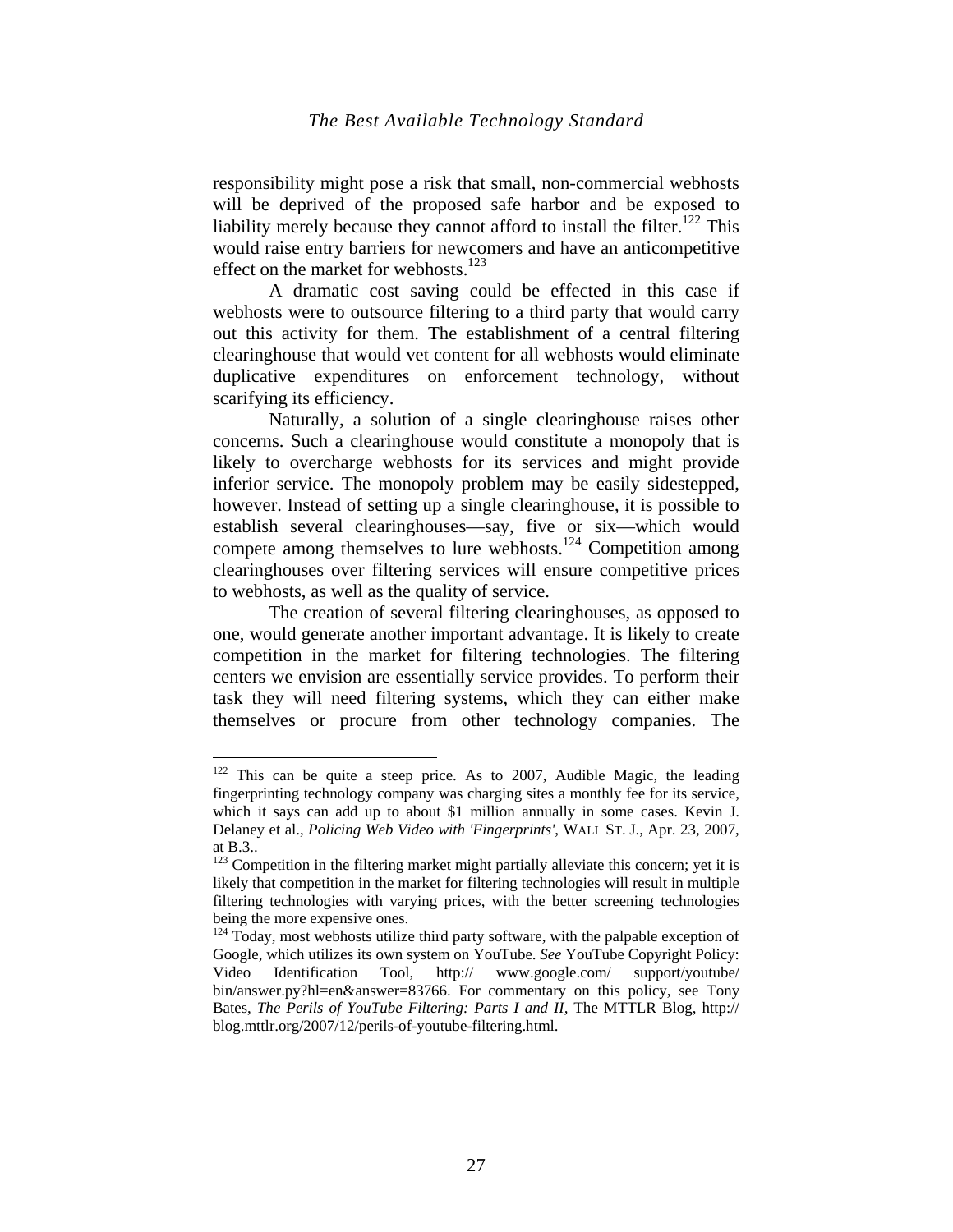responsibility might pose a risk that small, non-commercial webhosts will be deprived of the proposed safe harbor and be exposed to liability merely because they cannot afford to install the filter.[122] This would raise entry barriers for newcomers and have an anticompetitive effect on the market for webhosts.[123]

A dramatic cost saving could be effected in this case if webhosts were to outsource filtering to a third party that would carry out this activity for them. The establishment of a central filtering clearinghouse that would vet content for all webhosts would eliminate duplicative expenditures on enforcement technology, without scarifying its efficiency.

Naturally, a solution of a single clearinghouse raises other concerns. Such a clearinghouse would constitute a monopoly that is likely to overcharge webhosts for its services and might provide inferior service. The monopoly problem may be easily sidestepped, however. Instead of setting up a single clearinghouse, it is possible to establish several clearinghouses—say, five or six—which would compete among themselves to lure webhosts.[124] Competition among clearinghouses over filtering services will ensure competitive prices to webhosts, as well as the quality of service.

The creation of several filtering clearinghouses, as opposed to one, would generate another important advantage. It is likely to create competition in the market for filtering technologies. The filtering centers we envision are essentially service provides. To perform their task they will need filtering systems, which they can either make themselves or procure from other technology companies. The

---

[122] This can be quite a steep price. As to 2007, Audible Magic, the leading fingerprinting technology company was charging sites a monthly fee for its service, which it says can add up to about $1 million annually in some cases. Kevin J. Delaney et al., *Policing Web Video with 'Fingerprints'*, WALL ST. J., Apr. 23, 2007, at B.3..

[123] Competition in the filtering market might partially alleviate this concern; yet it is likely that competition in the market for filtering technologies will result in multiple filtering technologies with varying prices, with the better screening technologies being the more expensive ones.

[124] Today, most webhosts utilize third party software, with the palpable exception of Google, which utilizes its own system on YouTube. *See* YouTube Copyright Policy: Video Identification Tool, http:// www.google.com/ support/youtube/ bin/answer.py?hl=en&answer=83766. For commentary on this policy, see Tony Bates, *The Perils of YouTube Filtering: Parts I and II*, The MTTLR Blog, http:// blog.mttlr.org/2007/12/perils-of-youtube-filtering.html.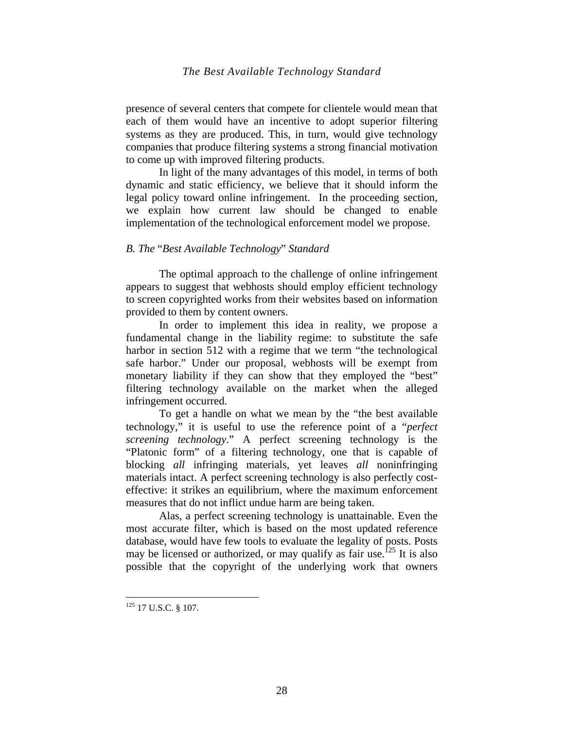presence of several centers that compete for clientele would mean that each of them would have an incentive to adopt superior filtering systems as they are produced. This, in turn, would give technology companies that produce filtering systems a strong financial motivation to come up with improved filtering products.

In light of the many advantages of this model, in terms of both dynamic and static efficiency, we believe that it should inform the legal policy toward online infringement. In the proceeding section, we explain how current law should be changed to enable implementation of the technological enforcement model we propose.

### *B. The* "*Best Available Technology*" *Standard*

The optimal approach to the challenge of online infringement appears to suggest that webhosts should employ efficient technology to screen copyrighted works from their websites based on information provided to them by content owners.

In order to implement this idea in reality, we propose a fundamental change in the liability regime: to substitute the safe harbor in section 512 with a regime that we term "the technological safe harbor." Under our proposal, webhosts will be exempt from monetary liability if they can show that they employed the "best" filtering technology available on the market when the alleged infringement occurred.

To get a handle on what we mean by the "the best available technology," it is useful to use the reference point of a "*perfect screening technology*." A perfect screening technology is the "Platonic form" of a filtering technology, one that is capable of blocking *all* infringing materials, yet leaves *all* noninfringing materials intact. A perfect screening technology is also perfectly cost-effective: it strikes an equilibrium, where the maximum enforcement measures that do not inflict undue harm are being taken.

Alas, a perfect screening technology is unattainable. Even the most accurate filter, which is based on the most updated reference database, would have few tools to evaluate the legality of posts. Posts may be licensed or authorized, or may qualify as fair use.[125] It is also possible that the copyright of the underlying work that owners

[125] 17 U.S.C. § 107.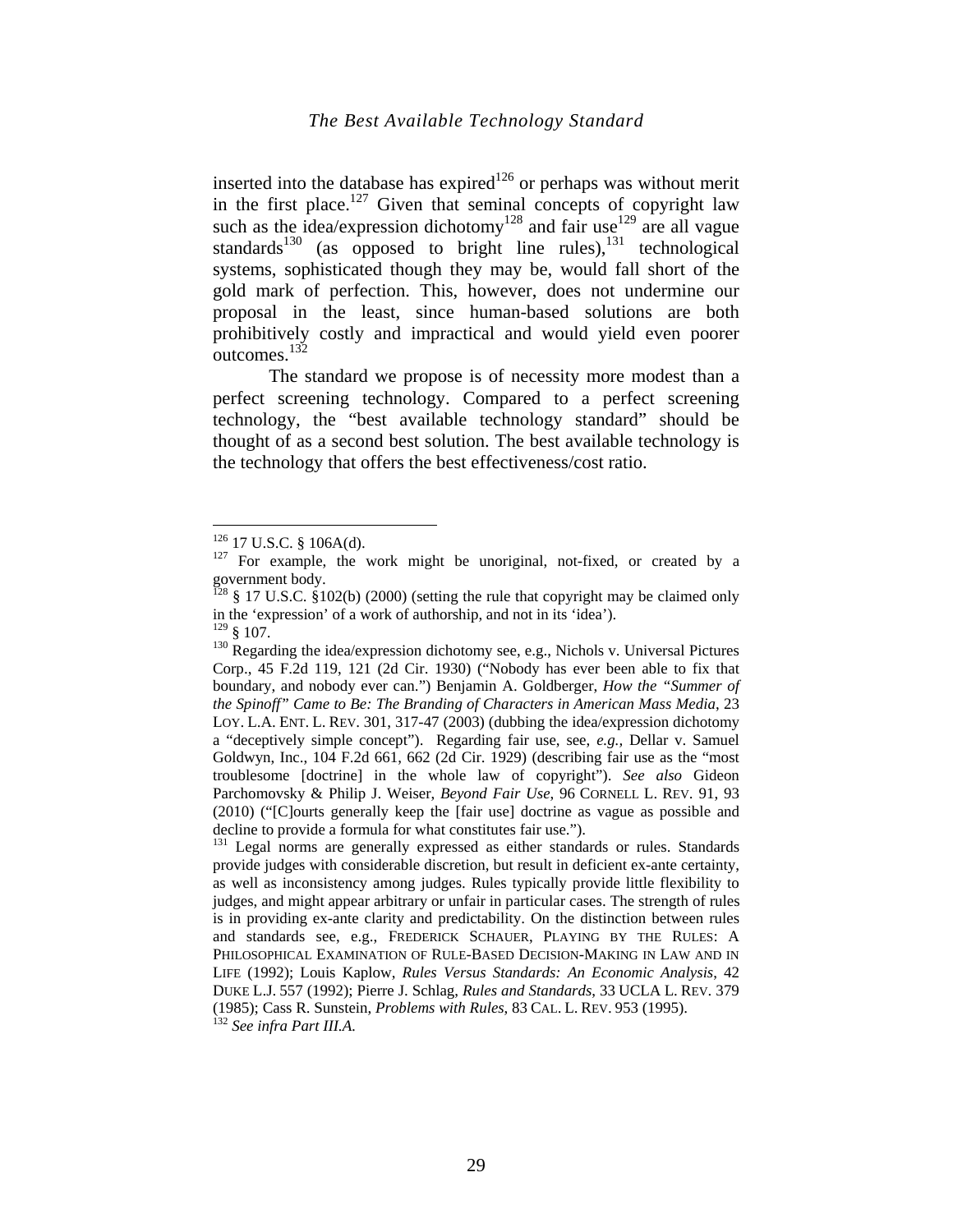inserted into the database has expired[126] or perhaps was without merit in the first place.[127] Given that seminal concepts of copyright law such as the idea/expression dichotomy[128] and fair use[129] are all vague standards[130] (as opposed to bright line rules),[131] technological systems, sophisticated though they may be, would fall short of the gold mark of perfection. This, however, does not undermine our proposal in the least, since human-based solutions are both prohibitively costly and impractical and would yield even poorer outcomes.[132]

The standard we propose is of necessity more modest than a perfect screening technology. Compared to a perfect screening technology, the "best available technology standard" should be thought of as a second best solution. The best available technology is the technology that offers the best effectiveness/cost ratio.

---

[126] 17 U.S.C. § 106A(d).

[127] For example, the work might be unoriginal, not-fixed, or created by a government body.

[128] § 17 U.S.C. §102(b) (2000) (setting the rule that copyright may be claimed only in the 'expression' of a work of authorship, and not in its 'idea').

[129] § 107.

[130] Regarding the idea/expression dichotomy see, e.g., Nichols v. Universal Pictures Corp., 45 F.2d 119, 121 (2d Cir. 1930) ("Nobody has ever been able to fix that boundary, and nobody ever can.") Benjamin A. Goldberger, *How the "Summer of the Spinoff" Came to Be: The Branding of Characters in American Mass Media*, 23 LOY. L.A. ENT. L. REV. 301, 317-47 (2003) (dubbing the idea/expression dichotomy a "deceptively simple concept"). Regarding fair use, see, *e.g.*, Dellar v. Samuel Goldwyn, Inc., 104 F.2d 661, 662 (2d Cir. 1929) (describing fair use as the "most troublesome [doctrine] in the whole law of copyright"). *See also* Gideon Parchomovsky & Philip J. Weiser, *Beyond Fair Use*, 96 CORNELL L. REV. 91, 93 (2010) ("[C]ourts generally keep the [fair use] doctrine as vague as possible and decline to provide a formula for what constitutes fair use.").

[131] Legal norms are generally expressed as either standards or rules. Standards provide judges with considerable discretion, but result in deficient ex-ante certainty, as well as inconsistency among judges. Rules typically provide little flexibility to judges, and might appear arbitrary or unfair in particular cases. The strength of rules is in providing ex-ante clarity and predictability. On the distinction between rules and standards see, e.g., FREDERICK SCHAUER, PLAYING BY THE RULES: A PHILOSOPHICAL EXAMINATION OF RULE-BASED DECISION-MAKING IN LAW AND IN LIFE (1992); Louis Kaplow, *Rules Versus Standards: An Economic Analysis*, 42 DUKE L.J. 557 (1992); Pierre J. Schlag, *Rules and Standards*, 33 UCLA L. REV. 379 (1985); Cass R. Sunstein, *Problems with Rules*, 83 CAL. L. REV. 953 (1995).

[132] *See infra Part III.A.*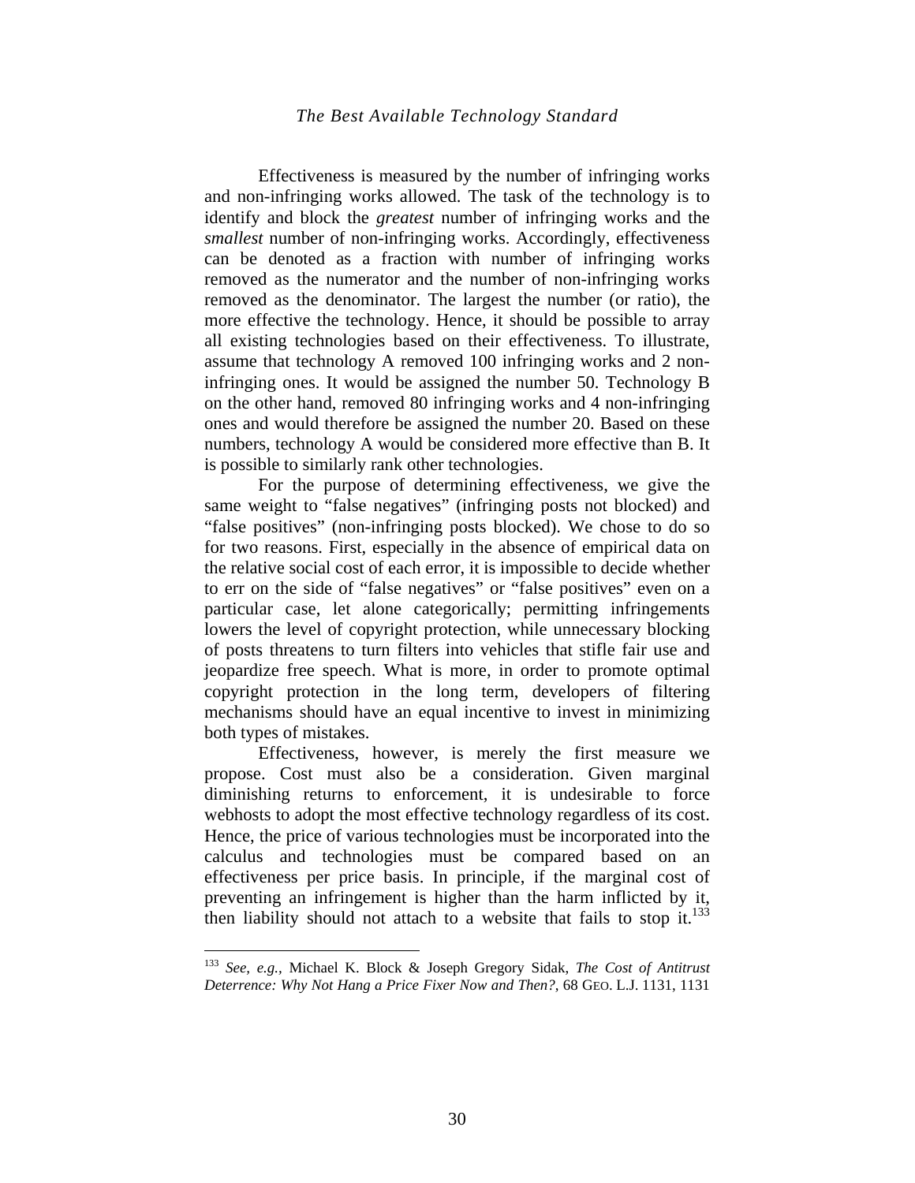Effectiveness is measured by the number of infringing works and non-infringing works allowed. The task of the technology is to identify and block the *greatest* number of infringing works and the *smallest* number of non-infringing works. Accordingly, effectiveness can be denoted as a fraction with number of infringing works removed as the numerator and the number of non-infringing works removed as the denominator. The largest the number (or ratio), the more effective the technology. Hence, it should be possible to array all existing technologies based on their effectiveness. To illustrate, assume that technology A removed 100 infringing works and 2 non-infringing ones. It would be assigned the number 50. Technology B on the other hand, removed 80 infringing works and 4 non-infringing ones and would therefore be assigned the number 20. Based on these numbers, technology A would be considered more effective than B. It is possible to similarly rank other technologies.

For the purpose of determining effectiveness, we give the same weight to "false negatives" (infringing posts not blocked) and "false positives" (non-infringing posts blocked). We chose to do so for two reasons. First, especially in the absence of empirical data on the relative social cost of each error, it is impossible to decide whether to err on the side of "false negatives" or "false positives" even on a particular case, let alone categorically; permitting infringements lowers the level of copyright protection, while unnecessary blocking of posts threatens to turn filters into vehicles that stifle fair use and jeopardize free speech. What is more, in order to promote optimal copyright protection in the long term, developers of filtering mechanisms should have an equal incentive to invest in minimizing both types of mistakes.

Effectiveness, however, is merely the first measure we propose. Cost must also be a consideration. Given marginal diminishing returns to enforcement, it is undesirable to force webhosts to adopt the most effective technology regardless of its cost. Hence, the price of various technologies must be incorporated into the calculus and technologies must be compared based on an effectiveness per price basis. In principle, if the marginal cost of preventing an infringement is higher than the harm inflicted by it, then liability should not attach to a website that fails to stop it.[133]

---

[133] *See, e.g.*, Michael K. Block & Joseph Gregory Sidak, *The Cost of Antitrust Deterrence: Why Not Hang a Price Fixer Now and Then?*, 68 GEO. L.J. 1131, 1131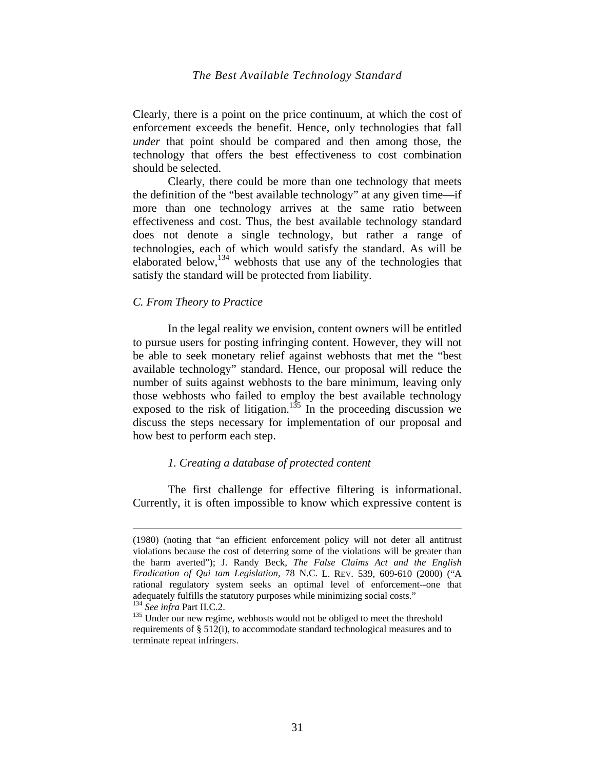Clearly, there is a point on the price continuum, at which the cost of enforcement exceeds the benefit. Hence, only technologies that fall *under* that point should be compared and then among those, the technology that offers the best effectiveness to cost combination should be selected.

Clearly, there could be more than one technology that meets the definition of the "best available technology" at any given time—if more than one technology arrives at the same ratio between effectiveness and cost. Thus, the best available technology standard does not denote a single technology, but rather a range of technologies, each of which would satisfy the standard. As will be elaborated below,[134] webhosts that use any of the technologies that satisfy the standard will be protected from liability.

### *C. From Theory to Practice*

In the legal reality we envision, content owners will be entitled to pursue users for posting infringing content. However, they will not be able to seek monetary relief against webhosts that met the "best available technology" standard. Hence, our proposal will reduce the number of suits against webhosts to the bare minimum, leaving only those webhosts who failed to employ the best available technology exposed to the risk of litigation.[135] In the proceeding discussion we discuss the steps necessary for implementation of our proposal and how best to perform each step.

#### *1. Creating a database of protected content*

The first challenge for effective filtering is informational. Currently, it is often impossible to know which expressive content is

---

(1980) (noting that "an efficient enforcement policy will not deter all antitrust violations because the cost of deterring some of the violations will be greater than the harm averted"); J. Randy Beck, *The False Claims Act and the English Eradication of Qui tam Legislation*, 78 N.C. L. REV. 539, 609-610 (2000) ("A rational regulatory system seeks an optimal level of enforcement--one that adequately fulfills the statutory purposes while minimizing social costs."

[134] *See infra* Part II.C.2.

[135] Under our new regime, webhosts would not be obliged to meet the threshold requirements of § 512(i), to accommodate standard technological measures and to terminate repeat infringers.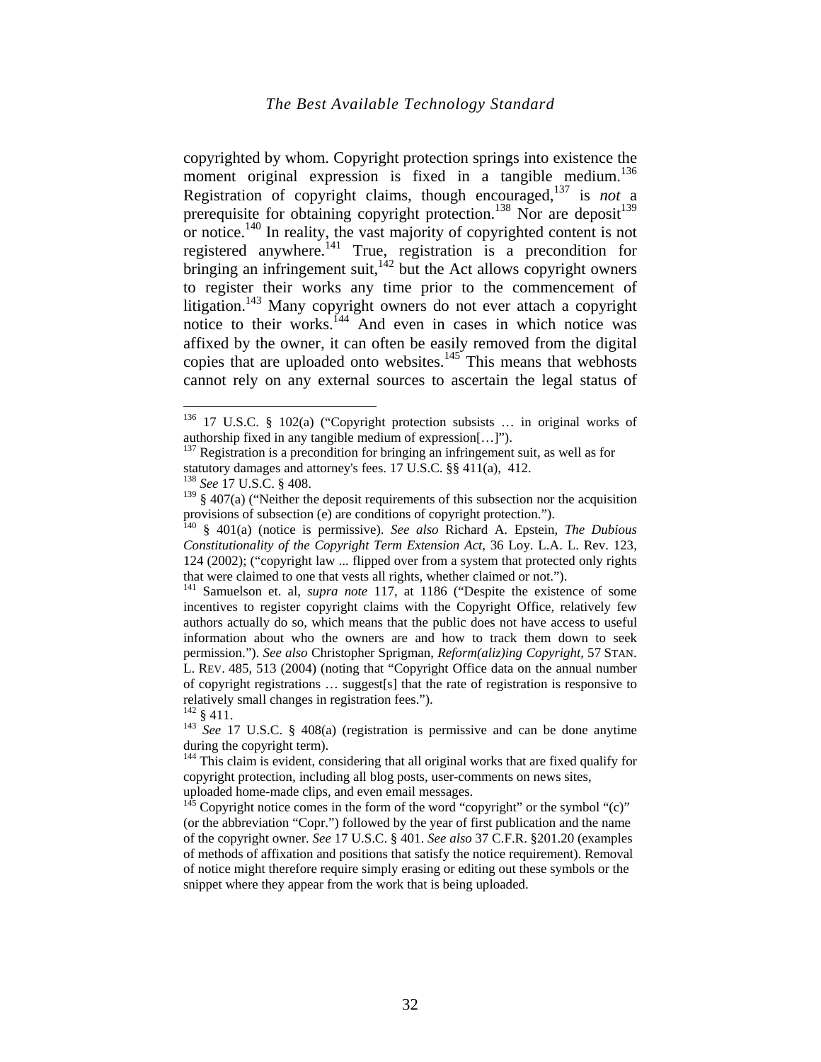copyrighted by whom. Copyright protection springs into existence the moment original expression is fixed in a tangible medium.[136] Registration of copyright claims, though encouraged,[137] is *not* a prerequisite for obtaining copyright protection.[138] Nor are deposit[139] or notice.[140] In reality, the vast majority of copyrighted content is not registered anywhere.[141] True, registration is a precondition for bringing an infringement suit,[142] but the Act allows copyright owners to register their works any time prior to the commencement of litigation.[143] Many copyright owners do not ever attach a copyright notice to their works.[144] And even in cases in which notice was affixed by the owner, it can often be easily removed from the digital copies that are uploaded onto websites.[145] This means that webhosts cannot rely on any external sources to ascertain the legal status of

---

[136] 17 U.S.C. § 102(a) ("Copyright protection subsists … in original works of authorship fixed in any tangible medium of expression[…]").

[137] Registration is a precondition for bringing an infringement suit, as well as for statutory damages and attorney's fees. 17 U.S.C. §§ 411(a), 412.

[138] *See* 17 U.S.C. § 408.

[139] § 407(a) ("Neither the deposit requirements of this subsection nor the acquisition provisions of subsection (e) are conditions of copyright protection.").

[140] § 401(a) (notice is permissive). *See also* Richard A. Epstein, *The Dubious Constitutionality of the Copyright Term Extension Act*, 36 Loy. L.A. L. Rev. 123, 124 (2002); ("copyright law ... flipped over from a system that protected only rights that were claimed to one that vests all rights, whether claimed or not.").

[141] Samuelson et. al, *supra note* 117, at 1186 ("Despite the existence of some incentives to register copyright claims with the Copyright Office, relatively few authors actually do so, which means that the public does not have access to useful information about who the owners are and how to track them down to seek permission."). *See also* Christopher Sprigman, *Reform(aliz)ing Copyright,* 57 STAN. L. REV. 485, 513 (2004) (noting that "Copyright Office data on the annual number of copyright registrations … suggest[s] that the rate of registration is responsive to relatively small changes in registration fees.").

[142] § 411.

[143] *See* 17 U.S.C. § 408(a) (registration is permissive and can be done anytime during the copyright term).

[144] This claim is evident, considering that all original works that are fixed qualify for copyright protection, including all blog posts, user-comments on news sites, uploaded home-made clips, and even email messages.

[145] Copyright notice comes in the form of the word "copyright" or the symbol "(c)" (or the abbreviation "Copr.") followed by the year of first publication and the name of the copyright owner. *See* 17 U.S.C. § 401. *See also* 37 C.F.R. §201.20 (examples of methods of affixation and positions that satisfy the notice requirement). Removal of notice might therefore require simply erasing or editing out these symbols or the snippet where they appear from the work that is being uploaded.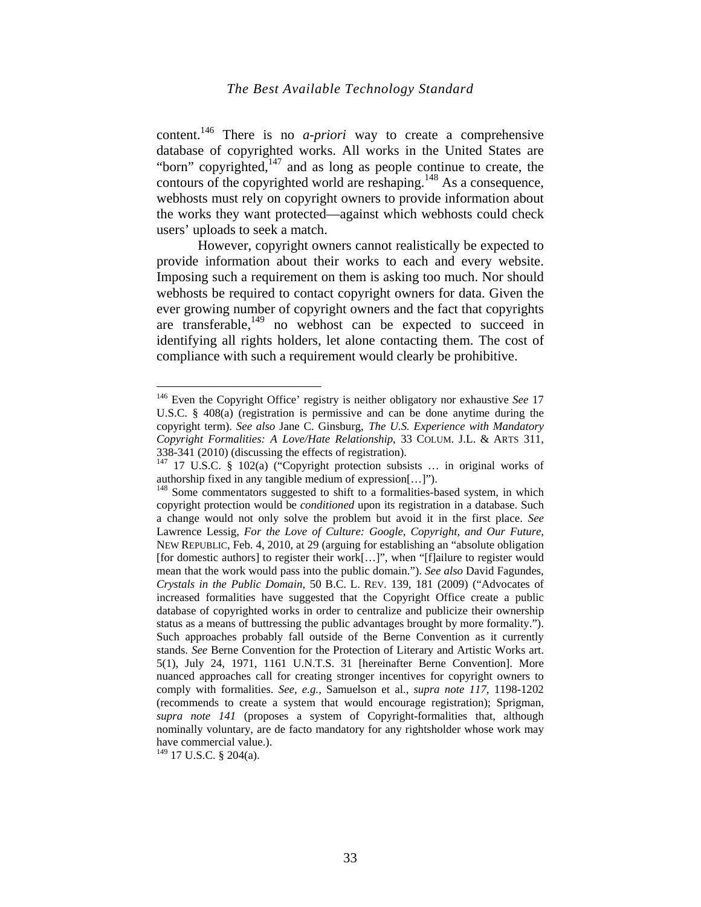content.[146] There is no *a-priori* way to create a comprehensive database of copyrighted works. All works in the United States are "born" copyrighted,[147] and as long as people continue to create, the contours of the copyrighted world are reshaping.[148] As a consequence, webhosts must rely on copyright owners to provide information about the works they want protected—against which webhosts could check users' uploads to seek a match.

However, copyright owners cannot realistically be expected to provide information about their works to each and every website. Imposing such a requirement on them is asking too much. Nor should webhosts be required to contact copyright owners for data. Given the ever growing number of copyright owners and the fact that copyrights are transferable,[149] no webhost can be expected to succeed in identifying all rights holders, let alone contacting them. The cost of compliance with such a requirement would clearly be prohibitive.

---

[146] Even the Copyright Office' registry is neither obligatory nor exhaustive *See* 17 U.S.C. § 408(a) (registration is permissive and can be done anytime during the copyright term). *See also* Jane C. Ginsburg, *The U.S. Experience with Mandatory Copyright Formalities: A Love/Hate Relationship*, 33 COLUM. J.L. & ARTS 311, 338-341 (2010) (discussing the effects of registration).

[147] 17 U.S.C. § 102(a) ("Copyright protection subsists … in original works of authorship fixed in any tangible medium of expression[…]").

[148] Some commentators suggested to shift to a formalities-based system, in which copyright protection would be *conditioned* upon its registration in a database. Such a change would not only solve the problem but avoid it in the first place. *See* Lawrence Lessig, *For the Love of Culture: Google, Copyright, and Our Future*, NEW REPUBLIC, Feb. 4, 2010, at 29 (arguing for establishing an "absolute obligation [for domestic authors] to register their work[…]", when "[f]ailure to register would mean that the work would pass into the public domain."). *See also* David Fagundes, *Crystals in the Public Domain*, 50 B.C. L. REV. 139, 181 (2009) ("Advocates of increased formalities have suggested that the Copyright Office create a public database of copyrighted works in order to centralize and publicize their ownership status as a means of buttressing the public advantages brought by more formality."). Such approaches probably fall outside of the Berne Convention as it currently stands. *See* Berne Convention for the Protection of Literary and Artistic Works art. 5(1), July 24, 1971, 1161 U.N.T.S. 31 [hereinafter Berne Convention]. More nuanced approaches call for creating stronger incentives for copyright owners to comply with formalities. *See, e.g.*, Samuelson et al., *supra note 117*, 1198-1202 (recommends to create a system that would encourage registration); Sprigman, *supra note 141* (proposes a system of Copyright-formalities that, although nominally voluntary, are de facto mandatory for any rightsholder whose work may have commercial value.).

[149] 17 U.S.C. § 204(a).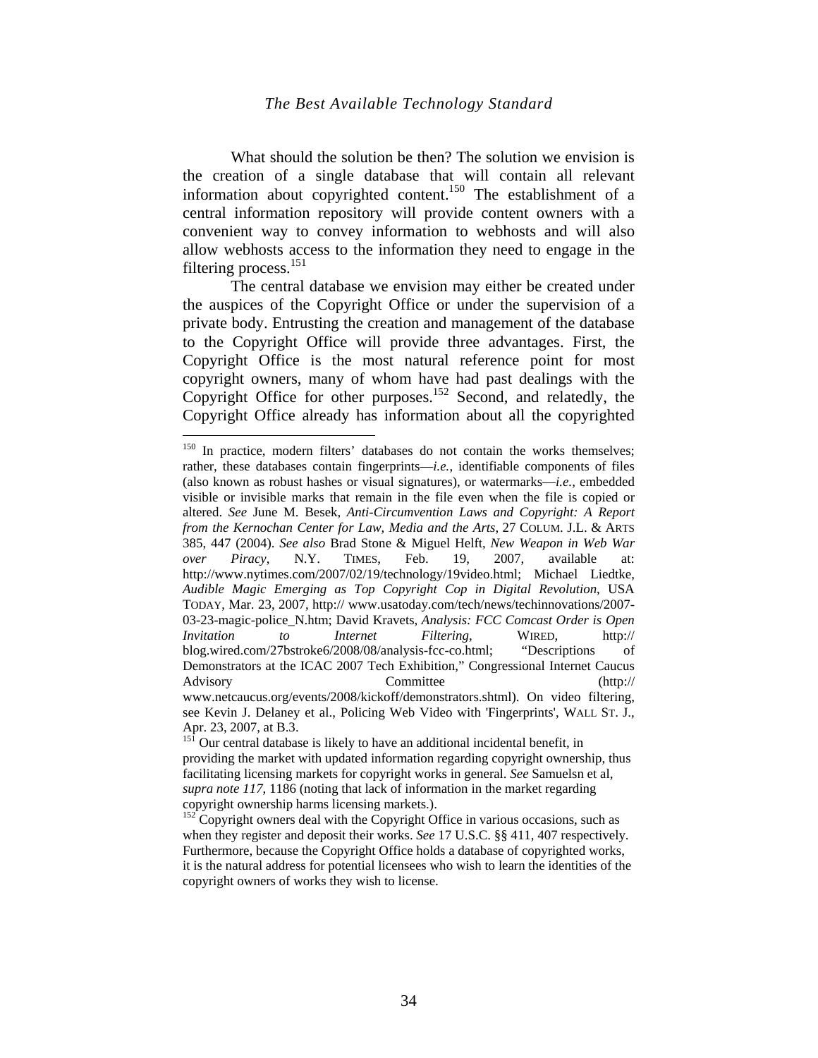What should the solution be then? The solution we envision is the creation of a single database that will contain all relevant information about copyrighted content.[150] The establishment of a central information repository will provide content owners with a convenient way to convey information to webhosts and will also allow webhosts access to the information they need to engage in the filtering process.[151]

The central database we envision may either be created under the auspices of the Copyright Office or under the supervision of a private body. Entrusting the creation and management of the database to the Copyright Office will provide three advantages. First, the Copyright Office is the most natural reference point for most copyright owners, many of whom have had past dealings with the Copyright Office for other purposes.[152] Second, and relatedly, the Copyright Office already has information about all the copyrighted

---

[150] In practice, modern filters' databases do not contain the works themselves; rather, these databases contain fingerprints—*i.e.*, identifiable components of files (also known as robust hashes or visual signatures), or watermarks—*i.e.*, embedded visible or invisible marks that remain in the file even when the file is copied or altered. *See* June M. Besek, *Anti-Circumvention Laws and Copyright: A Report from the Kernochan Center for Law, Media and the Arts*, 27 COLUM. J.L. & ARTS 385, 447 (2004). *See also* Brad Stone & Miguel Helft, *New Weapon in Web War over Piracy*, N.Y. TIMES, Feb. 19, 2007, available at: http://www.nytimes.com/2007/02/19/technology/19video.html; Michael Liedtke, *Audible Magic Emerging as Top Copyright Cop in Digital Revolution*, USA TODAY, Mar. 23, 2007, http:// www.usatoday.com/tech/news/techinnovations/2007-03-23-magic-police_N.htm; David Kravets, *Analysis: FCC Comcast Order is Open Invitation to Internet Filtering*, WIRED, http:// blog.wired.com/27bstroke6/2008/08/analysis-fcc-co.html; "Descriptions of Demonstrators at the ICAC 2007 Tech Exhibition," Congressional Internet Caucus Advisory Committee (http:// www.netcaucus.org/events/2008/kickoff/demonstrators.shtml). On video filtering, see Kevin J. Delaney et al., Policing Web Video with 'Fingerprints', WALL ST. J., Apr. 23, 2007, at B.3.

[151] Our central database is likely to have an additional incidental benefit, in providing the market with updated information regarding copyright ownership, thus facilitating licensing markets for copyright works in general. *See* Samuelsn et al, *supra note 117*, 1186 (noting that lack of information in the market regarding copyright ownership harms licensing markets.).

[152] Copyright owners deal with the Copyright Office in various occasions, such as when they register and deposit their works. *See* 17 U.S.C. §§ 411, 407 respectively. Furthermore, because the Copyright Office holds a database of copyrighted works, it is the natural address for potential licensees who wish to learn the identities of the copyright owners of works they wish to license.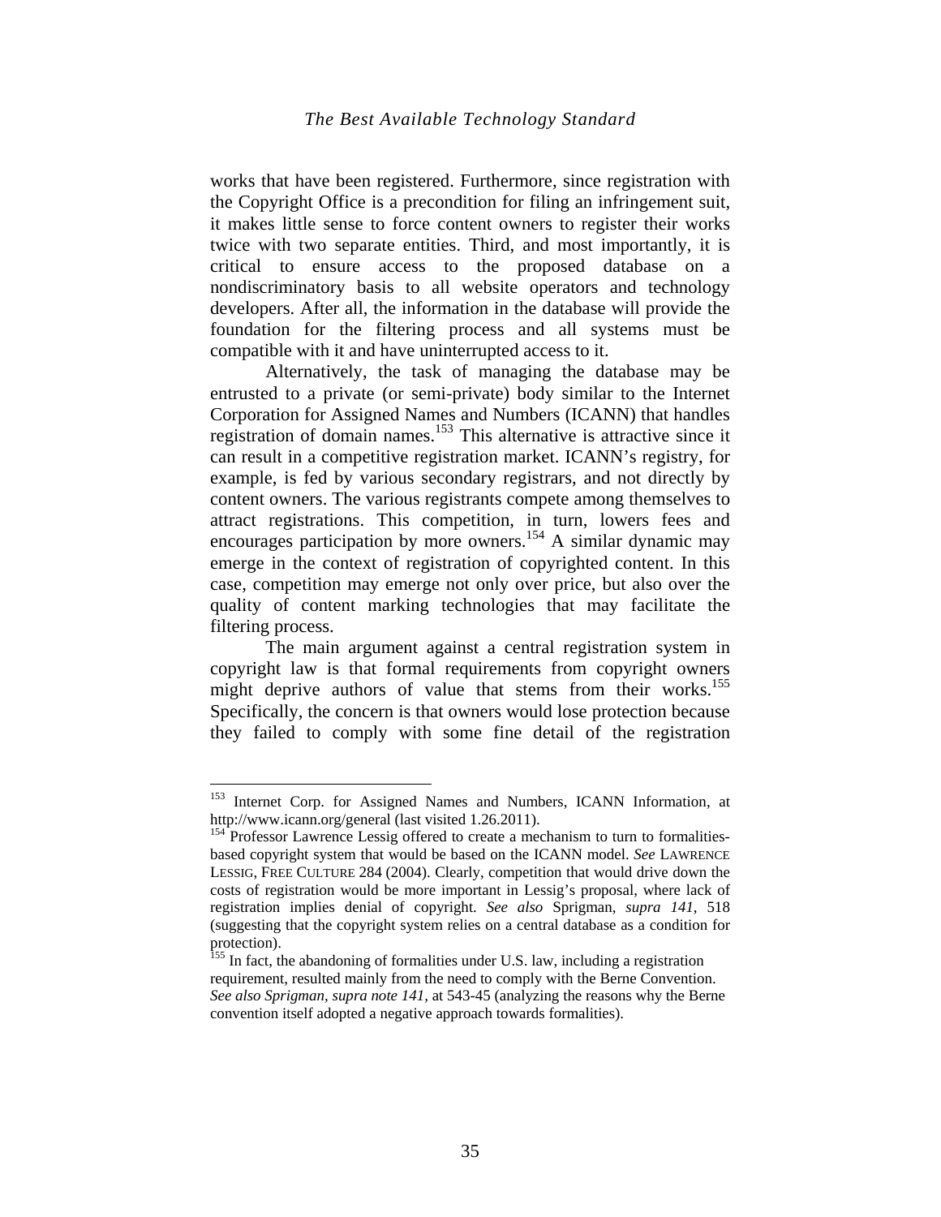works that have been registered. Furthermore, since registration with the Copyright Office is a precondition for filing an infringement suit, it makes little sense to force content owners to register their works twice with two separate entities. Third, and most importantly, it is critical to ensure access to the proposed database on a nondiscriminatory basis to all website operators and technology developers. After all, the information in the database will provide the foundation for the filtering process and all systems must be compatible with it and have uninterrupted access to it.

Alternatively, the task of managing the database may be entrusted to a private (or semi-private) body similar to the Internet Corporation for Assigned Names and Numbers (ICANN) that handles registration of domain names.[153] This alternative is attractive since it can result in a competitive registration market. ICANN's registry, for example, is fed by various secondary registrars, and not directly by content owners. The various registrants compete among themselves to attract registrations. This competition, in turn, lowers fees and encourages participation by more owners.[154] A similar dynamic may emerge in the context of registration of copyrighted content. In this case, competition may emerge not only over price, but also over the quality of content marking technologies that may facilitate the filtering process.

The main argument against a central registration system in copyright law is that formal requirements from copyright owners might deprive authors of value that stems from their works.[155] Specifically, the concern is that owners would lose protection because they failed to comply with some fine detail of the registration

---

[153] Internet Corp. for Assigned Names and Numbers, ICANN Information, at http://www.icann.org/general (last visited 1.26.2011).

[154] Professor Lawrence Lessig offered to create a mechanism to turn to formalities-based copyright system that would be based on the ICANN model. *See* LAWRENCE LESSIG, FREE CULTURE 284 (2004). Clearly, competition that would drive down the costs of registration would be more important in Lessig's proposal, where lack of registration implies denial of copyright. *See also* Sprigman, *supra 141*, 518 (suggesting that the copyright system relies on a central database as a condition for protection).

[155] In fact, the abandoning of formalities under U.S. law, including a registration requirement, resulted mainly from the need to comply with the Berne Convention. *See also Sprigman*, *supra note 141*, at 543-45 (analyzing the reasons why the Berne convention itself adopted a negative approach towards formalities).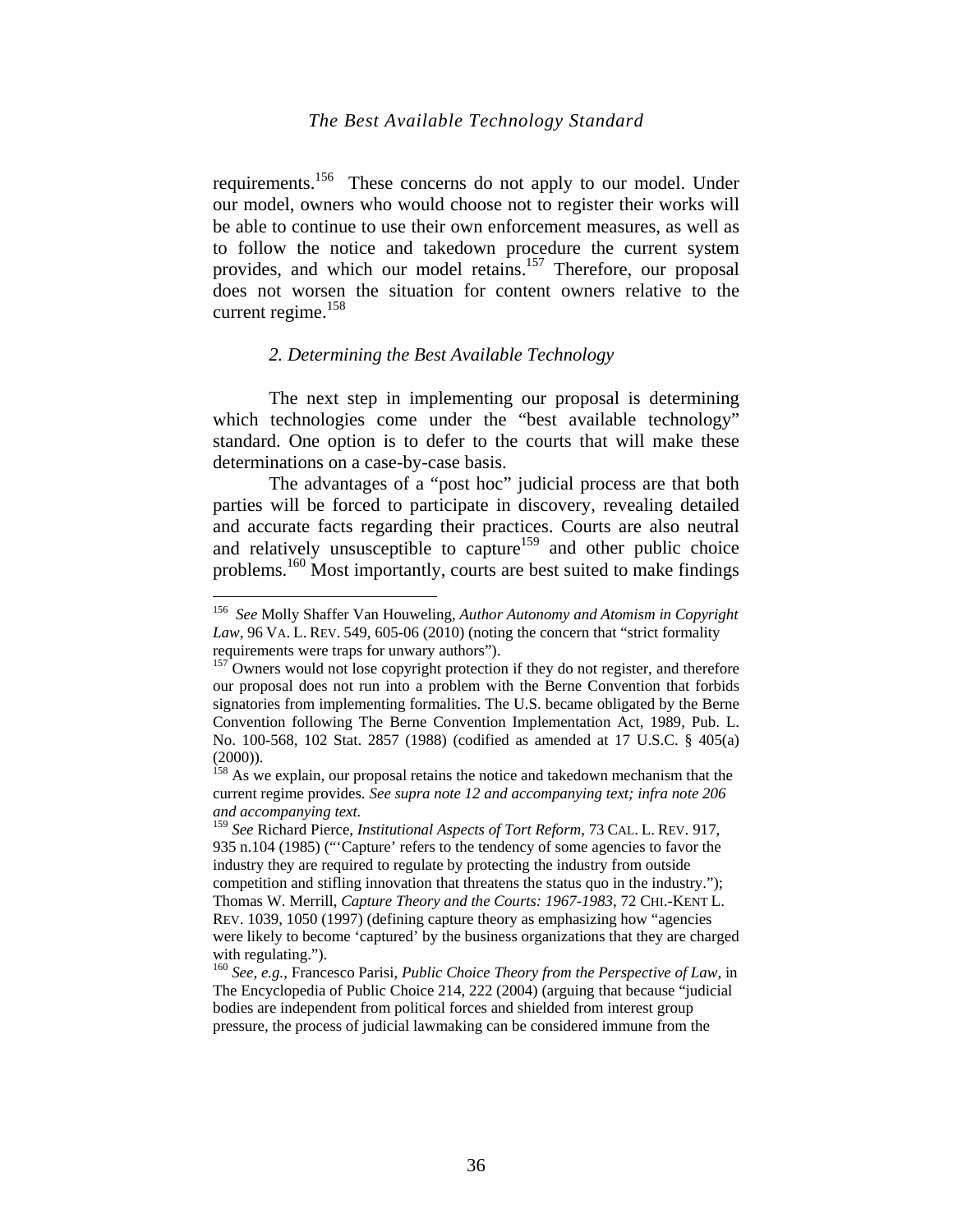requirements.[156] These concerns do not apply to our model. Under our model, owners who would choose not to register their works will be able to continue to use their own enforcement measures, as well as to follow the notice and takedown procedure the current system provides, and which our model retains.[157] Therefore, our proposal does not worsen the situation for content owners relative to the current regime.[158]

### *2. Determining the Best Available Technology*

The next step in implementing our proposal is determining which technologies come under the "best available technology" standard. One option is to defer to the courts that will make these determinations on a case-by-case basis.

The advantages of a "post hoc" judicial process are that both parties will be forced to participate in discovery, revealing detailed and accurate facts regarding their practices. Courts are also neutral and relatively unsusceptible to capture[159] and other public choice problems.[160] Most importantly, courts are best suited to make findings

---

[156] *See* Molly Shaffer Van Houweling, *Author Autonomy and Atomism in Copyright Law*, 96 VA. L. REV. 549, 605-06 (2010) (noting the concern that "strict formality requirements were traps for unwary authors").

[157] Owners would not lose copyright protection if they do not register, and therefore our proposal does not run into a problem with the Berne Convention that forbids signatories from implementing formalities. The U.S. became obligated by the Berne Convention following The Berne Convention Implementation Act, 1989, Pub. L. No. 100-568, 102 Stat. 2857 (1988) (codified as amended at 17 U.S.C. § 405(a) (2000)).

[158] As we explain, our proposal retains the notice and takedown mechanism that the current regime provides. *See supra note 12 and accompanying text; infra note 206 and accompanying text.*

[159] *See* Richard Pierce, *Institutional Aspects of Tort Reform*, 73 CAL. L. REV. 917, 935 n.104 (1985) ("'Capture' refers to the tendency of some agencies to favor the industry they are required to regulate by protecting the industry from outside competition and stifling innovation that threatens the status quo in the industry."); Thomas W. Merrill, *Capture Theory and the Courts: 1967-1983*, 72 CHI.-KENT L. REV. 1039, 1050 (1997) (defining capture theory as emphasizing how "agencies were likely to become 'captured' by the business organizations that they are charged with regulating.").

[160] *See, e.g.*, Francesco Parisi, *Public Choice Theory from the Perspective of Law*, in The Encyclopedia of Public Choice 214, 222 (2004) (arguing that because "judicial bodies are independent from political forces and shielded from interest group pressure, the process of judicial lawmaking can be considered immune from the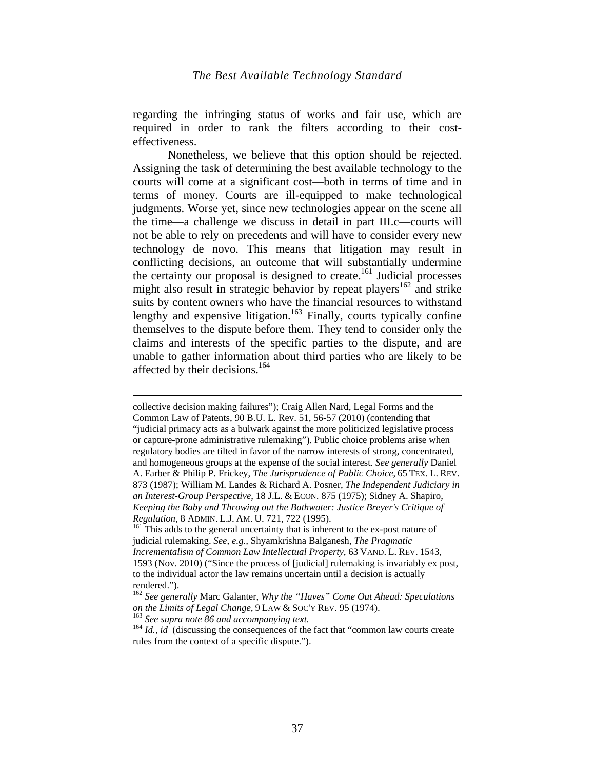regarding the infringing status of works and fair use, which are required in order to rank the filters according to their cost-effectiveness.

Nonetheless, we believe that this option should be rejected. Assigning the task of determining the best available technology to the courts will come at a significant cost—both in terms of time and in terms of money. Courts are ill-equipped to make technological judgments. Worse yet, since new technologies appear on the scene all the time—a challenge we discuss in detail in part III.c—courts will not be able to rely on precedents and will have to consider every new technology de novo. This means that litigation may result in conflicting decisions, an outcome that will substantially undermine the certainty our proposal is designed to create.[161] Judicial processes might also result in strategic behavior by repeat players[162] and strike suits by content owners who have the financial resources to withstand lengthy and expensive litigation.[163] Finally, courts typically confine themselves to the dispute before them. They tend to consider only the claims and interests of the specific parties to the dispute, and are unable to gather information about third parties who are likely to be affected by their decisions.[164]

---

collective decision making failures"); Craig Allen Nard, Legal Forms and the Common Law of Patents, 90 B.U. L. Rev. 51, 56-57 (2010) (contending that "judicial primacy acts as a bulwark against the more politicized legislative process or capture-prone administrative rulemaking"). Public choice problems arise when regulatory bodies are tilted in favor of the narrow interests of strong, concentrated, and homogeneous groups at the expense of the social interest. *See generally* Daniel A. Farber & Philip P. Frickey, *The Jurisprudence of Public Choice*, 65 TEX. L. REV. 873 (1987); William M. Landes & Richard A. Posner, *The Independent Judiciary in an Interest-Group Perspective*, 18 J.L. & ECON. 875 (1975); Sidney A. Shapiro, *Keeping the Baby and Throwing out the Bathwater: Justice Breyer's Critique of Regulation*, 8 ADMIN. L.J. AM. U. 721, 722 (1995).

[161] This adds to the general uncertainty that is inherent to the ex-post nature of judicial rulemaking. *See, e.g.,* Shyamkrishna Balganesh, *The Pragmatic Incrementalism of Common Law Intellectual Property*, 63 VAND. L. REV. 1543, 1593 (Nov. 2010) ("Since the process of [judicial] rulemaking is invariably ex post, to the individual actor the law remains uncertain until a decision is actually rendered.").

[162] *See generally* Marc Galanter, *Why the "Haves" Come Out Ahead: Speculations on the Limits of Legal Change*, 9 LAW & SOC'Y REV. 95 (1974).

[163] *See supra note 86 and accompanying text.*

[164] *Id., id* (discussing the consequences of the fact that "common law courts create rules from the context of a specific dispute.").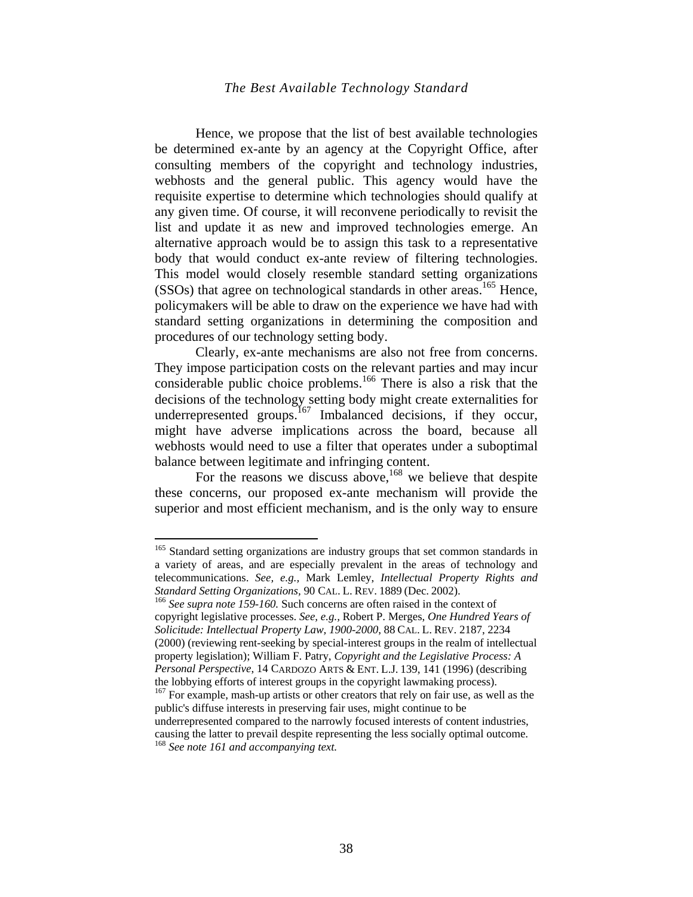Hence, we propose that the list of best available technologies be determined ex-ante by an agency at the Copyright Office, after consulting members of the copyright and technology industries, webhosts and the general public. This agency would have the requisite expertise to determine which technologies should qualify at any given time. Of course, it will reconvene periodically to revisit the list and update it as new and improved technologies emerge. An alternative approach would be to assign this task to a representative body that would conduct ex-ante review of filtering technologies. This model would closely resemble standard setting organizations (SSOs) that agree on technological standards in other areas.[165] Hence, policymakers will be able to draw on the experience we have had with standard setting organizations in determining the composition and procedures of our technology setting body.

Clearly, ex-ante mechanisms are also not free from concerns. They impose participation costs on the relevant parties and may incur considerable public choice problems.[166] There is also a risk that the decisions of the technology setting body might create externalities for underrepresented groups.[167] Imbalanced decisions, if they occur, might have adverse implications across the board, because all webhosts would need to use a filter that operates under a suboptimal balance between legitimate and infringing content.

For the reasons we discuss above,[168] we believe that despite these concerns, our proposed ex-ante mechanism will provide the superior and most efficient mechanism, and is the only way to ensure

---

[165] Standard setting organizations are industry groups that set common standards in a variety of areas, and are especially prevalent in the areas of technology and telecommunications. *See, e.g.,* Mark Lemley, *Intellectual Property Rights and Standard Setting Organizations*, 90 CAL. L. REV. 1889 (Dec. 2002).

[166] *See supra note 159-160.* Such concerns are often raised in the context of copyright legislative processes. *See, e.g.,* Robert P. Merges, *One Hundred Years of Solicitude: Intellectual Property Law, 1900-2000*, 88 CAL. L. REV. 2187, 2234 (2000) (reviewing rent-seeking by special-interest groups in the realm of intellectual property legislation); William F. Patry, *Copyright and the Legislative Process: A Personal Perspective*, 14 CARDOZO ARTS & ENT. L.J. 139, 141 (1996) (describing the lobbying efforts of interest groups in the copyright lawmaking process).

[167] For example, mash-up artists or other creators that rely on fair use, as well as the public's diffuse interests in preserving fair uses, might continue to be underrepresented compared to the narrowly focused interests of content industries, causing the latter to prevail despite representing the less socially optimal outcome.

[168] *See note 161 and accompanying text.*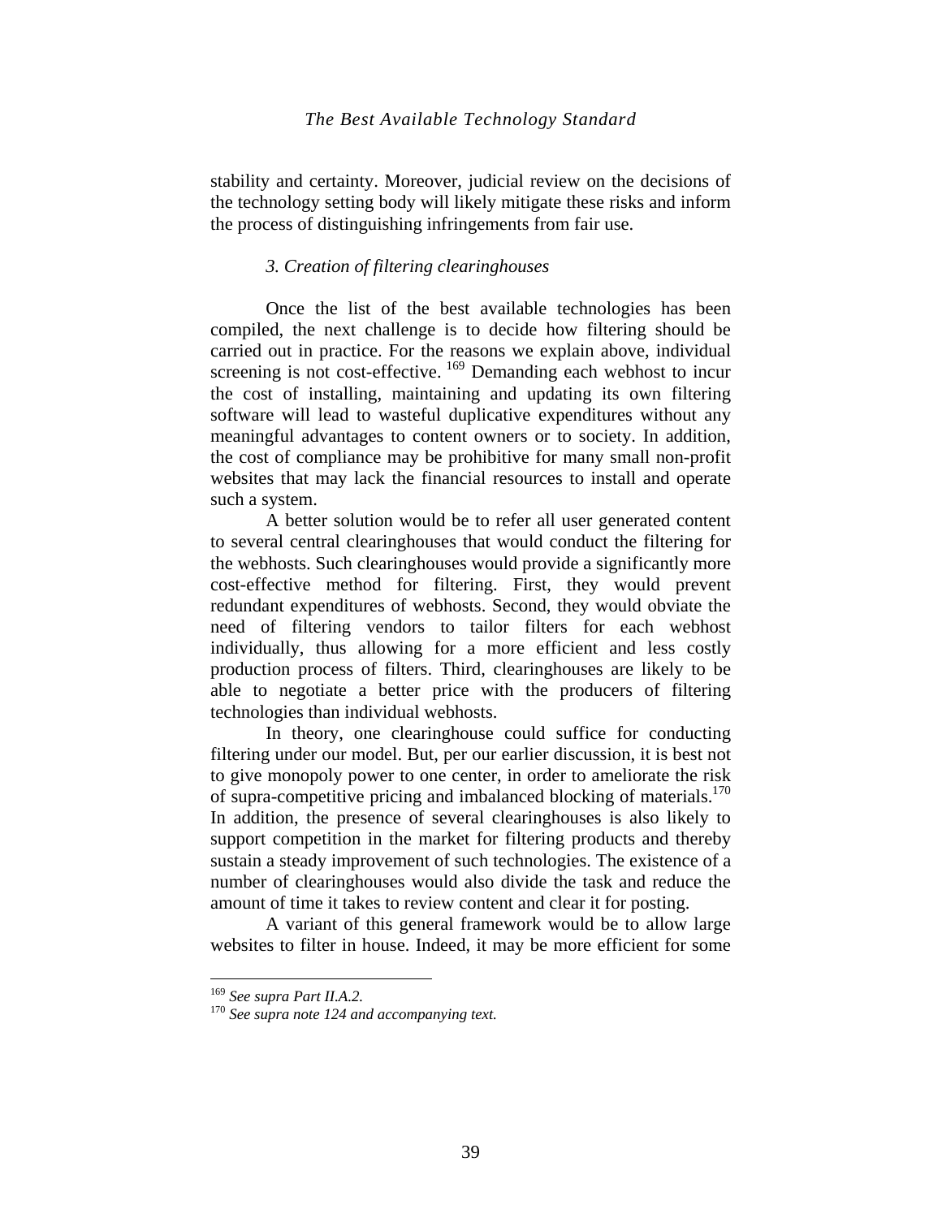stability and certainty. Moreover, judicial review on the decisions of the technology setting body will likely mitigate these risks and inform the process of distinguishing infringements from fair use.

### *3. Creation of filtering clearinghouses*

Once the list of the best available technologies has been compiled, the next challenge is to decide how filtering should be carried out in practice. For the reasons we explain above, individual screening is not cost-effective. [169] Demanding each webhost to incur the cost of installing, maintaining and updating its own filtering software will lead to wasteful duplicative expenditures without any meaningful advantages to content owners or to society. In addition, the cost of compliance may be prohibitive for many small non-profit websites that may lack the financial resources to install and operate such a system.

A better solution would be to refer all user generated content to several central clearinghouses that would conduct the filtering for the webhosts. Such clearinghouses would provide a significantly more cost-effective method for filtering. First, they would prevent redundant expenditures of webhosts. Second, they would obviate the need of filtering vendors to tailor filters for each webhost individually, thus allowing for a more efficient and less costly production process of filters. Third, clearinghouses are likely to be able to negotiate a better price with the producers of filtering technologies than individual webhosts.

In theory, one clearinghouse could suffice for conducting filtering under our model. But, per our earlier discussion, it is best not to give monopoly power to one center, in order to ameliorate the risk of supra-competitive pricing and imbalanced blocking of materials.[170] In addition, the presence of several clearinghouses is also likely to support competition in the market for filtering products and thereby sustain a steady improvement of such technologies. The existence of a number of clearinghouses would also divide the task and reduce the amount of time it takes to review content and clear it for posting.

A variant of this general framework would be to allow large websites to filter in house. Indeed, it may be more efficient for some

---

[169] *See supra Part II.A.2.*

[170] *See supra note 124 and accompanying text.*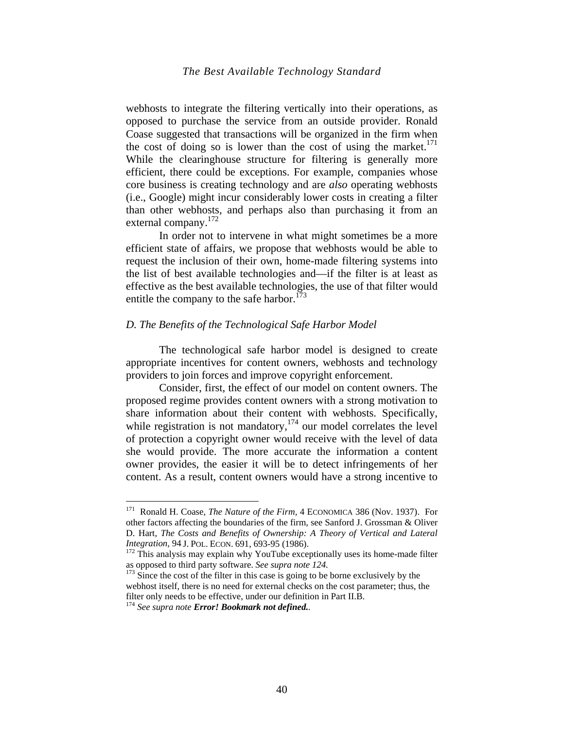webhosts to integrate the filtering vertically into their operations, as opposed to purchase the service from an outside provider. Ronald Coase suggested that transactions will be organized in the firm when the cost of doing so is lower than the cost of using the market.[171] While the clearinghouse structure for filtering is generally more efficient, there could be exceptions. For example, companies whose core business is creating technology and are *also* operating webhosts (i.e., Google) might incur considerably lower costs in creating a filter than other webhosts, and perhaps also than purchasing it from an external company.[172]

In order not to intervene in what might sometimes be a more efficient state of affairs, we propose that webhosts would be able to request the inclusion of their own, home-made filtering systems into the list of best available technologies and—if the filter is at least as effective as the best available technologies, the use of that filter would entitle the company to the safe harbor.[173]

### *D. The Benefits of the Technological Safe Harbor Model*

The technological safe harbor model is designed to create appropriate incentives for content owners, webhosts and technology providers to join forces and improve copyright enforcement.

Consider, first, the effect of our model on content owners. The proposed regime provides content owners with a strong motivation to share information about their content with webhosts. Specifically, while registration is not mandatory,[174] our model correlates the level of protection a copyright owner would receive with the level of data she would provide. The more accurate the information a content owner provides, the easier it will be to detect infringements of her content. As a result, content owners would have a strong incentive to

---

[171] Ronald H. Coase, *The Nature of the Firm*, 4 ECONOMICA 386 (Nov. 1937). For other factors affecting the boundaries of the firm, see Sanford J. Grossman & Oliver D. Hart, *The Costs and Benefits of Ownership: A Theory of Vertical and Lateral Integration*, 94 J. POL. ECON. 691, 693-95 (1986).

[172] This analysis may explain why YouTube exceptionally uses its home-made filter as opposed to third party software. *See supra note 124.*

[173] Since the cost of the filter in this case is going to be borne exclusively by the webhost itself, there is no need for external checks on the cost parameter; thus, the filter only needs to be effective, under our definition in Part II.B.

[174] *See supra note* ***Error! Bookmark not defined.***.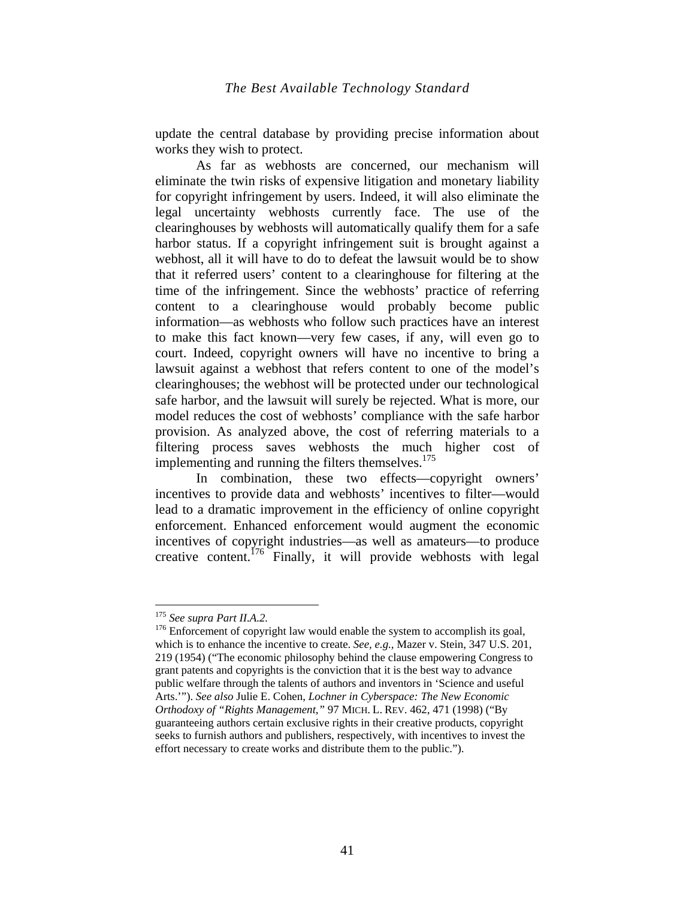update the central database by providing precise information about works they wish to protect.

As far as webhosts are concerned, our mechanism will eliminate the twin risks of expensive litigation and monetary liability for copyright infringement by users. Indeed, it will also eliminate the legal uncertainty webhosts currently face. The use of the clearinghouses by webhosts will automatically qualify them for a safe harbor status. If a copyright infringement suit is brought against a webhost, all it will have to do to defeat the lawsuit would be to show that it referred users' content to a clearinghouse for filtering at the time of the infringement. Since the webhosts' practice of referring content to a clearinghouse would probably become public information—as webhosts who follow such practices have an interest to make this fact known—very few cases, if any, will even go to court. Indeed, copyright owners will have no incentive to bring a lawsuit against a webhost that refers content to one of the model's clearinghouses; the webhost will be protected under our technological safe harbor, and the lawsuit will surely be rejected. What is more, our model reduces the cost of webhosts' compliance with the safe harbor provision. As analyzed above, the cost of referring materials to a filtering process saves webhosts the much higher cost of implementing and running the filters themselves.[175]

In combination, these two effects—copyright owners' incentives to provide data and webhosts' incentives to filter—would lead to a dramatic improvement in the efficiency of online copyright enforcement. Enhanced enforcement would augment the economic incentives of copyright industries—as well as amateurs—to produce creative content.[176] Finally, it will provide webhosts with legal

---

[175] *See supra Part II.A.2.*

[176] Enforcement of copyright law would enable the system to accomplish its goal, which is to enhance the incentive to create. *See, e.g.,* Mazer v. Stein, 347 U.S. 201, 219 (1954) ("The economic philosophy behind the clause empowering Congress to grant patents and copyrights is the conviction that it is the best way to advance public welfare through the talents of authors and inventors in 'Science and useful Arts.'"). *See also* Julie E. Cohen, *Lochner in Cyberspace: The New Economic Orthodoxy of "Rights Management,"* 97 MICH. L. REV. 462, 471 (1998) ("By guaranteeing authors certain exclusive rights in their creative products, copyright seeks to furnish authors and publishers, respectively, with incentives to invest the effort necessary to create works and distribute them to the public.").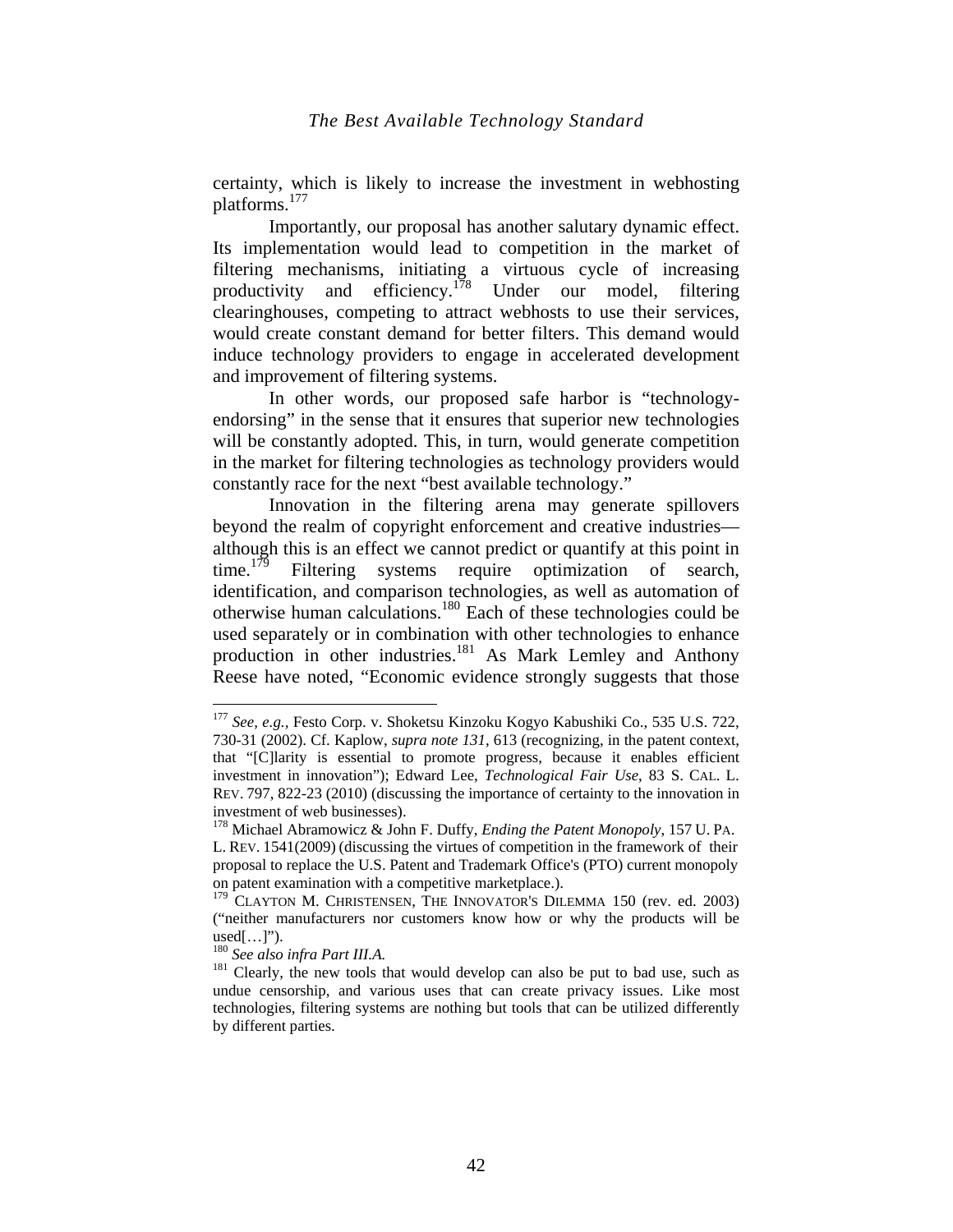certainty, which is likely to increase the investment in webhosting platforms.[177]

Importantly, our proposal has another salutary dynamic effect. Its implementation would lead to competition in the market of filtering mechanisms, initiating a virtuous cycle of increasing productivity and efficiency.[178] Under our model, filtering clearinghouses, competing to attract webhosts to use their services, would create constant demand for better filters. This demand would induce technology providers to engage in accelerated development and improvement of filtering systems.

In other words, our proposed safe harbor is "technology-endorsing" in the sense that it ensures that superior new technologies will be constantly adopted. This, in turn, would generate competition in the market for filtering technologies as technology providers would constantly race for the next "best available technology."

Innovation in the filtering arena may generate spillovers beyond the realm of copyright enforcement and creative industries—although this is an effect we cannot predict or quantify at this point in time.[179] Filtering systems require optimization of search, identification, and comparison technologies, as well as automation of otherwise human calculations.[180] Each of these technologies could be used separately or in combination with other technologies to enhance production in other industries.[181] As Mark Lemley and Anthony Reese have noted, "Economic evidence strongly suggests that those

---

[177] *See, e.g.*, Festo Corp. v. Shoketsu Kinzoku Kogyo Kabushiki Co., 535 U.S. 722, 730-31 (2002). Cf. Kaplow, *supra note 131*, 613 (recognizing, in the patent context, that "[C]larity is essential to promote progress, because it enables efficient investment in innovation"); Edward Lee, *Technological Fair Use*, 83 S. CAL. L. REV. 797, 822-23 (2010) (discussing the importance of certainty to the innovation in investment of web businesses).

[178] Michael Abramowicz & John F. Duffy, *Ending the Patent Monopoly*, 157 U. PA. L. REV. 1541(2009) (discussing the virtues of competition in the framework of their proposal to replace the U.S. Patent and Trademark Office's (PTO) current monopoly on patent examination with a competitive marketplace.).

[179] CLAYTON M. CHRISTENSEN, THE INNOVATOR'S DILEMMA 150 (rev. ed. 2003) ("neither manufacturers nor customers know how or why the products will be used[…]").

[180] *See also infra Part III.A.*

[181] Clearly, the new tools that would develop can also be put to bad use, such as undue censorship, and various uses that can create privacy issues. Like most technologies, filtering systems are nothing but tools that can be utilized differently by different parties.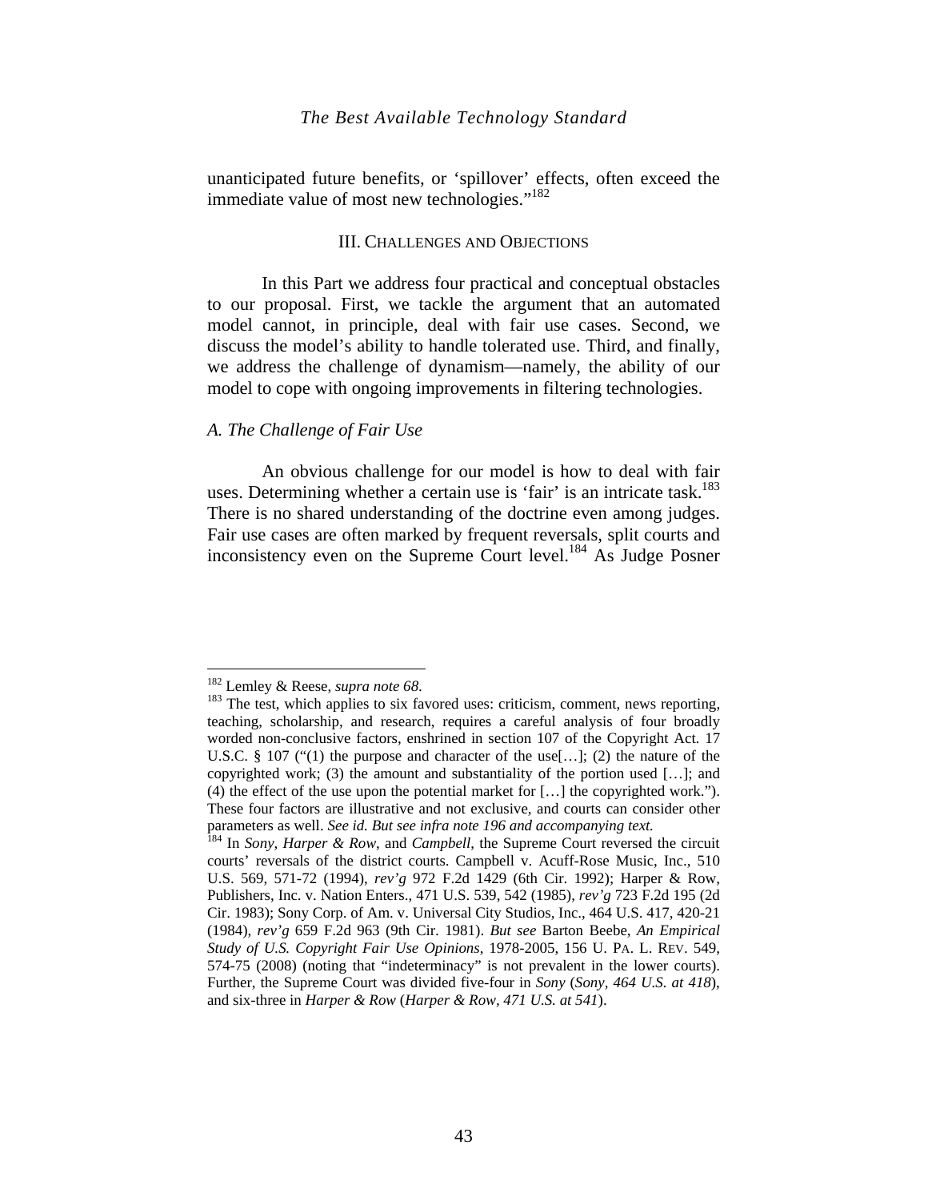unanticipated future benefits, or 'spillover' effects, often exceed the immediate value of most new technologies."[182]

## III. Challenges and Objections

In this Part we address four practical and conceptual obstacles to our proposal. First, we tackle the argument that an automated model cannot, in principle, deal with fair use cases. Second, we discuss the model's ability to handle tolerated use. Third, and finally, we address the challenge of dynamism—namely, the ability of our model to cope with ongoing improvements in filtering technologies.

### *A. The Challenge of Fair Use*

An obvious challenge for our model is how to deal with fair uses. Determining whether a certain use is 'fair' is an intricate task.[183] There is no shared understanding of the doctrine even among judges. Fair use cases are often marked by frequent reversals, split courts and inconsistency even on the Supreme Court level.[184] As Judge Posner

---

[182] Lemley & Reese, *supra note 68.*

[183] The test, which applies to six favored uses: criticism, comment, news reporting, teaching, scholarship, and research, requires a careful analysis of four broadly worded non-conclusive factors, enshrined in section 107 of the Copyright Act. 17 U.S.C. § 107 ("(1) the purpose and character of the use[…]; (2) the nature of the copyrighted work; (3) the amount and substantiality of the portion used […]; and (4) the effect of the use upon the potential market for […] the copyrighted work."). These four factors are illustrative and not exclusive, and courts can consider other parameters as well. *See id. But see infra note 196 and accompanying text.*

[184] In *Sony*, *Harper & Row*, and *Campbell*, the Supreme Court reversed the circuit courts' reversals of the district courts. Campbell v. Acuff-Rose Music, Inc., 510 U.S. 569, 571-72 (1994), *rev'g* 972 F.2d 1429 (6th Cir. 1992); Harper & Row, Publishers, Inc. v. Nation Enters., 471 U.S. 539, 542 (1985), *rev'g* 723 F.2d 195 (2d Cir. 1983); Sony Corp. of Am. v. Universal City Studios, Inc., 464 U.S. 417, 420-21 (1984), *rev'g* 659 F.2d 963 (9th Cir. 1981). *But see* Barton Beebe, *An Empirical Study of U.S. Copyright Fair Use Opinions*, 1978-2005, 156 U. PA. L. REV. 549, 574-75 (2008) (noting that "indeterminacy" is not prevalent in the lower courts). Further, the Supreme Court was divided five-four in *Sony* (*Sony, 464 U.S. at 418*), and six-three in *Harper & Row* (*Harper & Row, 471 U.S. at 541*).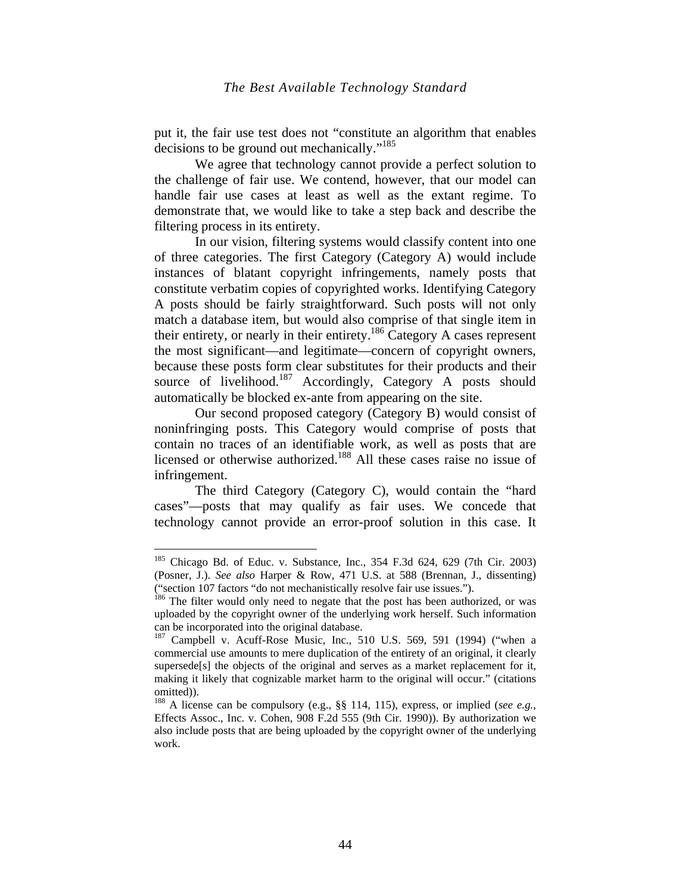put it, the fair use test does not "constitute an algorithm that enables decisions to be ground out mechanically."[185]

We agree that technology cannot provide a perfect solution to the challenge of fair use. We contend, however, that our model can handle fair use cases at least as well as the extant regime. To demonstrate that, we would like to take a step back and describe the filtering process in its entirety.

In our vision, filtering systems would classify content into one of three categories. The first Category (Category A) would include instances of blatant copyright infringements, namely posts that constitute verbatim copies of copyrighted works. Identifying Category A posts should be fairly straightforward. Such posts will not only match a database item, but would also comprise of that single item in their entirety, or nearly in their entirety.[186] Category A cases represent the most significant—and legitimate—concern of copyright owners, because these posts form clear substitutes for their products and their source of livelihood.[187] Accordingly, Category A posts should automatically be blocked ex-ante from appearing on the site.

Our second proposed category (Category B) would consist of noninfringing posts. This Category would comprise of posts that contain no traces of an identifiable work, as well as posts that are licensed or otherwise authorized.[188] All these cases raise no issue of infringement.

The third Category (Category C), would contain the "hard cases"—posts that may qualify as fair uses. We concede that technology cannot provide an error-proof solution in this case. It

---

[185] Chicago Bd. of Educ. v. Substance, Inc., 354 F.3d 624, 629 (7th Cir. 2003) (Posner, J.). *See also* Harper & Row, 471 U.S. at 588 (Brennan, J., dissenting) ("section 107 factors "do not mechanistically resolve fair use issues.").

[186] The filter would only need to negate that the post has been authorized, or was uploaded by the copyright owner of the underlying work herself. Such information can be incorporated into the original database.

[187] Campbell v. Acuff-Rose Music, Inc., 510 U.S. 569, 591 (1994) ("when a commercial use amounts to mere duplication of the entirety of an original, it clearly supersede[s] the objects of the original and serves as a market replacement for it, making it likely that cognizable market harm to the original will occur." (citations omitted)).

[188] A license can be compulsory (e.g., §§ 114, 115), express, or implied (*see e.g.*, Effects Assoc., Inc. v. Cohen, 908 F.2d 555 (9th Cir. 1990)). By authorization we also include posts that are being uploaded by the copyright owner of the underlying work.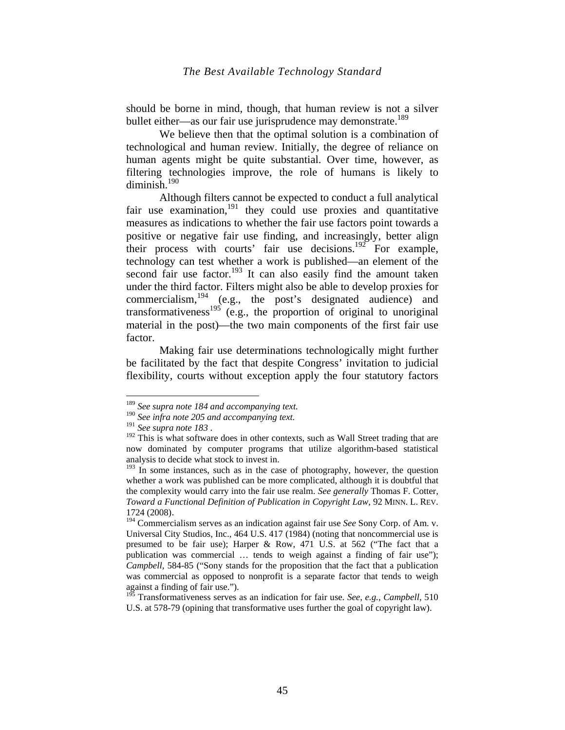should be borne in mind, though, that human review is not a silver bullet either—as our fair use jurisprudence may demonstrate.[189]

We believe then that the optimal solution is a combination of technological and human review. Initially, the degree of reliance on human agents might be quite substantial. Over time, however, as filtering technologies improve, the role of humans is likely to diminish.[190]

Although filters cannot be expected to conduct a full analytical fair use examination,[191] they could use proxies and quantitative measures as indications to whether the fair use factors point towards a positive or negative fair use finding, and increasingly, better align their process with courts' fair use decisions.[192] For example, technology can test whether a work is published—an element of the second fair use factor.[193] It can also easily find the amount taken under the third factor. Filters might also be able to develop proxies for commercialism,[194] (e.g., the post's designated audience) and transformativeness[195] (e.g., the proportion of original to unoriginal material in the post)—the two main components of the first fair use factor.

Making fair use determinations technologically might further be facilitated by the fact that despite Congress' invitation to judicial flexibility, courts without exception apply the four statutory factors

---

[189] *See supra note 184 and accompanying text.*

[190] *See infra note 205 and accompanying text.*

[191] *See supra note 183* .

[192] This is what software does in other contexts, such as Wall Street trading that are now dominated by computer programs that utilize algorithm-based statistical analysis to decide what stock to invest in.

[193] In some instances, such as in the case of photography, however, the question whether a work was published can be more complicated, although it is doubtful that the complexity would carry into the fair use realm. *See generally* Thomas F. Cotter, *Toward a Functional Definition of Publication in Copyright Law*, 92 MINN. L. REV. 1724 (2008).

[194] Commercialism serves as an indication against fair use *See* Sony Corp. of Am. v. Universal City Studios, Inc., 464 U.S. 417 (1984) (noting that noncommercial use is presumed to be fair use); Harper & Row, 471 U.S. at 562 ("The fact that a publication was commercial … tends to weigh against a finding of fair use"); *Campbell*, 584-85 ("Sony stands for the proposition that the fact that a publication was commercial as opposed to nonprofit is a separate factor that tends to weigh against a finding of fair use.").

[195] Transformativeness serves as an indication for fair use. *See, e.g.*, *Campbell*, 510 U.S. at 578-79 (opining that transformative uses further the goal of copyright law).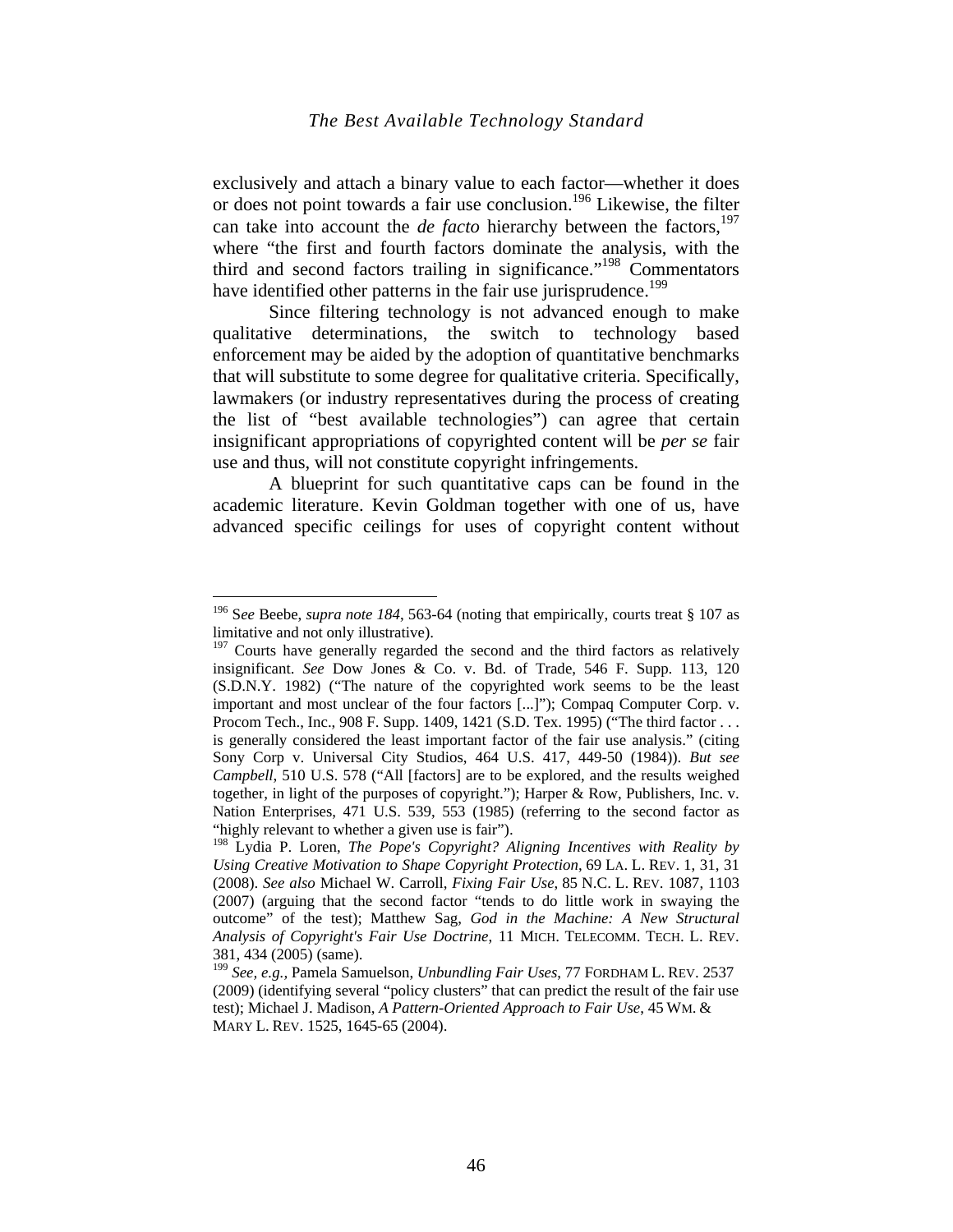exclusively and attach a binary value to each factor—whether it does or does not point towards a fair use conclusion.[196] Likewise, the filter can take into account the *de facto* hierarchy between the factors,[197] where "the first and fourth factors dominate the analysis, with the third and second factors trailing in significance."[198] Commentators have identified other patterns in the fair use jurisprudence.[199]

Since filtering technology is not advanced enough to make qualitative determinations, the switch to technology based enforcement may be aided by the adoption of quantitative benchmarks that will substitute to some degree for qualitative criteria. Specifically, lawmakers (or industry representatives during the process of creating the list of "best available technologies") can agree that certain insignificant appropriations of copyrighted content will be *per se* fair use and thus, will not constitute copyright infringements.

A blueprint for such quantitative caps can be found in the academic literature. Kevin Goldman together with one of us, have advanced specific ceilings for uses of copyright content without

---

[196] S*ee* Beebe, *supra note 184*, 563-64 (noting that empirically, courts treat § 107 as limitative and not only illustrative).

[197] Courts have generally regarded the second and the third factors as relatively insignificant. *See* Dow Jones & Co. v. Bd. of Trade, 546 F. Supp. 113, 120 (S.D.N.Y. 1982) ("The nature of the copyrighted work seems to be the least important and most unclear of the four factors [...]"); Compaq Computer Corp. v. Procom Tech., Inc., 908 F. Supp. 1409, 1421 (S.D. Tex. 1995) ("The third factor . . . is generally considered the least important factor of the fair use analysis." (citing Sony Corp v. Universal City Studios, 464 U.S. 417, 449-50 (1984)). *But see Campbell*, 510 U.S. 578 ("All [factors] are to be explored, and the results weighed together, in light of the purposes of copyright."); Harper & Row, Publishers, Inc. v. Nation Enterprises, 471 U.S. 539, 553 (1985) (referring to the second factor as "highly relevant to whether a given use is fair").

[198] Lydia P. Loren, *The Pope's Copyright? Aligning Incentives with Reality by Using Creative Motivation to Shape Copyright Protection*, 69 LA. L. REV. 1, 31, 31 (2008). *See also* Michael W. Carroll, *Fixing Fair Use*, 85 N.C. L. REV. 1087, 1103 (2007) (arguing that the second factor "tends to do little work in swaying the outcome" of the test); Matthew Sag, *God in the Machine: A New Structural Analysis of Copyright's Fair Use Doctrine*, 11 MICH. TELECOMM. TECH. L. REV. 381, 434 (2005) (same).

[199] *See, e.g.*, Pamela Samuelson, *Unbundling Fair Uses*, 77 FORDHAM L. REV. 2537 (2009) (identifying several "policy clusters" that can predict the result of the fair use test); Michael J. Madison, *A Pattern-Oriented Approach to Fair Use*, 45 WM. & MARY L. REV. 1525, 1645-65 (2004).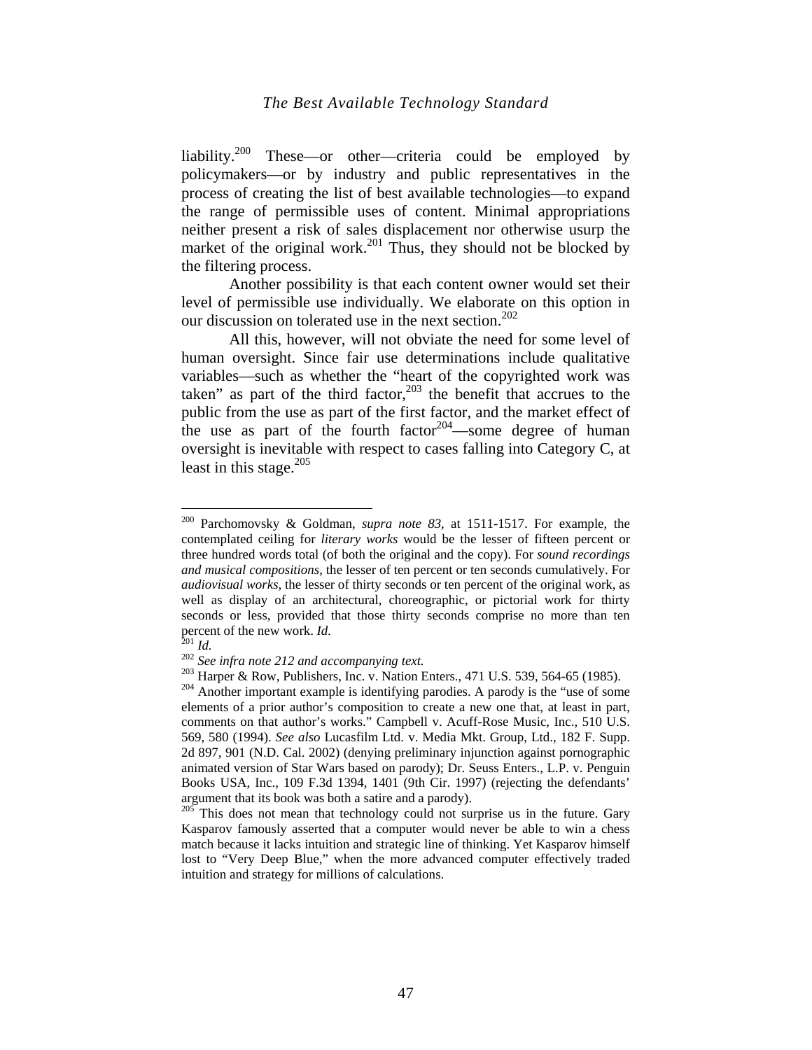liability.[200] These—or other—criteria could be employed by policymakers—or by industry and public representatives in the process of creating the list of best available technologies—to expand the range of permissible uses of content. Minimal appropriations neither present a risk of sales displacement nor otherwise usurp the market of the original work.[201] Thus, they should not be blocked by the filtering process.

Another possibility is that each content owner would set their level of permissible use individually. We elaborate on this option in our discussion on tolerated use in the next section.[202]

All this, however, will not obviate the need for some level of human oversight. Since fair use determinations include qualitative variables—such as whether the "heart of the copyrighted work was taken" as part of the third factor,[203] the benefit that accrues to the public from the use as part of the first factor, and the market effect of the use as part of the fourth factor[204]—some degree of human oversight is inevitable with respect to cases falling into Category C, at least in this stage.[205]

---

[200] Parchomovsky & Goldman, *supra note 83*, at 1511-1517. For example, the contemplated ceiling for *literary works* would be the lesser of fifteen percent or three hundred words total (of both the original and the copy). For *sound recordings and musical compositions*, the lesser of ten percent or ten seconds cumulatively. For *audiovisual works*, the lesser of thirty seconds or ten percent of the original work, as well as display of an architectural, choreographic, or pictorial work for thirty seconds or less, provided that those thirty seconds comprise no more than ten percent of the new work. *Id.*

[201] *Id.*

[202] *See infra note 212 and accompanying text.*

[203] Harper & Row, Publishers, Inc. v. Nation Enters., 471 U.S. 539, 564-65 (1985).

[204] Another important example is identifying parodies. A parody is the "use of some elements of a prior author's composition to create a new one that, at least in part, comments on that author's works." Campbell v. Acuff-Rose Music, Inc., 510 U.S. 569, 580 (1994). *See also* Lucasfilm Ltd. v. Media Mkt. Group, Ltd., 182 F. Supp. 2d 897, 901 (N.D. Cal. 2002) (denying preliminary injunction against pornographic animated version of Star Wars based on parody); Dr. Seuss Enters., L.P. v. Penguin Books USA, Inc., 109 F.3d 1394, 1401 (9th Cir. 1997) (rejecting the defendants' argument that its book was both a satire and a parody).

[205] This does not mean that technology could not surprise us in the future. Gary Kasparov famously asserted that a computer would never be able to win a chess match because it lacks intuition and strategic line of thinking. Yet Kasparov himself lost to "Very Deep Blue," when the more advanced computer effectively traded intuition and strategy for millions of calculations.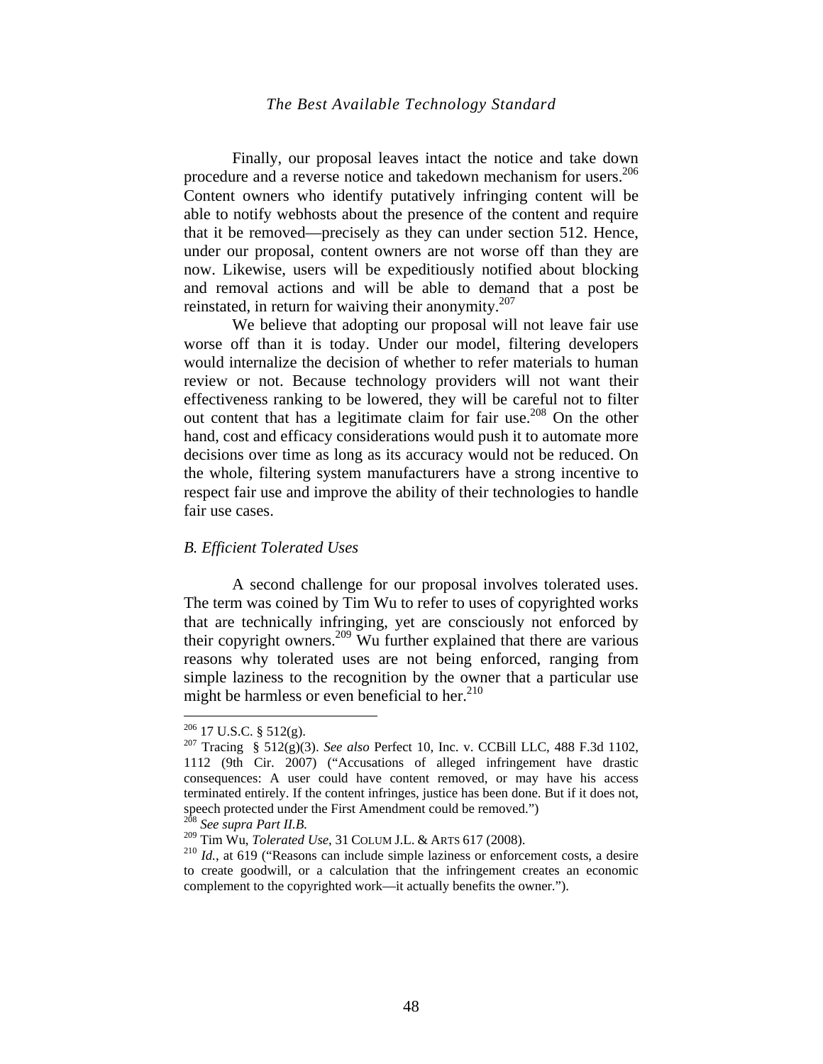Finally, our proposal leaves intact the notice and take down procedure and a reverse notice and takedown mechanism for users.[206] Content owners who identify putatively infringing content will be able to notify webhosts about the presence of the content and require that it be removed—precisely as they can under section 512. Hence, under our proposal, content owners are not worse off than they are now. Likewise, users will be expeditiously notified about blocking and removal actions and will be able to demand that a post be reinstated, in return for waiving their anonymity.[207]

We believe that adopting our proposal will not leave fair use worse off than it is today. Under our model, filtering developers would internalize the decision of whether to refer materials to human review or not. Because technology providers will not want their effectiveness ranking to be lowered, they will be careful not to filter out content that has a legitimate claim for fair use.[208] On the other hand, cost and efficacy considerations would push it to automate more decisions over time as long as its accuracy would not be reduced. On the whole, filtering system manufacturers have a strong incentive to respect fair use and improve the ability of their technologies to handle fair use cases.

### *B. Efficient Tolerated Uses*

A second challenge for our proposal involves tolerated uses. The term was coined by Tim Wu to refer to uses of copyrighted works that are technically infringing, yet are consciously not enforced by their copyright owners.[209] Wu further explained that there are various reasons why tolerated uses are not being enforced, ranging from simple laziness to the recognition by the owner that a particular use might be harmless or even beneficial to her.[210]

---

[206] 17 U.S.C. § 512(g).

[207] Tracing § 512(g)(3). *See also* Perfect 10, Inc. v. CCBill LLC, 488 F.3d 1102, 1112 (9th Cir. 2007) ("Accusations of alleged infringement have drastic consequences: A user could have content removed, or may have his access terminated entirely. If the content infringes, justice has been done. But if it does not, speech protected under the First Amendment could be removed.")

[208] *See supra Part II.B.*

[209] Tim Wu, *Tolerated Use*, 31 COLUM J.L. & ARTS 617 (2008).

[210] *Id.*, at 619 ("Reasons can include simple laziness or enforcement costs, a desire to create goodwill, or a calculation that the infringement creates an economic complement to the copyrighted work—it actually benefits the owner.").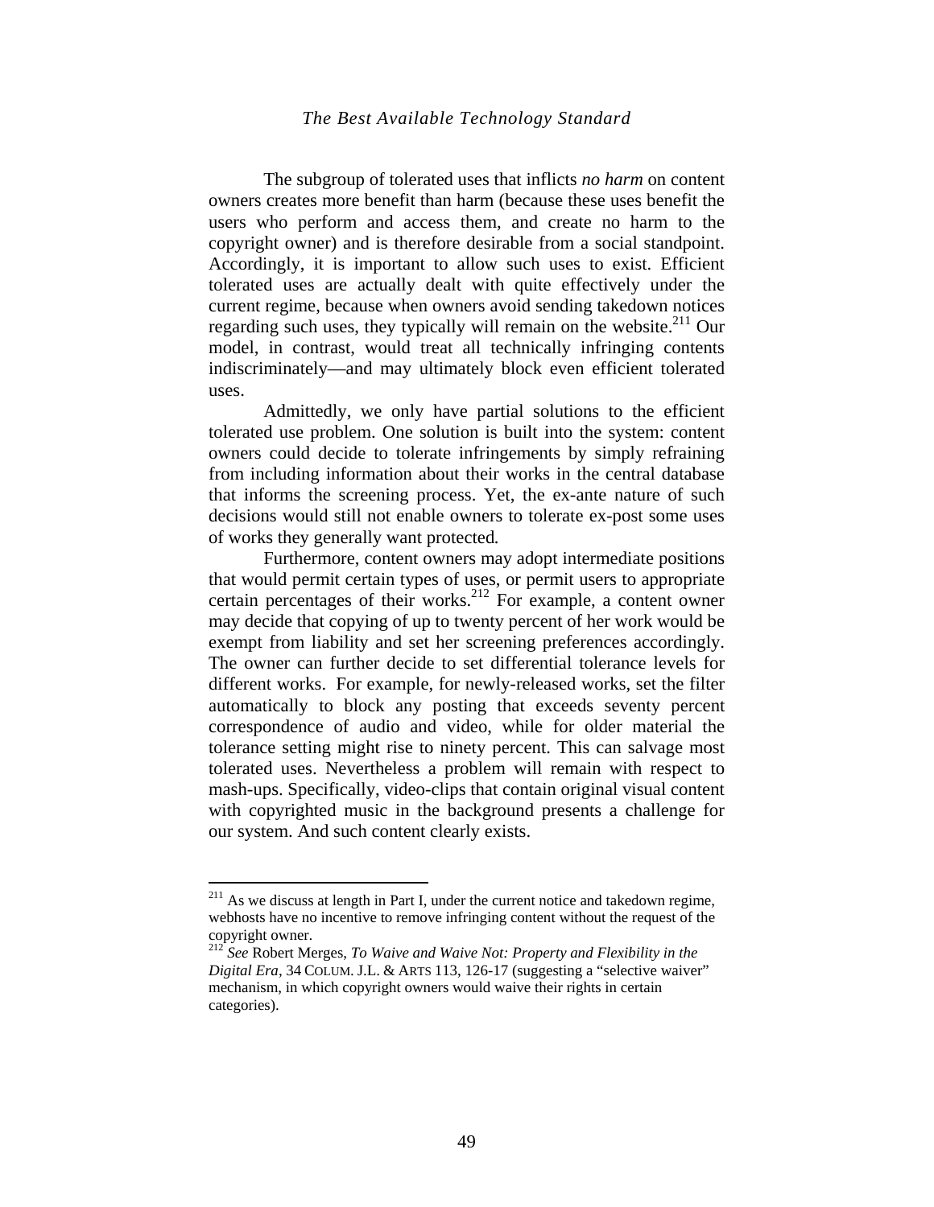The subgroup of tolerated uses that inflicts *no harm* on content owners creates more benefit than harm (because these uses benefit the users who perform and access them, and create no harm to the copyright owner) and is therefore desirable from a social standpoint. Accordingly, it is important to allow such uses to exist. Efficient tolerated uses are actually dealt with quite effectively under the current regime, because when owners avoid sending takedown notices regarding such uses, they typically will remain on the website.[211] Our model, in contrast, would treat all technically infringing contents indiscriminately—and may ultimately block even efficient tolerated uses.

Admittedly, we only have partial solutions to the efficient tolerated use problem. One solution is built into the system: content owners could decide to tolerate infringements by simply refraining from including information about their works in the central database that informs the screening process. Yet, the ex-ante nature of such decisions would still not enable owners to tolerate ex-post some uses of works they generally want protected.

Furthermore, content owners may adopt intermediate positions that would permit certain types of uses, or permit users to appropriate certain percentages of their works.[212] For example, a content owner may decide that copying of up to twenty percent of her work would be exempt from liability and set her screening preferences accordingly. The owner can further decide to set differential tolerance levels for different works. For example, for newly-released works, set the filter automatically to block any posting that exceeds seventy percent correspondence of audio and video, while for older material the tolerance setting might rise to ninety percent. This can salvage most tolerated uses. Nevertheless a problem will remain with respect to mash-ups. Specifically, video-clips that contain original visual content with copyrighted music in the background presents a challenge for our system. And such content clearly exists.

---

[211] As we discuss at length in Part I, under the current notice and takedown regime, webhosts have no incentive to remove infringing content without the request of the copyright owner.

[212] *See* Robert Merges, *To Waive and Waive Not: Property and Flexibility in the Digital Era*, 34 COLUM. J.L. & ARTS 113, 126-17 (suggesting a "selective waiver" mechanism, in which copyright owners would waive their rights in certain categories).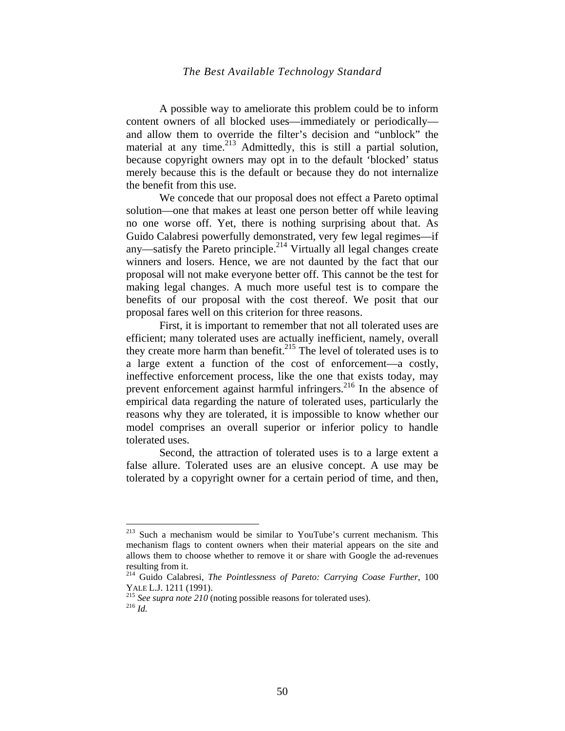A possible way to ameliorate this problem could be to inform content owners of all blocked uses—immediately or periodically—and allow them to override the filter's decision and "unblock" the material at any time.[213] Admittedly, this is still a partial solution, because copyright owners may opt in to the default 'blocked' status merely because this is the default or because they do not internalize the benefit from this use.

We concede that our proposal does not effect a Pareto optimal solution—one that makes at least one person better off while leaving no one worse off. Yet, there is nothing surprising about that. As Guido Calabresi powerfully demonstrated, very few legal regimes—if any—satisfy the Pareto principle.[214] Virtually all legal changes create winners and losers. Hence, we are not daunted by the fact that our proposal will not make everyone better off. This cannot be the test for making legal changes. A much more useful test is to compare the benefits of our proposal with the cost thereof. We posit that our proposal fares well on this criterion for three reasons.

First, it is important to remember that not all tolerated uses are efficient; many tolerated uses are actually inefficient, namely, overall they create more harm than benefit.[215] The level of tolerated uses is to a large extent a function of the cost of enforcement—a costly, ineffective enforcement process, like the one that exists today, may prevent enforcement against harmful infringers.[216] In the absence of empirical data regarding the nature of tolerated uses, particularly the reasons why they are tolerated, it is impossible to know whether our model comprises an overall superior or inferior policy to handle tolerated uses.

Second, the attraction of tolerated uses is to a large extent a false allure. Tolerated uses are an elusive concept. A use may be tolerated by a copyright owner for a certain period of time, and then,

---

[213] Such a mechanism would be similar to YouTube's current mechanism. This mechanism flags to content owners when their material appears on the site and allows them to choose whether to remove it or share with Google the ad-revenues resulting from it.

[214] Guido Calabresi, *The Pointlessness of Pareto: Carrying Coase Further*, 100 YALE L.J. 1211 (1991).

[215] *See supra note 210* (noting possible reasons for tolerated uses).

[216] *Id.*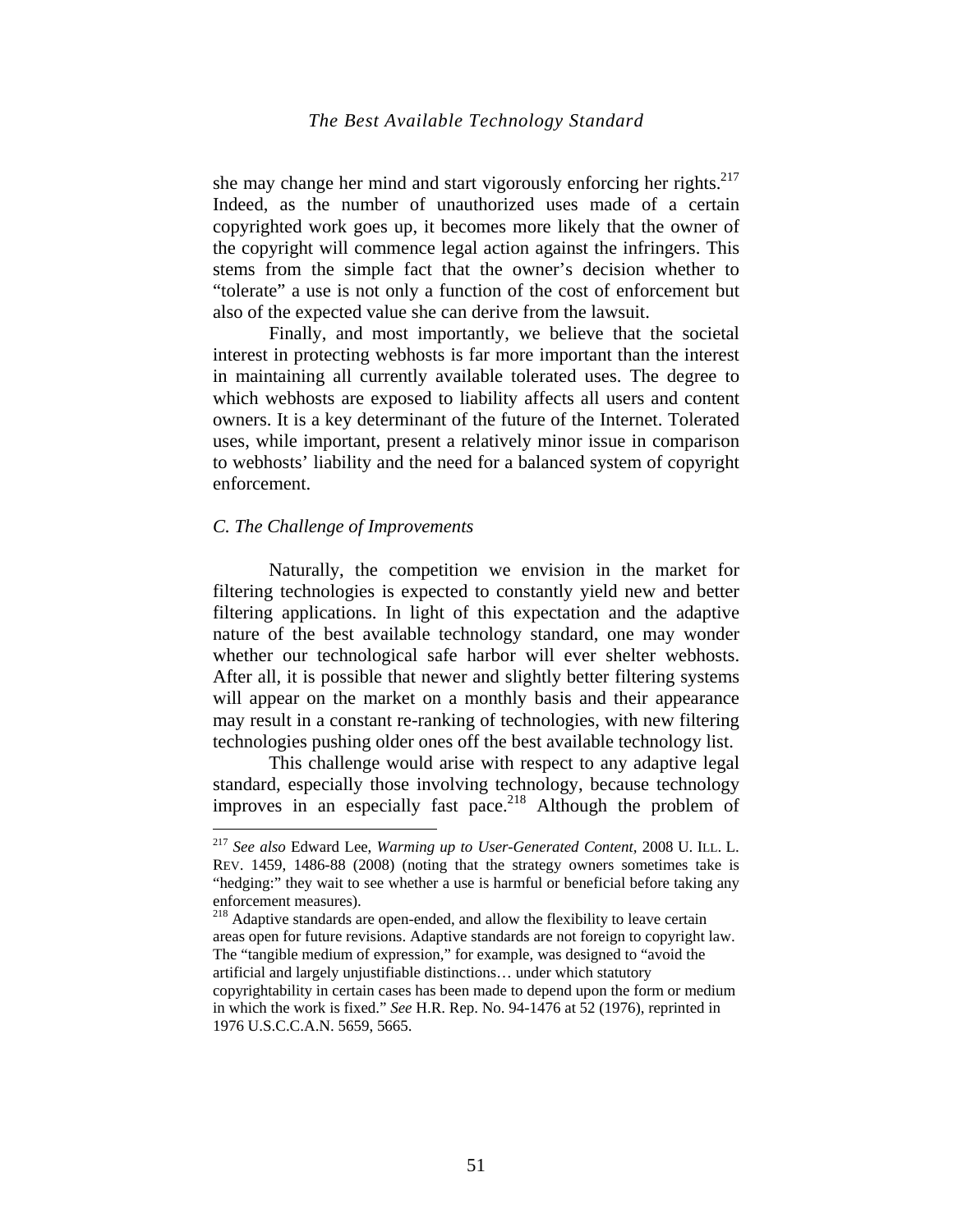she may change her mind and start vigorously enforcing her rights.[217] Indeed, as the number of unauthorized uses made of a certain copyrighted work goes up, it becomes more likely that the owner of the copyright will commence legal action against the infringers. This stems from the simple fact that the owner's decision whether to "tolerate" a use is not only a function of the cost of enforcement but also of the expected value she can derive from the lawsuit.

Finally, and most importantly, we believe that the societal interest in protecting webhosts is far more important than the interest in maintaining all currently available tolerated uses. The degree to which webhosts are exposed to liability affects all users and content owners. It is a key determinant of the future of the Internet. Tolerated uses, while important, present a relatively minor issue in comparison to webhosts' liability and the need for a balanced system of copyright enforcement.

### *C. The Challenge of Improvements*

Naturally, the competition we envision in the market for filtering technologies is expected to constantly yield new and better filtering applications. In light of this expectation and the adaptive nature of the best available technology standard, one may wonder whether our technological safe harbor will ever shelter webhosts. After all, it is possible that newer and slightly better filtering systems will appear on the market on a monthly basis and their appearance may result in a constant re-ranking of technologies, with new filtering technologies pushing older ones off the best available technology list.

This challenge would arise with respect to any adaptive legal standard, especially those involving technology, because technology improves in an especially fast pace.[218] Although the problem of

---

[217] *See also* Edward Lee, *Warming up to User-Generated Content*, 2008 U. ILL. L. REV. 1459, 1486-88 (2008) (noting that the strategy owners sometimes take is "hedging:" they wait to see whether a use is harmful or beneficial before taking any enforcement measures).

[218] Adaptive standards are open-ended, and allow the flexibility to leave certain areas open for future revisions. Adaptive standards are not foreign to copyright law. The "tangible medium of expression," for example, was designed to "avoid the artificial and largely unjustifiable distinctions… under which statutory copyrightability in certain cases has been made to depend upon the form or medium in which the work is fixed." *See* H.R. Rep. No. 94-1476 at 52 (1976), reprinted in 1976 U.S.C.C.A.N. 5659, 5665.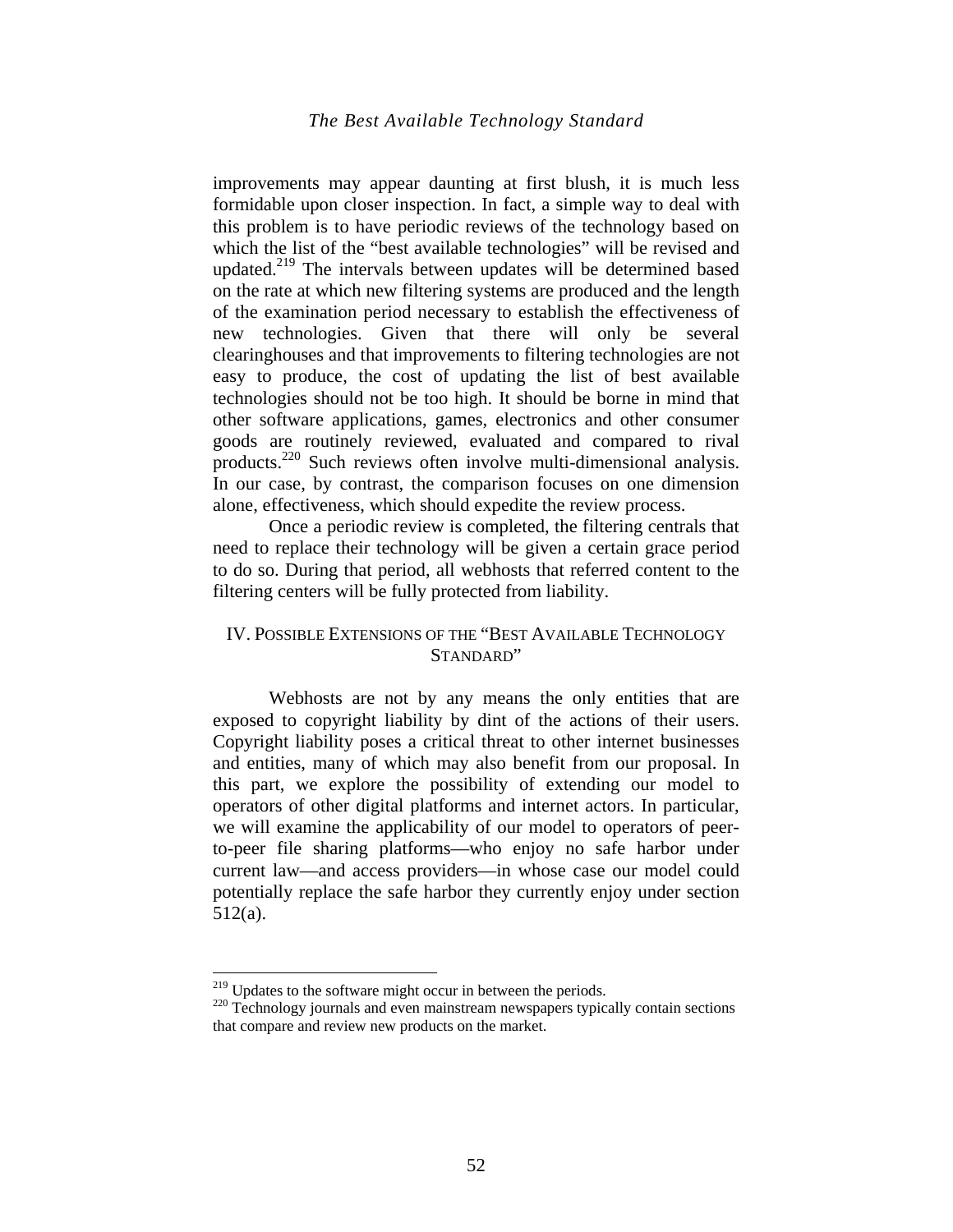improvements may appear daunting at first blush, it is much less formidable upon closer inspection. In fact, a simple way to deal with this problem is to have periodic reviews of the technology based on which the list of the "best available technologies" will be revised and updated.[219] The intervals between updates will be determined based on the rate at which new filtering systems are produced and the length of the examination period necessary to establish the effectiveness of new technologies. Given that there will only be several clearinghouses and that improvements to filtering technologies are not easy to produce, the cost of updating the list of best available technologies should not be too high. It should be borne in mind that other software applications, games, electronics and other consumer goods are routinely reviewed, evaluated and compared to rival products.[220] Such reviews often involve multi-dimensional analysis. In our case, by contrast, the comparison focuses on one dimension alone, effectiveness, which should expedite the review process.

Once a periodic review is completed, the filtering centrals that need to replace their technology will be given a certain grace period to do so. During that period, all webhosts that referred content to the filtering centers will be fully protected from liability.

## IV. Possible Extensions of the "Best Available Technology Standard"

Webhosts are not by any means the only entities that are exposed to copyright liability by dint of the actions of their users. Copyright liability poses a critical threat to other internet businesses and entities, many of which may also benefit from our proposal. In this part, we explore the possibility of extending our model to operators of other digital platforms and internet actors. In particular, we will examine the applicability of our model to operators of peer-to-peer file sharing platforms—who enjoy no safe harbor under current law—and access providers—in whose case our model could potentially replace the safe harbor they currently enjoy under section 512(a).

---

[219] Updates to the software might occur in between the periods.

[220] Technology journals and even mainstream newspapers typically contain sections that compare and review new products on the market.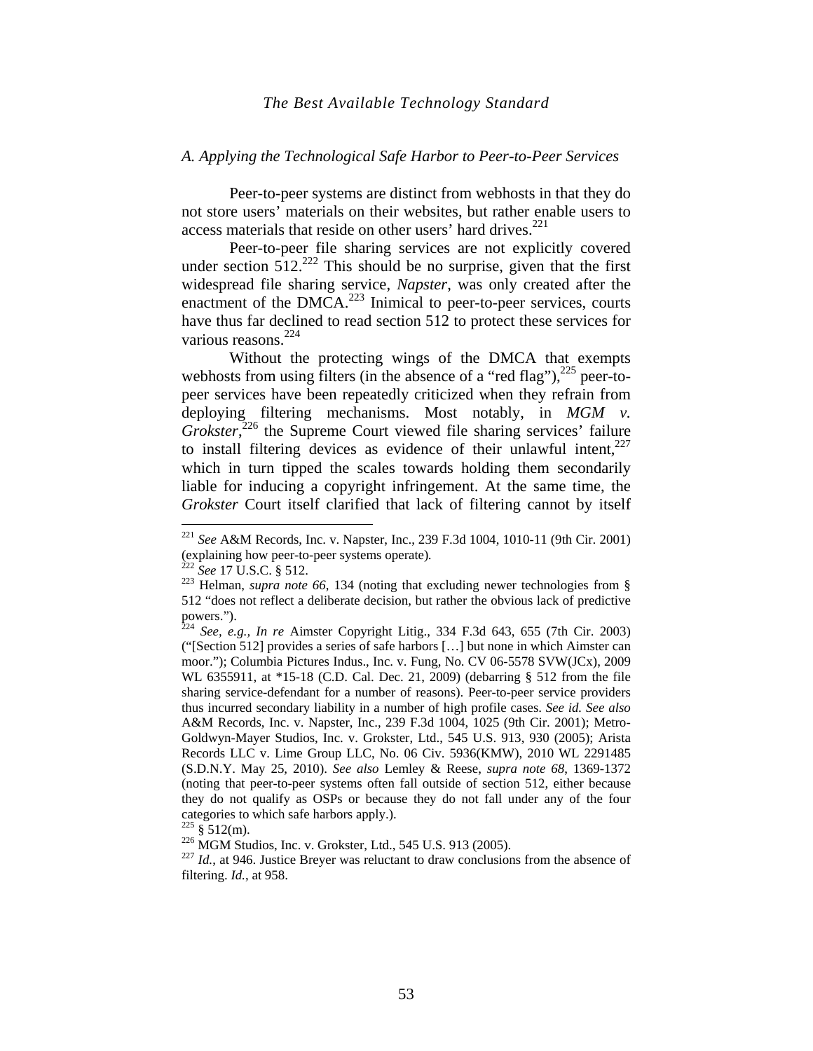### A. Applying the Technological Safe Harbor to Peer-to-Peer Services

Peer-to-peer systems are distinct from webhosts in that they do not store users' materials on their websites, but rather enable users to access materials that reside on other users' hard drives.[221]

Peer-to-peer file sharing services are not explicitly covered under section 512.[222] This should be no surprise, given that the first widespread file sharing service, *Napster*, was only created after the enactment of the DMCA.[223] Inimical to peer-to-peer services, courts have thus far declined to read section 512 to protect these services for various reasons.[224]

Without the protecting wings of the DMCA that exempts webhosts from using filters (in the absence of a "red flag"),[225] peer-to-peer services have been repeatedly criticized when they refrain from deploying filtering mechanisms. Most notably, in *MGM v. Grokster*,[226] the Supreme Court viewed file sharing services' failure to install filtering devices as evidence of their unlawful intent,[227] which in turn tipped the scales towards holding them secondarily liable for inducing a copyright infringement. At the same time, the *Grokster* Court itself clarified that lack of filtering cannot by itself

---

[221] *See* A&M Records, Inc. v. Napster, Inc., 239 F.3d 1004, 1010-11 (9th Cir. 2001) (explaining how peer-to-peer systems operate).

[222] *See* 17 U.S.C. § 512.

[223] Helman, *supra note 66*, 134 (noting that excluding newer technologies from § 512 "does not reflect a deliberate decision, but rather the obvious lack of predictive powers.").

[224] *See, e.g.*, *In re* Aimster Copyright Litig., 334 F.3d 643, 655 (7th Cir. 2003) ("[Section 512] provides a series of safe harbors […] but none in which Aimster can moor."); Columbia Pictures Indus., Inc. v. Fung, No. CV 06-5578 SVW(JCx), 2009 WL 6355911, at *15-18 (C.D. Cal. Dec. 21, 2009) (debarring § 512 from the file sharing service-defendant for a number of reasons). Peer-to-peer service providers thus incurred secondary liability in a number of high profile cases. *See id. See also* A&M Records, Inc. v. Napster, Inc., 239 F.3d 1004, 1025 (9th Cir. 2001); Metro-Goldwyn-Mayer Studios, Inc. v. Grokster, Ltd., 545 U.S. 913, 930 (2005); Arista Records LLC v. Lime Group LLC, No. 06 Civ. 5936(KMW), 2010 WL 2291485 (S.D.N.Y. May 25, 2010). *See also* Lemley & Reese, *supra note 68*, 1369-1372 (noting that peer-to-peer systems often fall outside of section 512, either because they do not qualify as OSPs or because they do not fall under any of the four categories to which safe harbors apply.).

[225] § 512(m).

[226] MGM Studios, Inc. v. Grokster, Ltd., 545 U.S. 913 (2005).

[227] *Id.*, at 946. Justice Breyer was reluctant to draw conclusions from the absence of filtering. *Id.*, at 958.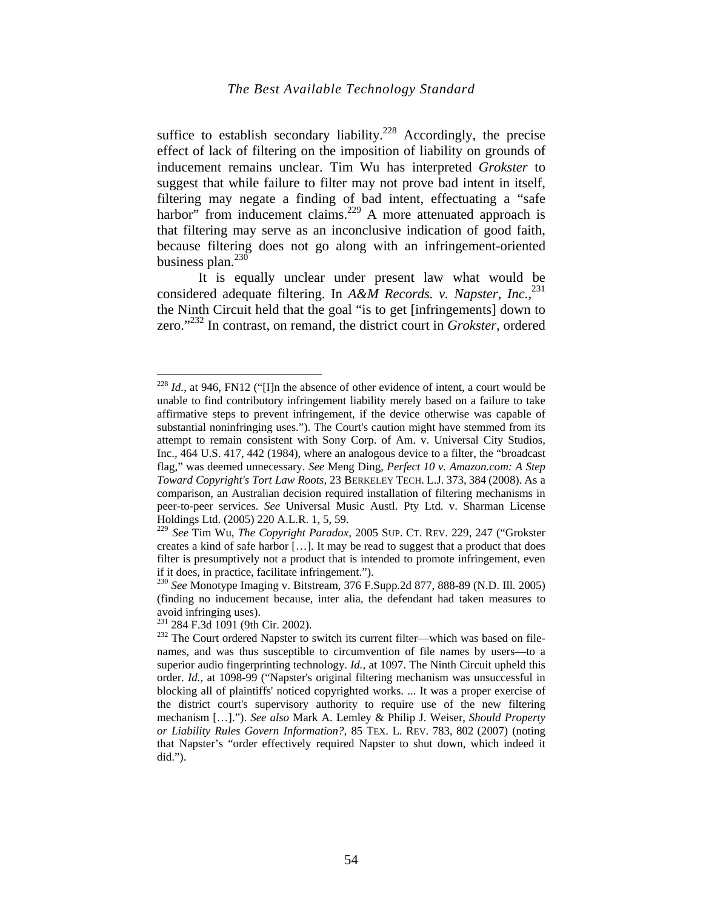suffice to establish secondary liability.[228] Accordingly, the precise effect of lack of filtering on the imposition of liability on grounds of inducement remains unclear. Tim Wu has interpreted *Grokster* to suggest that while failure to filter may not prove bad intent in itself, filtering may negate a finding of bad intent, effectuating a "safe harbor" from inducement claims.[229] A more attenuated approach is that filtering may serve as an inconclusive indication of good faith, because filtering does not go along with an infringement-oriented business plan.[230]

It is equally unclear under present law what would be considered adequate filtering. In *A&M Records. v. Napster, Inc.*,[231] the Ninth Circuit held that the goal "is to get [infringements] down to zero."[232] In contrast, on remand, the district court in *Grokster*, ordered

---

[228] *Id.*, at 946, FN12 ("[I]n the absence of other evidence of intent, a court would be unable to find contributory infringement liability merely based on a failure to take affirmative steps to prevent infringement, if the device otherwise was capable of substantial noninfringing uses."). The Court's caution might have stemmed from its attempt to remain consistent with Sony Corp. of Am. v. Universal City Studios, Inc., 464 U.S. 417, 442 (1984), where an analogous device to a filter, the "broadcast flag," was deemed unnecessary. *See* Meng Ding, *Perfect 10 v. Amazon.com: A Step Toward Copyright's Tort Law Roots*, 23 BERKELEY TECH. L.J. 373, 384 (2008). As a comparison, an Australian decision required installation of filtering mechanisms in peer-to-peer services. *See* Universal Music Austl. Pty Ltd. v. Sharman License Holdings Ltd. (2005) 220 A.L.R. 1, 5, 59.

[229] *See* Tim Wu, *The Copyright Paradox*, 2005 SUP. CT. REV. 229, 247 ("Grokster creates a kind of safe harbor […]. It may be read to suggest that a product that does filter is presumptively not a product that is intended to promote infringement, even if it does, in practice, facilitate infringement.").

[230] *See* Monotype Imaging v. Bitstream, 376 F.Supp.2d 877, 888-89 (N.D. Ill. 2005) (finding no inducement because, inter alia, the defendant had taken measures to avoid infringing uses).

[231] 284 F.3d 1091 (9th Cir. 2002).

[232] The Court ordered Napster to switch its current filter—which was based on file-names, and was thus susceptible to circumvention of file names by users—to a superior audio fingerprinting technology. *Id.*, at 1097. The Ninth Circuit upheld this order. *Id.*, at 1098-99 ("Napster's original filtering mechanism was unsuccessful in blocking all of plaintiffs' noticed copyrighted works. ... It was a proper exercise of the district court's supervisory authority to require use of the new filtering mechanism […]."). *See also* Mark A. Lemley & Philip J. Weiser, *Should Property or Liability Rules Govern Information?*, 85 TEX. L. REV. 783, 802 (2007) (noting that Napster's "order effectively required Napster to shut down, which indeed it did.").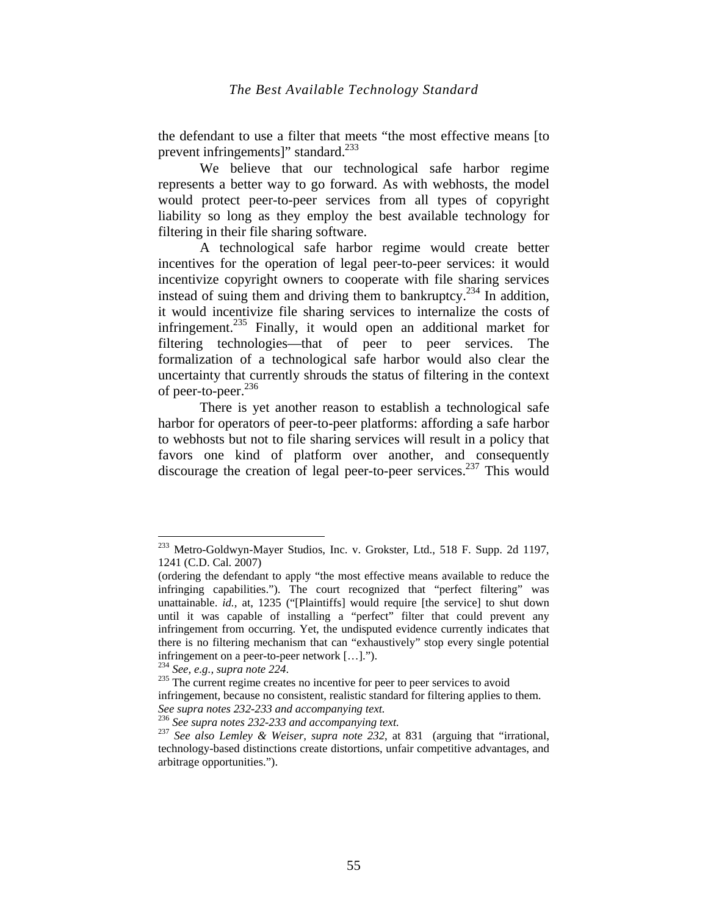the defendant to use a filter that meets "the most effective means [to prevent infringements]" standard.[233]

We believe that our technological safe harbor regime represents a better way to go forward. As with webhosts, the model would protect peer-to-peer services from all types of copyright liability so long as they employ the best available technology for filtering in their file sharing software.

A technological safe harbor regime would create better incentives for the operation of legal peer-to-peer services: it would incentivize copyright owners to cooperate with file sharing services instead of suing them and driving them to bankruptcy.[234] In addition, it would incentivize file sharing services to internalize the costs of infringement.[235] Finally, it would open an additional market for filtering technologies—that of peer to peer services. The formalization of a technological safe harbor would also clear the uncertainty that currently shrouds the status of filtering in the context of peer-to-peer.[236]

There is yet another reason to establish a technological safe harbor for operators of peer-to-peer platforms: affording a safe harbor to webhosts but not to file sharing services will result in a policy that favors one kind of platform over another, and consequently discourage the creation of legal peer-to-peer services.[237] This would

---

[233] Metro-Goldwyn-Mayer Studios, Inc. v. Grokster, Ltd., 518 F. Supp. 2d 1197, 1241 (C.D. Cal. 2007)
(ordering the defendant to apply "the most effective means available to reduce the infringing capabilities."). The court recognized that "perfect filtering" was unattainable. *id.*, at, 1235 ("[Plaintiffs] would require [the service] to shut down until it was capable of installing a "perfect" filter that could prevent any infringement from occurring. Yet, the undisputed evidence currently indicates that there is no filtering mechanism that can "exhaustively" stop every single potential infringement on a peer-to-peer network […].").

[234] *See, e.g., supra note 224*.

[235] The current regime creates no incentive for peer to peer services to avoid infringement, because no consistent, realistic standard for filtering applies to them. *See supra notes 232-233 and accompanying text.*

[236] *See supra notes 232-233 and accompanying text.*

[237] *See also Lemley & Weiser, supra note 232*, at 831 (arguing that "irrational, technology-based distinctions create distortions, unfair competitive advantages, and arbitrage opportunities.").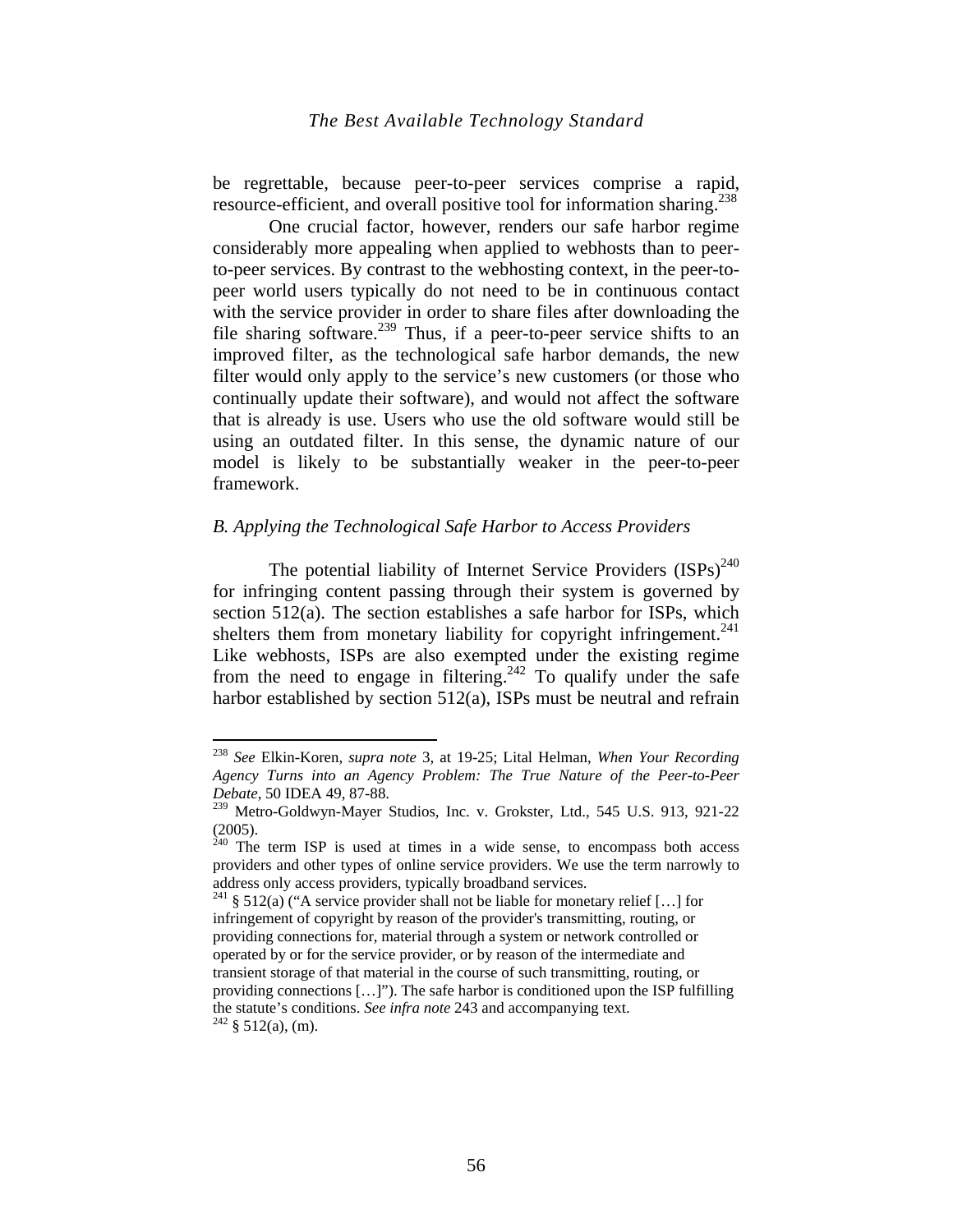be regrettable, because peer-to-peer services comprise a rapid, resource-efficient, and overall positive tool for information sharing.[238]

One crucial factor, however, renders our safe harbor regime considerably more appealing when applied to webhosts than to peer-to-peer services. By contrast to the webhosting context, in the peer-to-peer world users typically do not need to be in continuous contact with the service provider in order to share files after downloading the file sharing software.[239] Thus, if a peer-to-peer service shifts to an improved filter, as the technological safe harbor demands, the new filter would only apply to the service's new customers (or those who continually update their software), and would not affect the software that is already is use. Users who use the old software would still be using an outdated filter. In this sense, the dynamic nature of our model is likely to be substantially weaker in the peer-to-peer framework.

### *B. Applying the Technological Safe Harbor to Access Providers*

The potential liability of Internet Service Providers (ISPs)[240] for infringing content passing through their system is governed by section 512(a). The section establishes a safe harbor for ISPs, which shelters them from monetary liability for copyright infringement.[241] Like webhosts, ISPs are also exempted under the existing regime from the need to engage in filtering.[242] To qualify under the safe harbor established by section 512(a), ISPs must be neutral and refrain

---

[238] *See* Elkin-Koren, *supra note* 3, at 19-25; Lital Helman, *When Your Recording Agency Turns into an Agency Problem: The True Nature of the Peer-to-Peer Debate*, 50 IDEA 49, 87-88.

[239] Metro-Goldwyn-Mayer Studios, Inc. v. Grokster, Ltd., 545 U.S. 913, 921-22 (2005).

[240] The term ISP is used at times in a wide sense, to encompass both access providers and other types of online service providers. We use the term narrowly to address only access providers, typically broadband services.

[241] § 512(a) ("A service provider shall not be liable for monetary relief […] for infringement of copyright by reason of the provider's transmitting, routing, or providing connections for, material through a system or network controlled or operated by or for the service provider, or by reason of the intermediate and transient storage of that material in the course of such transmitting, routing, or providing connections […]"). The safe harbor is conditioned upon the ISP fulfilling the statute's conditions. *See infra note* 243 and accompanying text.

[242] § 512(a), (m).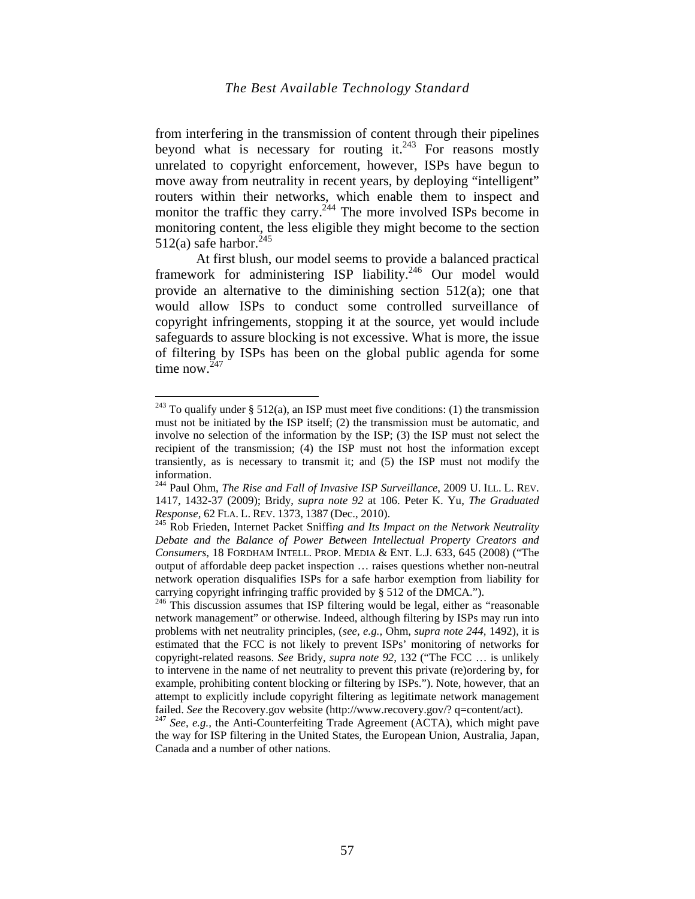from interfering in the transmission of content through their pipelines beyond what is necessary for routing it.[243] For reasons mostly unrelated to copyright enforcement, however, ISPs have begun to move away from neutrality in recent years, by deploying "intelligent" routers within their networks, which enable them to inspect and monitor the traffic they carry.[244] The more involved ISPs become in monitoring content, the less eligible they might become to the section 512(a) safe harbor.[245]

At first blush, our model seems to provide a balanced practical framework for administering ISP liability.[246] Our model would provide an alternative to the diminishing section 512(a); one that would allow ISPs to conduct some controlled surveillance of copyright infringements, stopping it at the source, yet would include safeguards to assure blocking is not excessive. What is more, the issue of filtering by ISPs has been on the global public agenda for some time now.[247]

---

[243] To qualify under § 512(a), an ISP must meet five conditions: (1) the transmission must not be initiated by the ISP itself; (2) the transmission must be automatic, and involve no selection of the information by the ISP; (3) the ISP must not select the recipient of the transmission; (4) the ISP must not host the information except transiently, as is necessary to transmit it; and (5) the ISP must not modify the information.

[244] Paul Ohm, *The Rise and Fall of Invasive ISP Surveillance*, 2009 U. ILL. L. REV. 1417, 1432-37 (2009); Bridy, *supra note 92* at 106. Peter K. Yu, *The Graduated Response*, 62 FLA. L. REV. 1373, 1387 (Dec., 2010).

[245] Rob Frieden, Internet Packet Sniff*ing and Its Impact on the Network Neutrality Debate and the Balance of Power Between Intellectual Property Creators and Consumers*, 18 FORDHAM INTELL. PROP. MEDIA & ENT. L.J. 633, 645 (2008) ("The output of affordable deep packet inspection … raises questions whether non-neutral network operation disqualifies ISPs for a safe harbor exemption from liability for carrying copyright infringing traffic provided by § 512 of the DMCA.").

[246] This discussion assumes that ISP filtering would be legal, either as "reasonable network management" or otherwise. Indeed, although filtering by ISPs may run into problems with net neutrality principles, (*see, e.g.,* Ohm, *supra note 244*, 1492), it is estimated that the FCC is not likely to prevent ISPs' monitoring of networks for copyright-related reasons. *See* Bridy, *supra note 92*, 132 ("The FCC … is unlikely to intervene in the name of net neutrality to prevent this private (re)ordering by, for example, prohibiting content blocking or filtering by ISPs."). Note, however, that an attempt to explicitly include copyright filtering as legitimate network management failed. *See* the Recovery.gov website (http://www.recovery.gov/? q=content/act).

[247] *See, e.g.,* the Anti-Counterfeiting Trade Agreement (ACTA), which might pave the way for ISP filtering in the United States, the European Union, Australia, Japan, Canada and a number of other nations.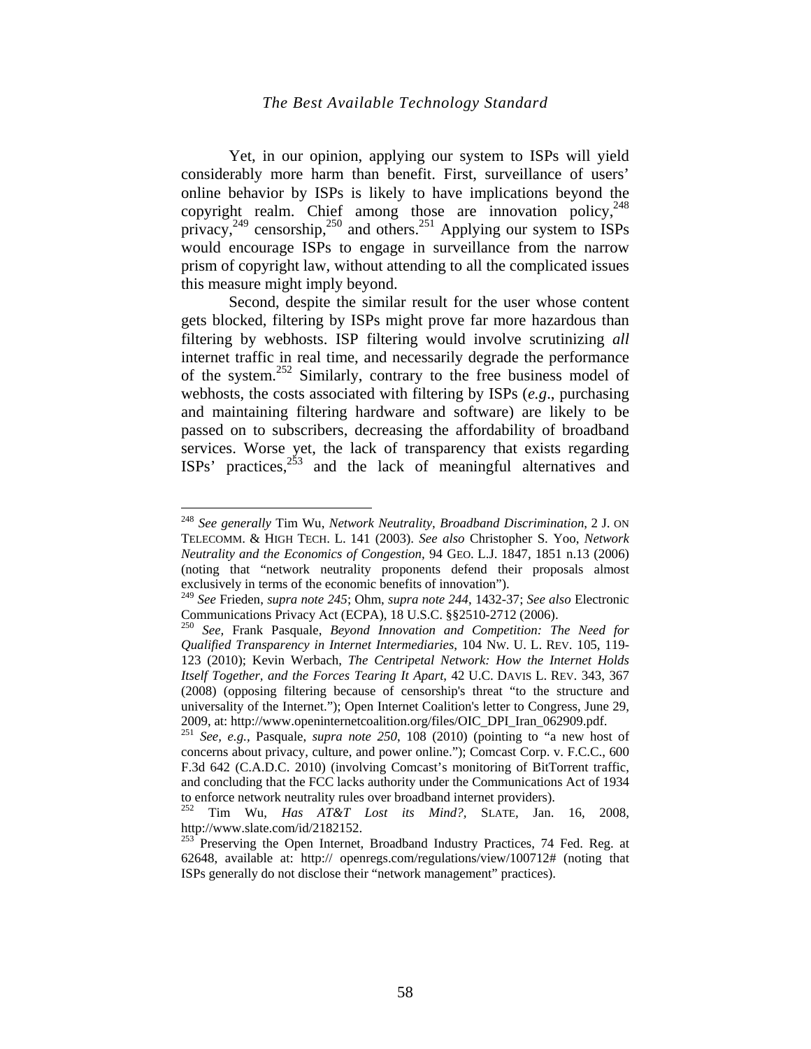Yet, in our opinion, applying our system to ISPs will yield considerably more harm than benefit. First, surveillance of users' online behavior by ISPs is likely to have implications beyond the copyright realm. Chief among those are innovation policy,[248] privacy,[249] censorship,[250] and others.[251] Applying our system to ISPs would encourage ISPs to engage in surveillance from the narrow prism of copyright law, without attending to all the complicated issues this measure might imply beyond.

Second, despite the similar result for the user whose content gets blocked, filtering by ISPs might prove far more hazardous than filtering by webhosts. ISP filtering would involve scrutinizing *all* internet traffic in real time, and necessarily degrade the performance of the system.[252] Similarly, contrary to the free business model of webhosts, the costs associated with filtering by ISPs (*e.g*., purchasing and maintaining filtering hardware and software) are likely to be passed on to subscribers, decreasing the affordability of broadband services. Worse yet, the lack of transparency that exists regarding ISPs' practices,[253] and the lack of meaningful alternatives and

---

[248] *See generally* Tim Wu, *Network Neutrality, Broadband Discrimination*, 2 J. ON TELECOMM. & HIGH TECH. L. 141 (2003). *See also* Christopher S. Yoo, *Network Neutrality and the Economics of Congestion*, 94 GEO. L.J. 1847, 1851 n.13 (2006) (noting that "network neutrality proponents defend their proposals almost exclusively in terms of the economic benefits of innovation").

[249] *See* Frieden, *supra note 245*; Ohm, *supra note 244*, 1432-37; *See also* Electronic Communications Privacy Act (ECPA), 18 U.S.C. §§2510-2712 (2006).

[250] *See,* Frank Pasquale, *Beyond Innovation and Competition: The Need for Qualified Transparency in Internet Intermediaries*, 104 NW. U. L. REV. 105, 119-123 (2010); Kevin Werbach, *The Centripetal Network: How the Internet Holds Itself Together, and the Forces Tearing It Apart*, 42 U.C. DAVIS L. REV. 343, 367 (2008) (opposing filtering because of censorship's threat "to the structure and universality of the Internet."); Open Internet Coalition's letter to Congress, June 29, 2009, at: http://www.openinternetcoalition.org/files/OIC_DPI_Iran_062909.pdf.

[251] *See, e.g.*, Pasquale, *supra note 250*, 108 (2010) (pointing to "a new host of concerns about privacy, culture, and power online."); Comcast Corp. v. F.C.C., 600 F.3d 642 (C.A.D.C. 2010) (involving Comcast's monitoring of BitTorrent traffic, and concluding that the FCC lacks authority under the Communications Act of 1934 to enforce network neutrality rules over broadband internet providers).

[252] Tim Wu, *Has AT&T Lost its Mind?,* SLATE, Jan. 16, 2008, http://www.slate.com/id/2182152.

[253] Preserving the Open Internet, Broadband Industry Practices, 74 Fed. Reg. at 62648, available at: http:// openregs.com/regulations/view/100712# (noting that ISPs generally do not disclose their "network management" practices).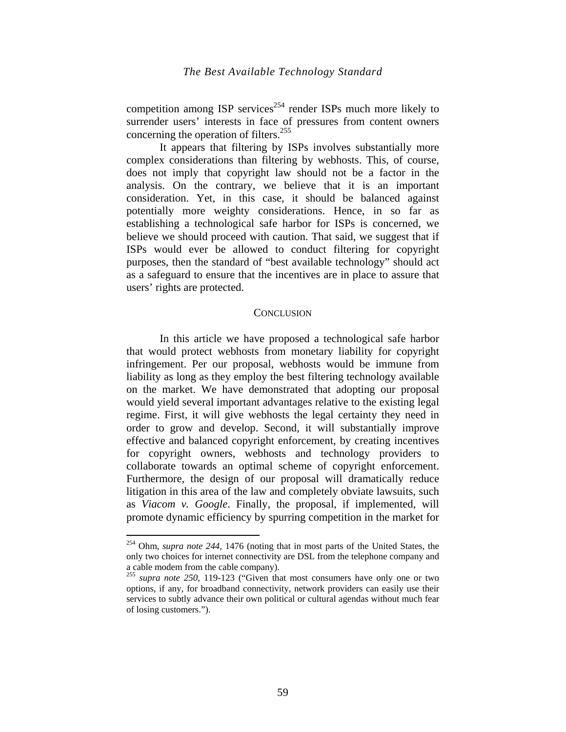competition among ISP services[254] render ISPs much more likely to surrender users' interests in face of pressures from content owners concerning the operation of filters.[255]

It appears that filtering by ISPs involves substantially more complex considerations than filtering by webhosts. This, of course, does not imply that copyright law should not be a factor in the analysis. On the contrary, we believe that it is an important consideration. Yet, in this case, it should be balanced against potentially more weighty considerations. Hence, in so far as establishing a technological safe harbor for ISPs is concerned, we believe we should proceed with caution. That said, we suggest that if ISPs would ever be allowed to conduct filtering for copyright purposes, then the standard of "best available technology" should act as a safeguard to ensure that the incentives are in place to assure that users' rights are protected.

## CONCLUSION

In this article we have proposed a technological safe harbor that would protect webhosts from monetary liability for copyright infringement. Per our proposal, webhosts would be immune from liability as long as they employ the best filtering technology available on the market. We have demonstrated that adopting our proposal would yield several important advantages relative to the existing legal regime. First, it will give webhosts the legal certainty they need in order to grow and develop. Second, it will substantially improve effective and balanced copyright enforcement, by creating incentives for copyright owners, webhosts and technology providers to collaborate towards an optimal scheme of copyright enforcement. Furthermore, the design of our proposal will dramatically reduce litigation in this area of the law and completely obviate lawsuits, such as *Viacom v. Google*. Finally, the proposal, if implemented, will promote dynamic efficiency by spurring competition in the market for

---

[254] Ohm, *supra note 244*, 1476 (noting that in most parts of the United States, the only two choices for internet connectivity are DSL from the telephone company and a cable modem from the cable company).

[255] *supra note 250*, 119-123 ("Given that most consumers have only one or two options, if any, for broadband connectivity, network providers can easily use their services to subtly advance their own political or cultural agendas without much fear of losing customers.").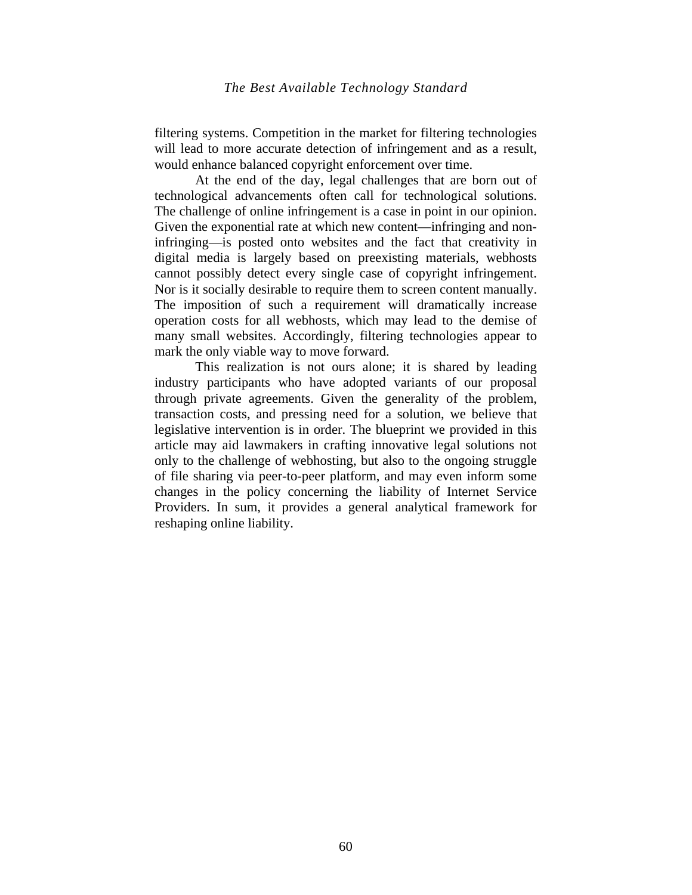filtering systems. Competition in the market for filtering technologies will lead to more accurate detection of infringement and as a result, would enhance balanced copyright enforcement over time.

At the end of the day, legal challenges that are born out of technological advancements often call for technological solutions. The challenge of online infringement is a case in point in our opinion. Given the exponential rate at which new content—infringing and non-infringing—is posted onto websites and the fact that creativity in digital media is largely based on preexisting materials, webhosts cannot possibly detect every single case of copyright infringement. Nor is it socially desirable to require them to screen content manually. The imposition of such a requirement will dramatically increase operation costs for all webhosts, which may lead to the demise of many small websites. Accordingly, filtering technologies appear to mark the only viable way to move forward.

This realization is not ours alone; it is shared by leading industry participants who have adopted variants of our proposal through private agreements. Given the generality of the problem, transaction costs, and pressing need for a solution, we believe that legislative intervention is in order. The blueprint we provided in this article may aid lawmakers in crafting innovative legal solutions not only to the challenge of webhosting, but also to the ongoing struggle of file sharing via peer-to-peer platform, and may even inform some changes in the policy concerning the liability of Internet Service Providers. In sum, it provides a general analytical framework for reshaping online liability.